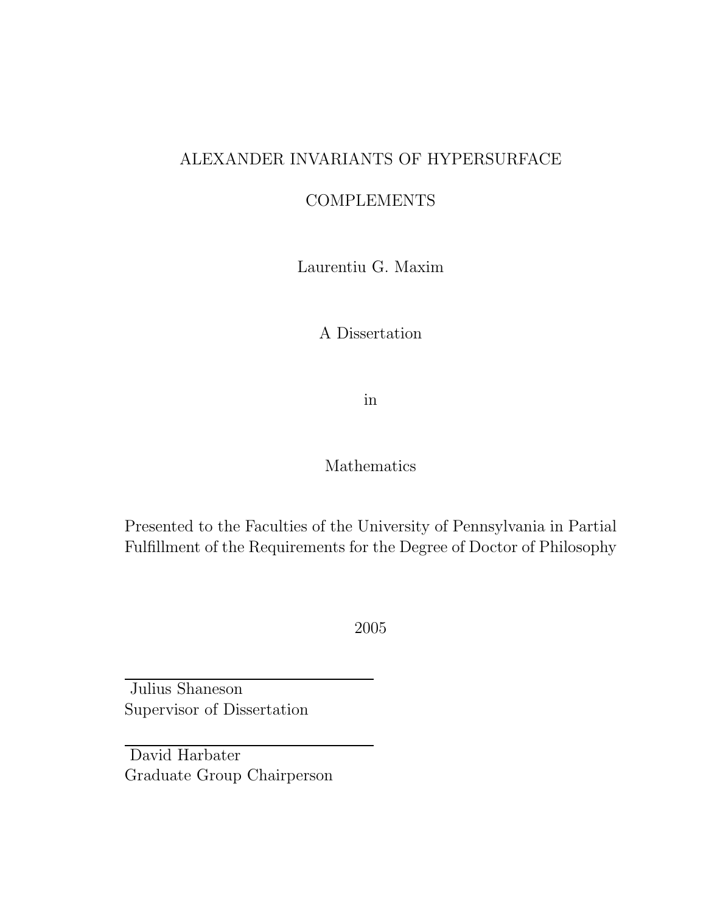# ALEXANDER INVARIANTS OF HYPERSURFACE COMPLEMENTS

Laurentiu G. Maxim

A Dissertation

in

Mathematics

Presented to the Faculties of the University of Pennsylvania in Partial Fulfillment of the Requirements for the Degree of Doctor of Philosophy

2005

Julius Shaneson
Supervisor of Dissertation

David Harbater
Graduate Group Chairperson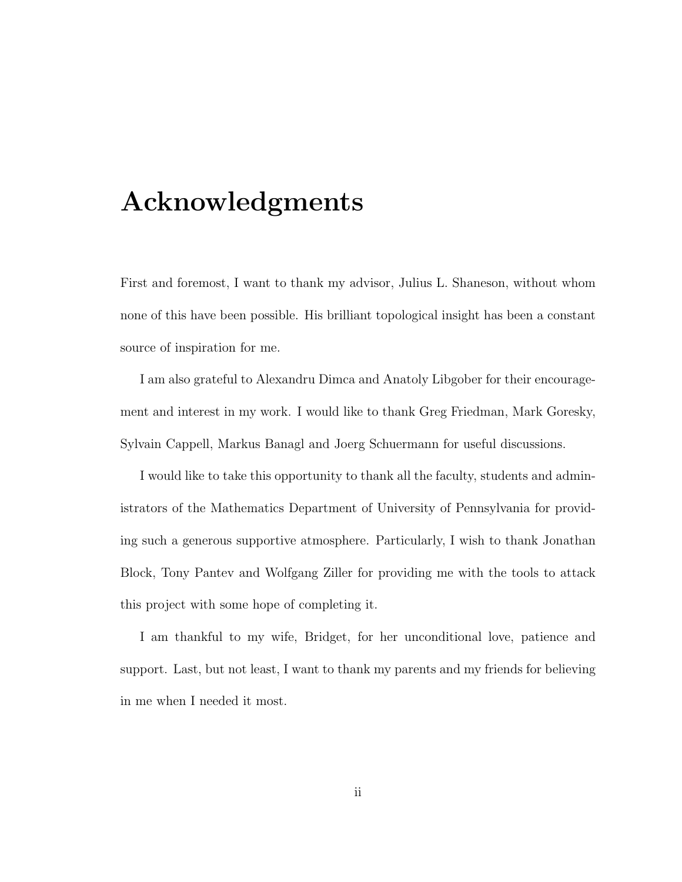# Acknowledgments

First and foremost, I want to thank my advisor, Julius L. Shaneson, without whom none of this have been possible. His brilliant topological insight has been a constant source of inspiration for me.

I am also grateful to Alexandru Dimca and Anatoly Libgober for their encouragement and interest in my work. I would like to thank Greg Friedman, Mark Goresky, Sylvain Cappell, Markus Banagl and Joerg Schuermann for useful discussions.

I would like to take this opportunity to thank all the faculty, students and administrators of the Mathematics Department of University of Pennsylvania for providing such a generous supportive atmosphere. Particularly, I wish to thank Jonathan Block, Tony Pantev and Wolfgang Ziller for providing me with the tools to attack this project with some hope of completing it.

I am thankful to my wife, Bridget, for her unconditional love, patience and support. Last, but not least, I want to thank my parents and my friends for believing in me when I needed it most.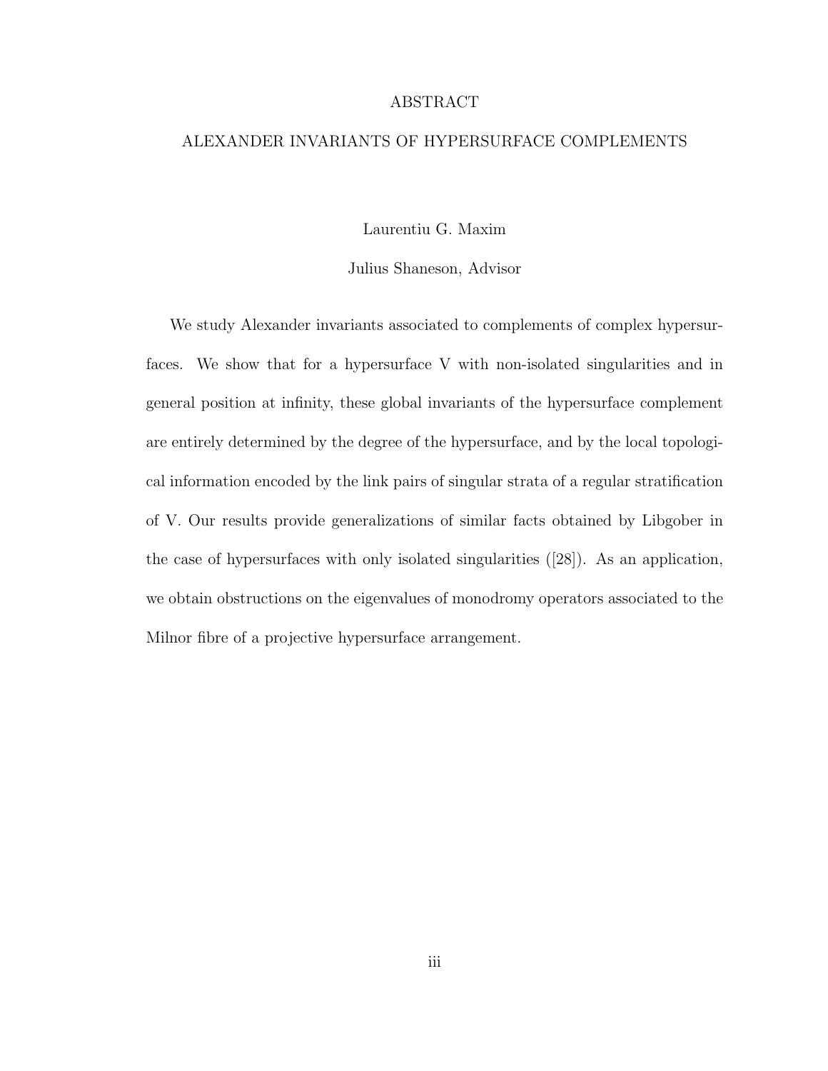# ABSTRACT

## ALEXANDER INVARIANTS OF HYPERSURFACE COMPLEMENTS

Laurentiu G. Maxim

Julius Shaneson, Advisor

We study Alexander invariants associated to complements of complex hypersurfaces. We show that for a hypersurface V with non-isolated singularities and in general position at infinity, these global invariants of the hypersurface complement are entirely determined by the degree of the hypersurface, and by the local topological information encoded by the link pairs of singular strata of a regular stratification of V. Our results provide generalizations of similar facts obtained by Libgober in the case of hypersurfaces with only isolated singularities ([28]). As an application, we obtain obstructions on the eigenvalues of monodromy operators associated to the Milnor fibre of a projective hypersurface arrangement.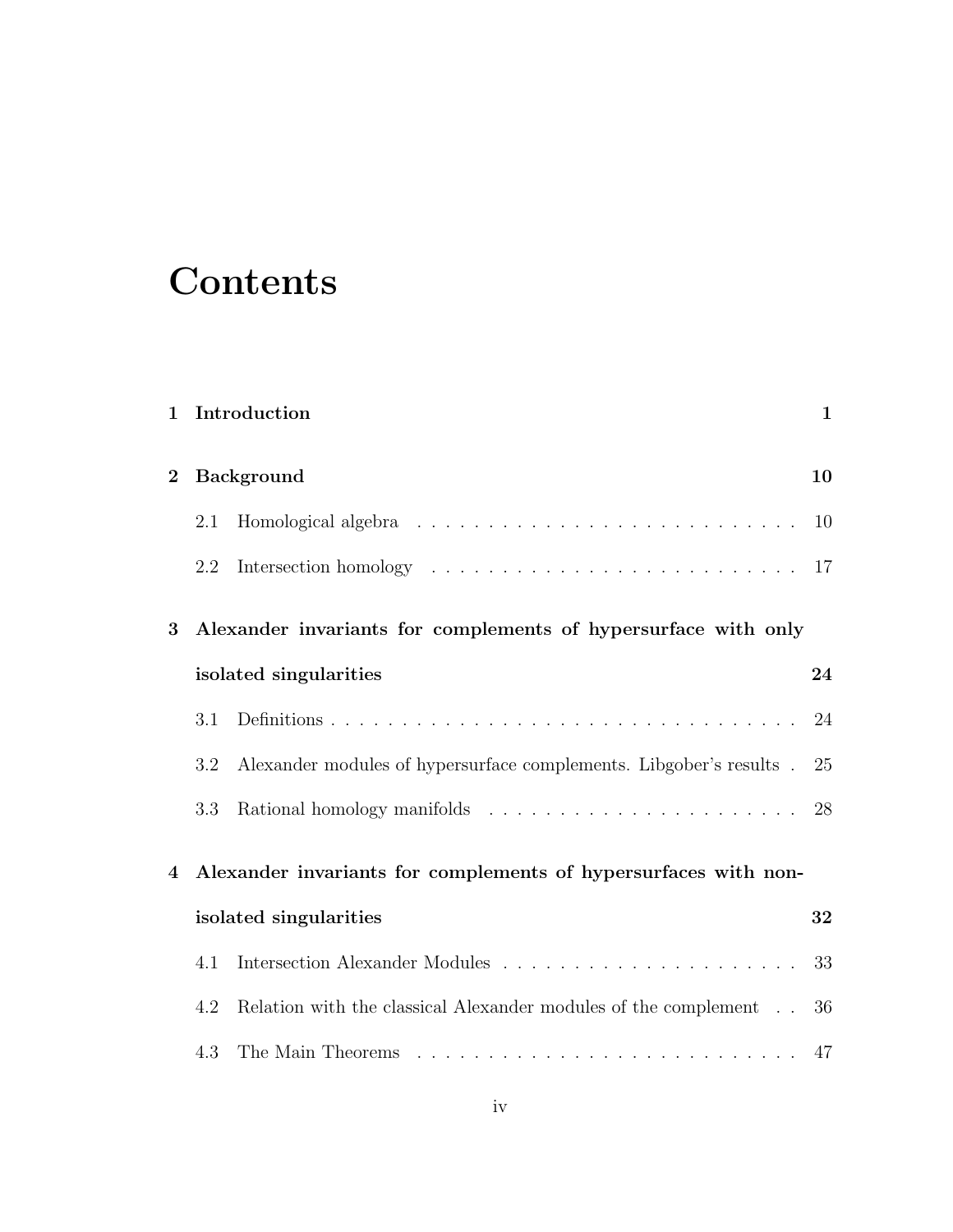# Contents

**1 Introduction** **1**

**2 Background** **10**

- 2.1 Homological algebra . . . . . . . . . . . . . . . . . . . . . . . . . . . . 10
- 2.2 Intersection homology . . . . . . . . . . . . . . . . . . . . . . . . . . . 17

**3 Alexander invariants for complements of hypersurface with only isolated singularities** **24**

- 3.1 Definitions . . . . . . . . . . . . . . . . . . . . . . . . . . . . . . . . . . . 24
- 3.2 Alexander modules of hypersurface complements. Libgober's results . 25
- 3.3 Rational homology manifolds . . . . . . . . . . . . . . . . . . . . . . . 28

**4 Alexander invariants for complements of hypersurfaces with non-isolated singularities** **32**

- 4.1 Intersection Alexander Modules . . . . . . . . . . . . . . . . . . . . . 33
- 4.2 Relation with the classical Alexander modules of the complement . . 36
- 4.3 The Main Theorems . . . . . . . . . . . . . . . . . . . . . . . . . . . . 47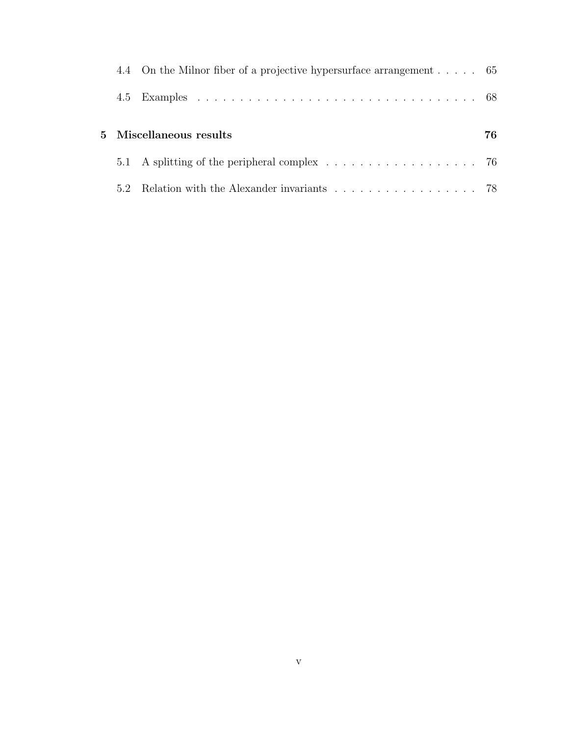4.4 On the Milnor fiber of a projective hypersurface arrangement . . . . . 65

4.5 Examples . . . . . . . . . . . . . . . . . . . . . . . . . . . . . . . . . 68

**5 Miscellaneous results** **76**

5.1 A splitting of the peripheral complex . . . . . . . . . . . . . . . . . . . 76

5.2 Relation with the Alexander invariants . . . . . . . . . . . . . . . . . . 78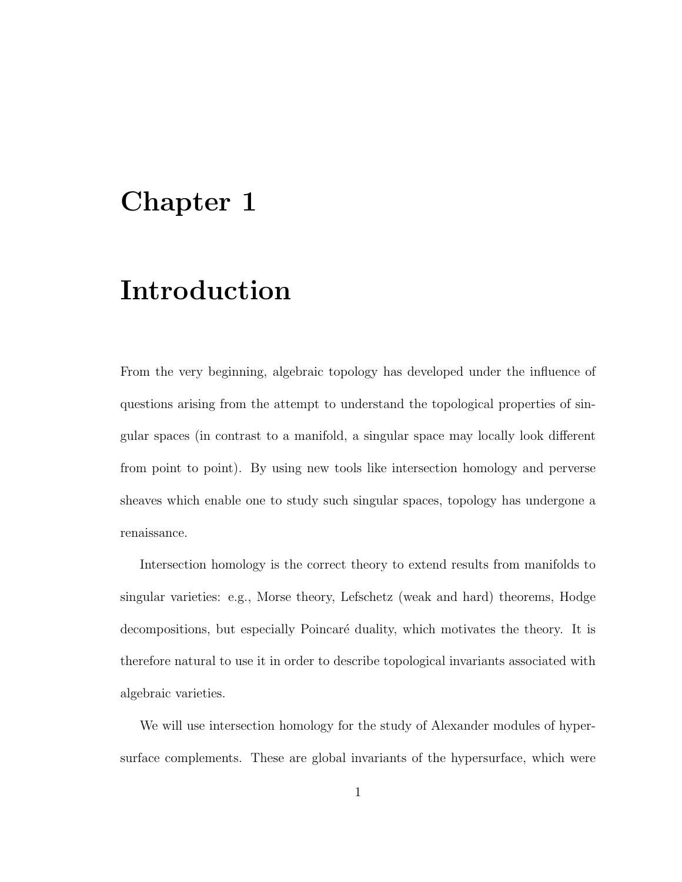# Chapter 1

# Introduction

From the very beginning, algebraic topology has developed under the influence of questions arising from the attempt to understand the topological properties of singular spaces (in contrast to a manifold, a singular space may locally look different from point to point). By using new tools like intersection homology and perverse sheaves which enable one to study such singular spaces, topology has undergone a renaissance.

Intersection homology is the correct theory to extend results from manifolds to singular varieties: e.g., Morse theory, Lefschetz (weak and hard) theorems, Hodge decompositions, but especially Poincaré duality, which motivates the theory. It is therefore natural to use it in order to describe topological invariants associated with algebraic varieties.

We will use intersection homology for the study of Alexander modules of hypersurface complements. These are global invariants of the hypersurface, which were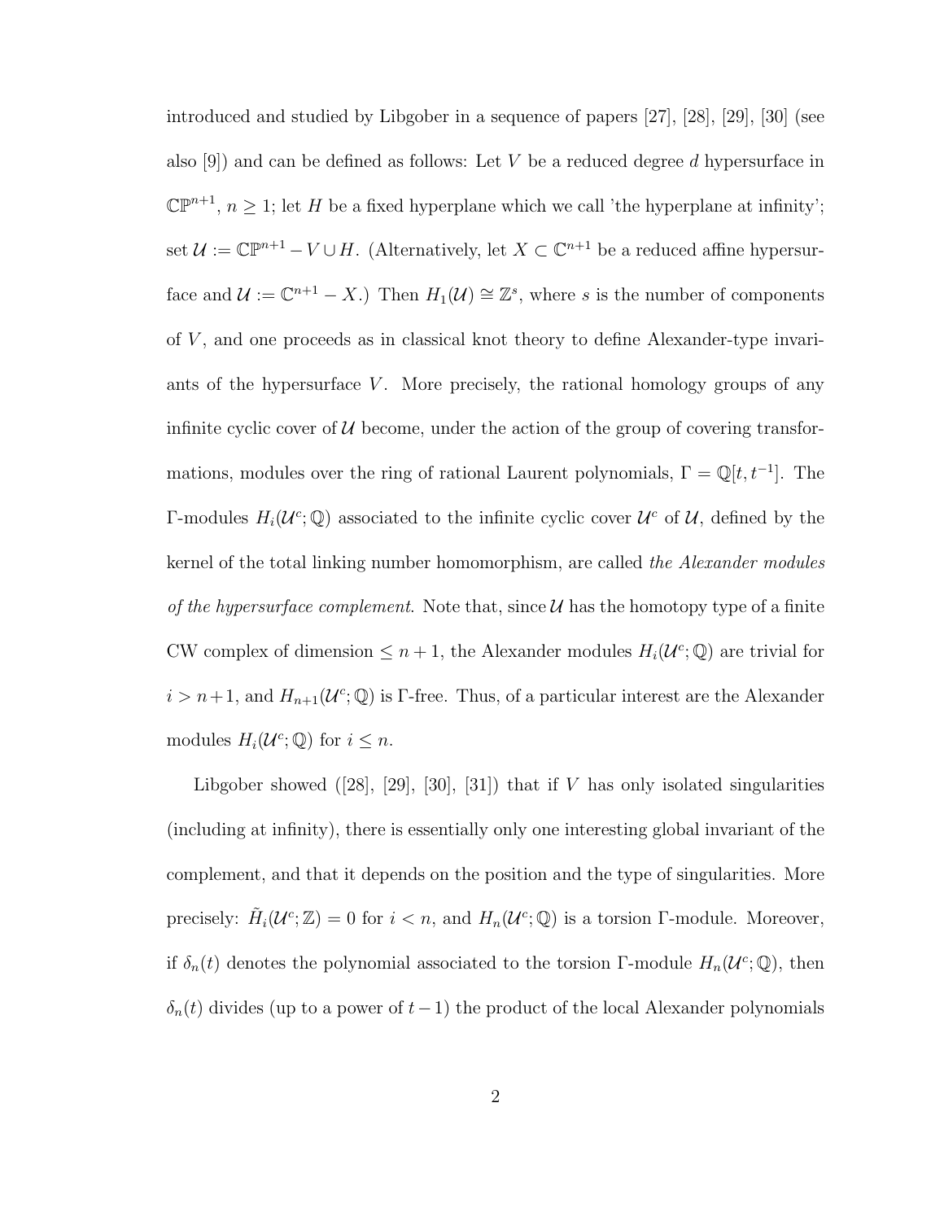introduced and studied by Libgober in a sequence of papers [27], [28], [29], [30] (see also [9]) and can be defined as follows: Let $V$ be a reduced degree $d$ hypersurface in $\mathbb{CP}^{n+1}$, $n \geq 1$; let $H$ be a fixed hyperplane which we call 'the hyperplane at infinity'; set $\mathcal{U} := \mathbb{CP}^{n+1} - V \cup H$. (Alternatively, let $X \subset \mathbb{C}^{n+1}$ be a reduced affine hypersurface and $\mathcal{U} := \mathbb{C}^{n+1} - X$.) Then $H_1(\mathcal{U}) \cong \mathbb{Z}^s$, where $s$ is the number of components of $V$, and one proceeds as in classical knot theory to define Alexander-type invariants of the hypersurface $V$. More precisely, the rational homology groups of any infinite cyclic cover of $\mathcal{U}$ become, under the action of the group of covering transformations, modules over the ring of rational Laurent polynomials, $\Gamma = \mathbb{Q}[t, t^{-1}]$. The $\Gamma$-modules $H_i(\mathcal{U}^c; \mathbb{Q})$ associated to the infinite cyclic cover $\mathcal{U}^c$ of $\mathcal{U}$, defined by the kernel of the total linking number homomorphism, are called *the Alexander modules of the hypersurface complement*. Note that, since $\mathcal{U}$ has the homotopy type of a finite CW complex of dimension $\leq n+1$, the Alexander modules $H_i(\mathcal{U}^c; \mathbb{Q})$ are trivial for $i > n+1$, and $H_{n+1}(\mathcal{U}^c; \mathbb{Q})$ is $\Gamma$-free. Thus, of a particular interest are the Alexander modules $H_i(\mathcal{U}^c; \mathbb{Q})$ for $i \leq n$.

Libgober showed ([28], [29], [30], [31]) that if $V$ has only isolated singularities (including at infinity), there is essentially only one interesting global invariant of the complement, and that it depends on the position and the type of singularities. More precisely: $\tilde{H}_i(\mathcal{U}^c; \mathbb{Z}) = 0$ for $i < n$, and $H_n(\mathcal{U}^c; \mathbb{Q})$ is a torsion $\Gamma$-module. Moreover, if $\delta_n(t)$ denotes the polynomial associated to the torsion $\Gamma$-module $H_n(\mathcal{U}^c; \mathbb{Q})$, then $\delta_n(t)$ divides (up to a power of $t-1$) the product of the local Alexander polynomials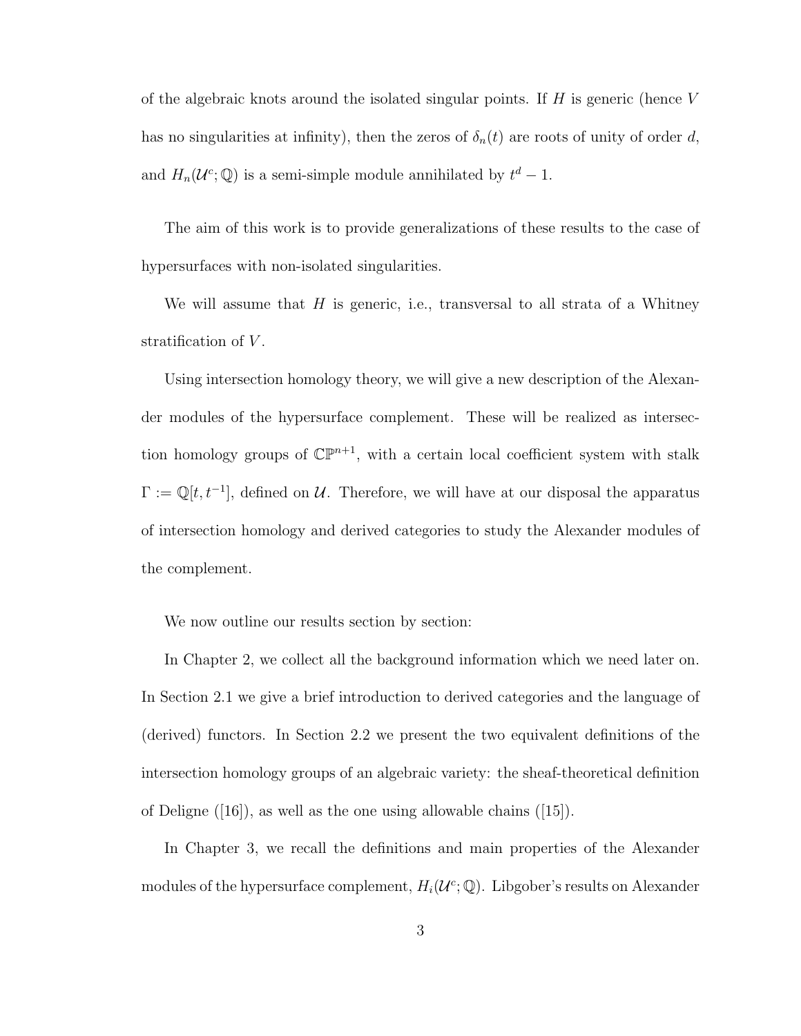of the algebraic knots around the isolated singular points. If $H$ is generic (hence $V$ has no singularities at infinity), then the zeros of $\delta_n(t)$ are roots of unity of order $d$, and $H_n(\mathcal{U}^c;\mathbb{Q})$ is a semi-simple module annihilated by $t^d - 1$.

The aim of this work is to provide generalizations of these results to the case of hypersurfaces with non-isolated singularities.

We will assume that $H$ is generic, i.e., transversal to all strata of a Whitney stratification of $V$.

Using intersection homology theory, we will give a new description of the Alexander modules of the hypersurface complement. These will be realized as intersection homology groups of $\mathbb{CP}^{n+1}$, with a certain local coefficient system with stalk $\Gamma := \mathbb{Q}[t, t^{-1}]$, defined on $\mathcal{U}$. Therefore, we will have at our disposal the apparatus of intersection homology and derived categories to study the Alexander modules of the complement.

We now outline our results section by section:

In Chapter 2, we collect all the background information which we need later on. In Section 2.1 we give a brief introduction to derived categories and the language of (derived) functors. In Section 2.2 we present the two equivalent definitions of the intersection homology groups of an algebraic variety: the sheaf-theoretical definition of Deligne ([16]), as well as the one using allowable chains ([15]).

In Chapter 3, we recall the definitions and main properties of the Alexander modules of the hypersurface complement, $H_i(\mathcal{U}^c;\mathbb{Q})$. Libgober's results on Alexander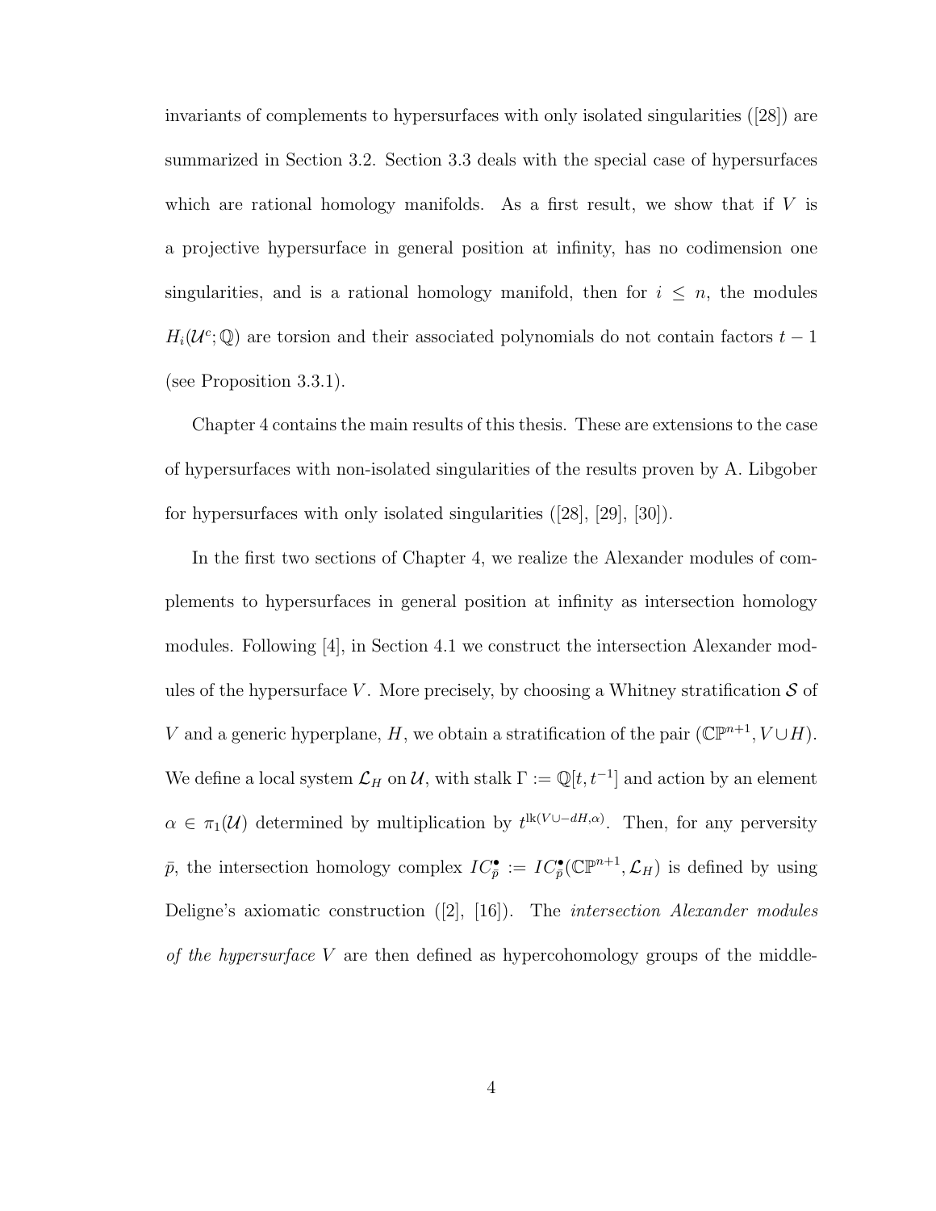invariants of complements to hypersurfaces with only isolated singularities ([28]) are summarized in Section 3.2. Section 3.3 deals with the special case of hypersurfaces which are rational homology manifolds. As a first result, we show that if $V$ is a projective hypersurface in general position at infinity, has no codimension one singularities, and is a rational homology manifold, then for $i \leq n$, the modules $H_i(\mathcal{U}^c; \mathbb{Q})$ are torsion and their associated polynomials do not contain factors $t-1$ (see Proposition 3.3.1).

Chapter 4 contains the main results of this thesis. These are extensions to the case of hypersurfaces with non-isolated singularities of the results proven by A. Libgober for hypersurfaces with only isolated singularities ([28], [29], [30]).

In the first two sections of Chapter 4, we realize the Alexander modules of complements to hypersurfaces in general position at infinity as intersection homology modules. Following [4], in Section 4.1 we construct the intersection Alexander modules of the hypersurface $V$. More precisely, by choosing a Whitney stratification $\mathcal{S}$ of $V$ and a generic hyperplane, $H$, we obtain a stratification of the pair $(\mathbb{CP}^{n+1}, V \cup H)$. We define a local system $\mathcal{L}_H$ on $\mathcal{U}$, with stalk $\Gamma := \mathbb{Q}[t, t^{-1}]$ and action by an element $\alpha \in \pi_1(\mathcal{U})$ determined by multiplication by $t^{\text{lk}(V \cup -dH, \alpha)}$. Then, for any perversity $\bar{p}$, the intersection homology complex $IC^{\bullet}_{\bar{p}} := IC^{\bullet}_{\bar{p}}(\mathbb{CP}^{n+1}, \mathcal{L}_H)$ is defined by using Deligne's axiomatic construction ([2], [16]). The *intersection Alexander modules of the hypersurface* $V$ are then defined as hypercohomology groups of the middle-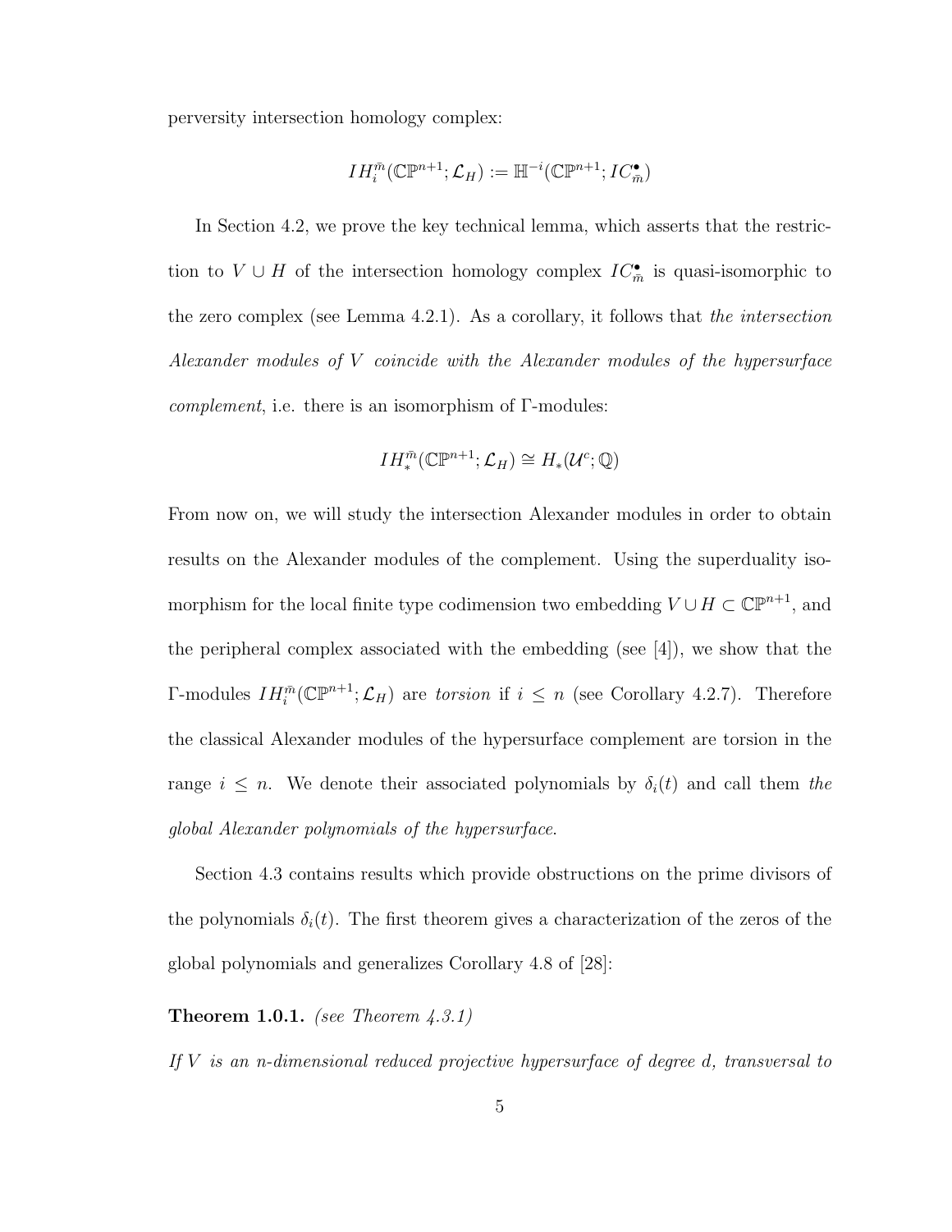perversity intersection homology complex:

$$IH_i^{\bar{m}}(\mathbb{CP}^{n+1}; \mathcal{L}_H) := \mathbb{H}^{-i}(\mathbb{CP}^{n+1}; IC_{\bar{m}}^{\bullet})$$

In Section 4.2, we prove the key technical lemma, which asserts that the restriction to $V \cup H$ of the intersection homology complex $IC_{\bar{m}}^{\bullet}$ is quasi-isomorphic to the zero complex (see Lemma 4.2.1). As a corollary, it follows that *the intersection Alexander modules of $V$ coincide with the Alexander modules of the hypersurface complement*, i.e. there is an isomorphism of $\Gamma$-modules:

$$IH_*^{\bar{m}}(\mathbb{CP}^{n+1}; \mathcal{L}_H) \cong H_*(\mathcal{U}^c; \mathbb{Q})$$

From now on, we will study the intersection Alexander modules in order to obtain results on the Alexander modules of the complement. Using the superduality isomorphism for the local finite type codimension two embedding $V \cup H \subset \mathbb{CP}^{n+1}$, and the peripheral complex associated with the embedding (see [4]), we show that the $\Gamma$-modules $IH_i^{\bar{m}}(\mathbb{CP}^{n+1}; \mathcal{L}_H)$ are *torsion* if $i \leq n$ (see Corollary 4.2.7). Therefore the classical Alexander modules of the hypersurface complement are torsion in the range $i \leq n$. We denote their associated polynomials by $\delta_i(t)$ and call them *the global Alexander polynomials of the hypersurface*.

Section 4.3 contains results which provide obstructions on the prime divisors of the polynomials $\delta_i(t)$. The first theorem gives a characterization of the zeros of the global polynomials and generalizes Corollary 4.8 of [28]:

**Theorem 1.0.1.** *(see Theorem 4.3.1)*

*If $V$ is an $n$-dimensional reduced projective hypersurface of degree $d$, transversal to*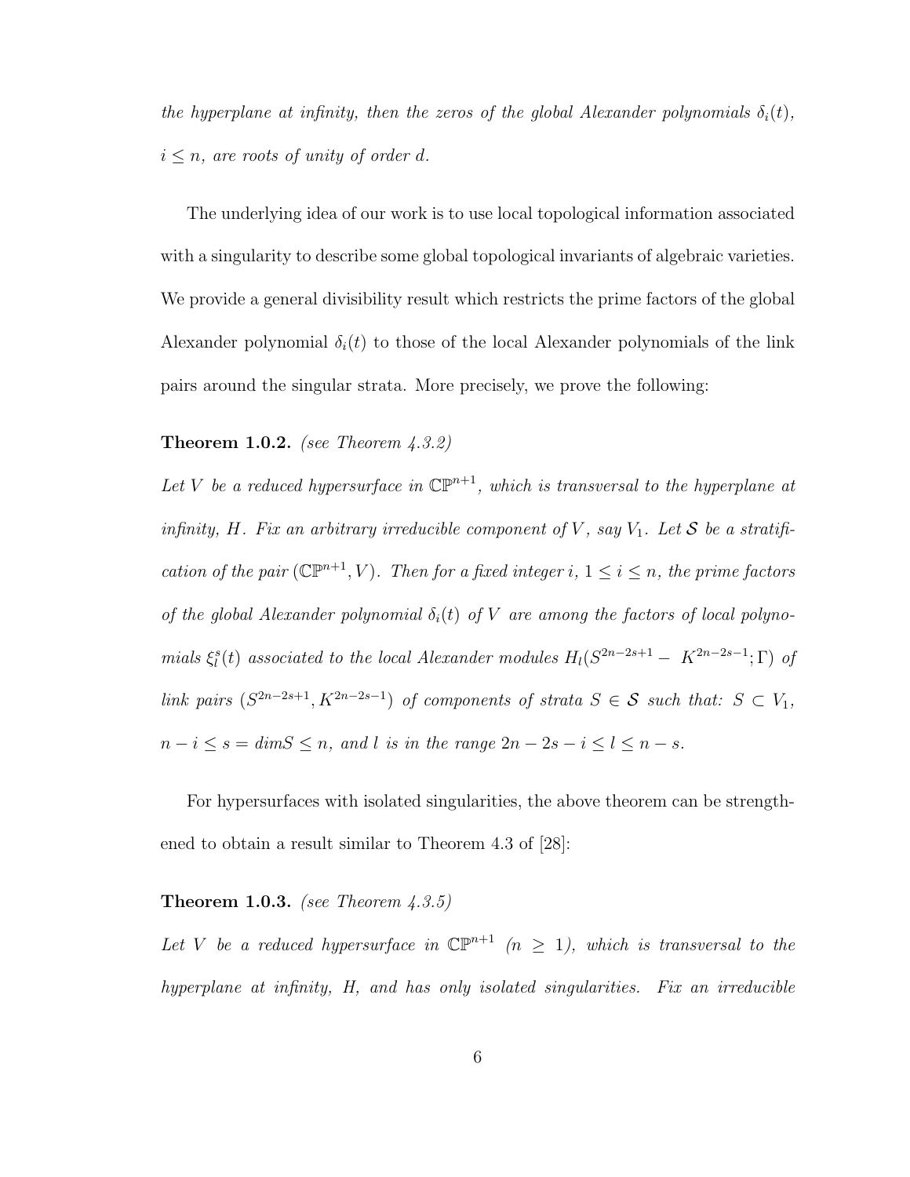*the hyperplane at infinity, then the zeros of the global Alexander polynomials $\delta_i(t)$, $i \leq n$, are roots of unity of order $d$.*

The underlying idea of our work is to use local topological information associated with a singularity to describe some global topological invariants of algebraic varieties. We provide a general divisibility result which restricts the prime factors of the global Alexander polynomial $\delta_i(t)$ to those of the local Alexander polynomials of the link pairs around the singular strata. More precisely, we prove the following:

**Theorem 1.0.2.** *(see Theorem 4.3.2)*

*Let $V$ be a reduced hypersurface in $\mathbb{CP}^{n+1}$, which is transversal to the hyperplane at infinity, $H$. Fix an arbitrary irreducible component of $V$, say $V_1$. Let $\mathcal{S}$ be a stratification of the pair $(\mathbb{CP}^{n+1}, V)$. Then for a fixed integer $i$, $1 \leq i \leq n$, the prime factors of the global Alexander polynomial $\delta_i(t)$ of $V$ are among the factors of local polynomials $\xi_l^s(t)$ associated to the local Alexander modules $H_l(S^{2n-2s+1} - K^{2n-2s-1}; \Gamma)$ of link pairs $(S^{2n-2s+1}, K^{2n-2s-1})$ of components of strata $S \in \mathcal{S}$ such that: $S \subset V_1$, $n - i \leq s = dim S \leq n$, and $l$ is in the range $2n - 2s - i \leq l \leq n - s$.*

For hypersurfaces with isolated singularities, the above theorem can be strengthened to obtain a result similar to Theorem 4.3 of [28]:

**Theorem 1.0.3.** *(see Theorem 4.3.5)*

*Let $V$ be a reduced hypersurface in $\mathbb{CP}^{n+1}$ $(n \geq 1)$, which is transversal to the hyperplane at infinity, $H$, and has only isolated singularities. Fix an irreducible*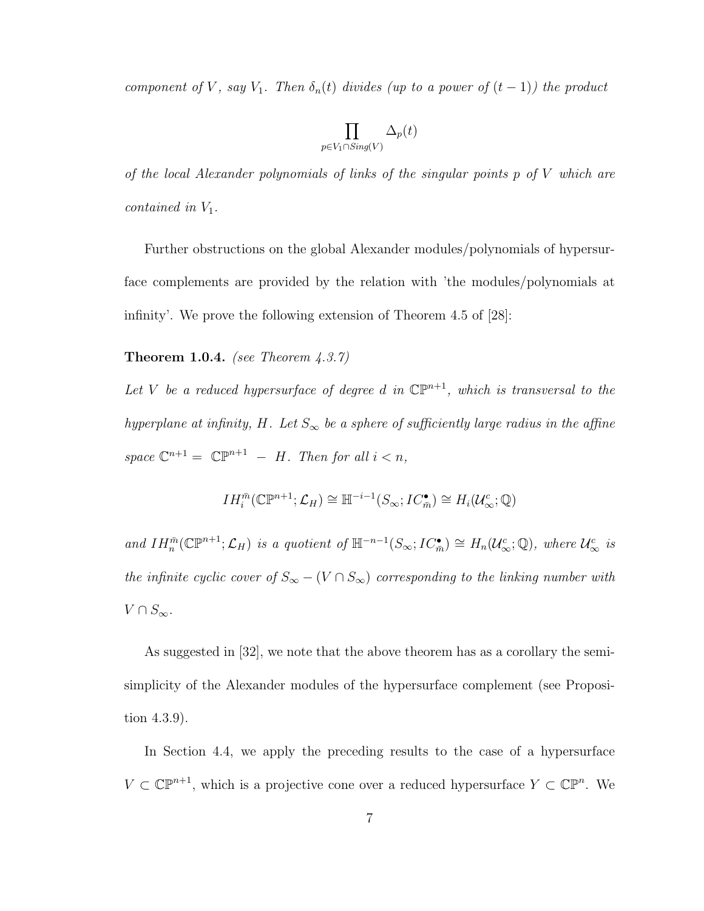*component of $V$, say $V_1$. Then $\delta_n(t)$ divides (up to a power of $(t-1)$) the product*

$$\prod_{p \in V_1 \cap Sing(V)} \Delta_p(t)$$

*of the local Alexander polynomials of links of the singular points $p$ of $V$ which are contained in $V_1$.*

Further obstructions on the global Alexander modules/polynomials of hypersurface complements are provided by the relation with 'the modules/polynomials at infinity'. We prove the following extension of Theorem 4.5 of [28]:

**Theorem 1.0.4.** *(see Theorem 4.3.7)*

*Let $V$ be a reduced hypersurface of degree $d$ in $\mathbb{CP}^{n+1}$, which is transversal to the hyperplane at infinity, $H$. Let $S_\infty$ be a sphere of sufficiently large radius in the affine space $\mathbb{C}^{n+1} = \mathbb{CP}^{n+1} - H$. Then for all $i < n$,*

$$IH_i^{\bar{m}}(\mathbb{CP}^{n+1}; \mathcal{L}_H) \cong \mathbb{H}^{-i-1}(S_\infty; IC_{\bar{m}}^\bullet) \cong H_i(\mathcal{U}_\infty^c; \mathbb{Q})$$

*and $IH_n^{\bar{m}}(\mathbb{CP}^{n+1}; \mathcal{L}_H)$ is a quotient of $\mathbb{H}^{-n-1}(S_\infty; IC_{\bar{m}}^\bullet) \cong H_n(\mathcal{U}_\infty^c; \mathbb{Q})$, where $\mathcal{U}_\infty^c$ is the infinite cyclic cover of $S_\infty - (V \cap S_\infty)$ corresponding to the linking number with $V \cap S_\infty$.*

As suggested in [32], we note that the above theorem has as a corollary the semi-simplicity of the Alexander modules of the hypersurface complement (see Proposition 4.3.9).

In Section 4.4, we apply the preceding results to the case of a hypersurface $V \subset \mathbb{CP}^{n+1}$, which is a projective cone over a reduced hypersurface $Y \subset \mathbb{CP}^n$. We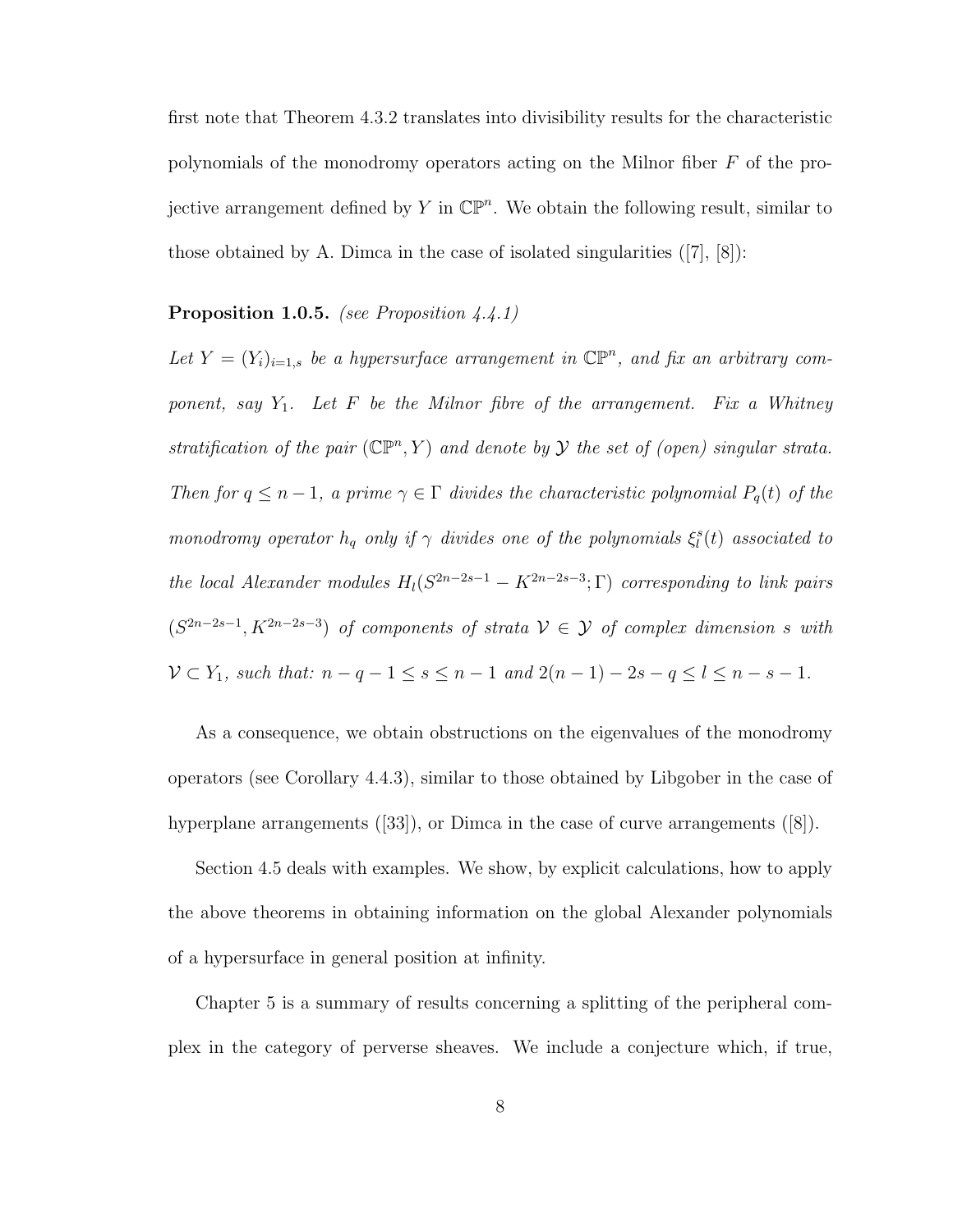first note that Theorem 4.3.2 translates into divisibility results for the characteristic polynomials of the monodromy operators acting on the Milnor fiber $F$ of the projective arrangement defined by $Y$ in $\mathbb{CP}^n$. We obtain the following result, similar to those obtained by A. Dimca in the case of isolated singularities ([7], [8]):

**Proposition 1.0.5.** *(see Proposition 4.4.1)*

*Let $Y = (Y_i)_{i=1,s}$ be a hypersurface arrangement in $\mathbb{CP}^n$, and fix an arbitrary component, say $Y_1$. Let $F$ be the Milnor fibre of the arrangement. Fix a Whitney stratification of the pair $(\mathbb{CP}^n, Y)$ and denote by $\mathcal{Y}$ the set of (open) singular strata. Then for $q \leq n-1$, a prime $\gamma \in \Gamma$ divides the characteristic polynomial $P_q(t)$ of the monodromy operator $h_q$ only if $\gamma$ divides one of the polynomials $\xi_l^s(t)$ associated to the local Alexander modules $H_l(S^{2n-2s-1} - K^{2n-2s-3}; \Gamma)$ corresponding to link pairs $(S^{2n-2s-1}, K^{2n-2s-3})$ of components of strata $\mathcal{V} \in \mathcal{Y}$ of complex dimension $s$ with $\mathcal{V} \subset Y_1$, such that: $n-q-1 \leq s \leq n-1$ and $2(n-1)-2s-q \leq l \leq n-s-1$.*

As a consequence, we obtain obstructions on the eigenvalues of the monodromy operators (see Corollary 4.4.3), similar to those obtained by Libgober in the case of hyperplane arrangements ([33]), or Dimca in the case of curve arrangements ([8]).

Section 4.5 deals with examples. We show, by explicit calculations, how to apply the above theorems in obtaining information on the global Alexander polynomials of a hypersurface in general position at infinity.

Chapter 5 is a summary of results concerning a splitting of the peripheral complex in the category of perverse sheaves. We include a conjecture which, if true,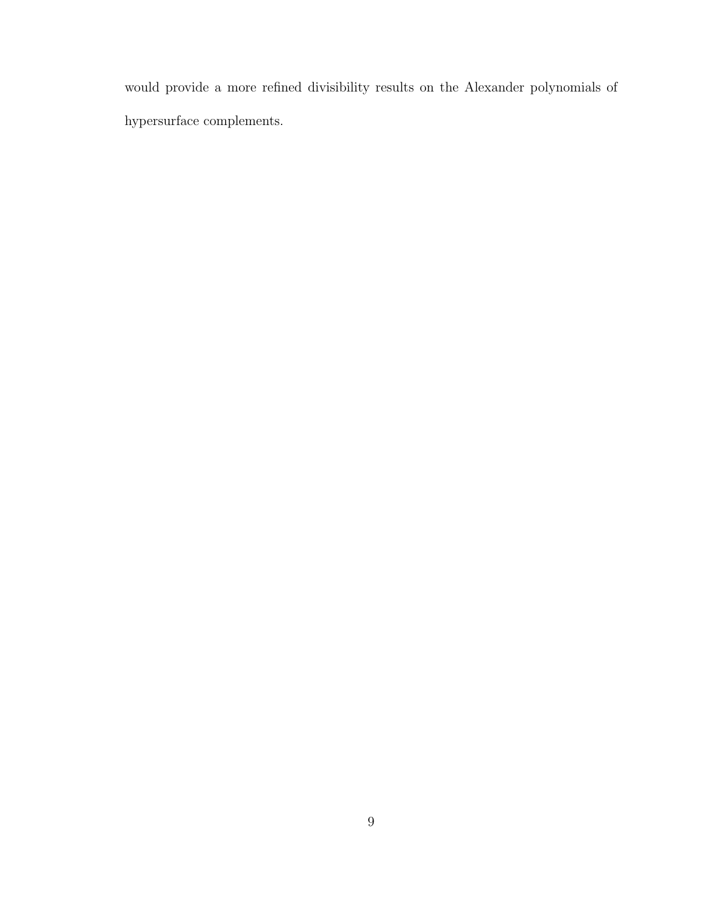would provide a more refined divisibility results on the Alexander polynomials of hypersurface complements.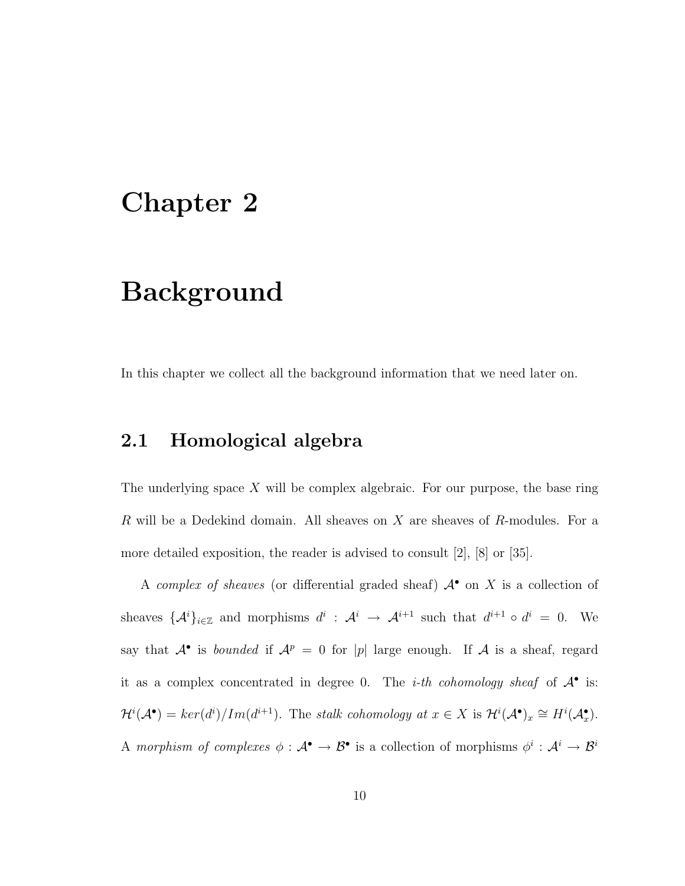# Chapter 2

# Background

In this chapter we collect all the background information that we need later on.

## 2.1 Homological algebra

The underlying space $X$ will be complex algebraic. For our purpose, the base ring $R$ will be a Dedekind domain. All sheaves on $X$ are sheaves of $R$-modules. For a more detailed exposition, the reader is advised to consult [2], [8] or [35].

A *complex of sheaves* (or differential graded sheaf) $\mathcal{A}^\bullet$ on $X$ is a collection of sheaves $\{\mathcal{A}^i\}_{i\in\mathbb{Z}}$ and morphisms $d^i : \mathcal{A}^i \to \mathcal{A}^{i+1}$ such that $d^{i+1} \circ d^i = 0$. We say that $\mathcal{A}^\bullet$ is *bounded* if $\mathcal{A}^p = 0$ for $|p|$ large enough. If $\mathcal{A}$ is a sheaf, regard it as a complex concentrated in degree 0. The *i-th cohomology sheaf* of $\mathcal{A}^\bullet$ is: $\mathcal{H}^i(\mathcal{A}^\bullet) = ker(d^i)/Im(d^{i+1})$. The *stalk cohomology at* $x \in X$ is $\mathcal{H}^i(\mathcal{A}^\bullet)_x \cong H^i(\mathcal{A}^\bullet_x)$. A *morphism of complexes* $\phi : \mathcal{A}^\bullet \to \mathcal{B}^\bullet$ is a collection of morphisms $\phi^i : \mathcal{A}^i \to \mathcal{B}^i$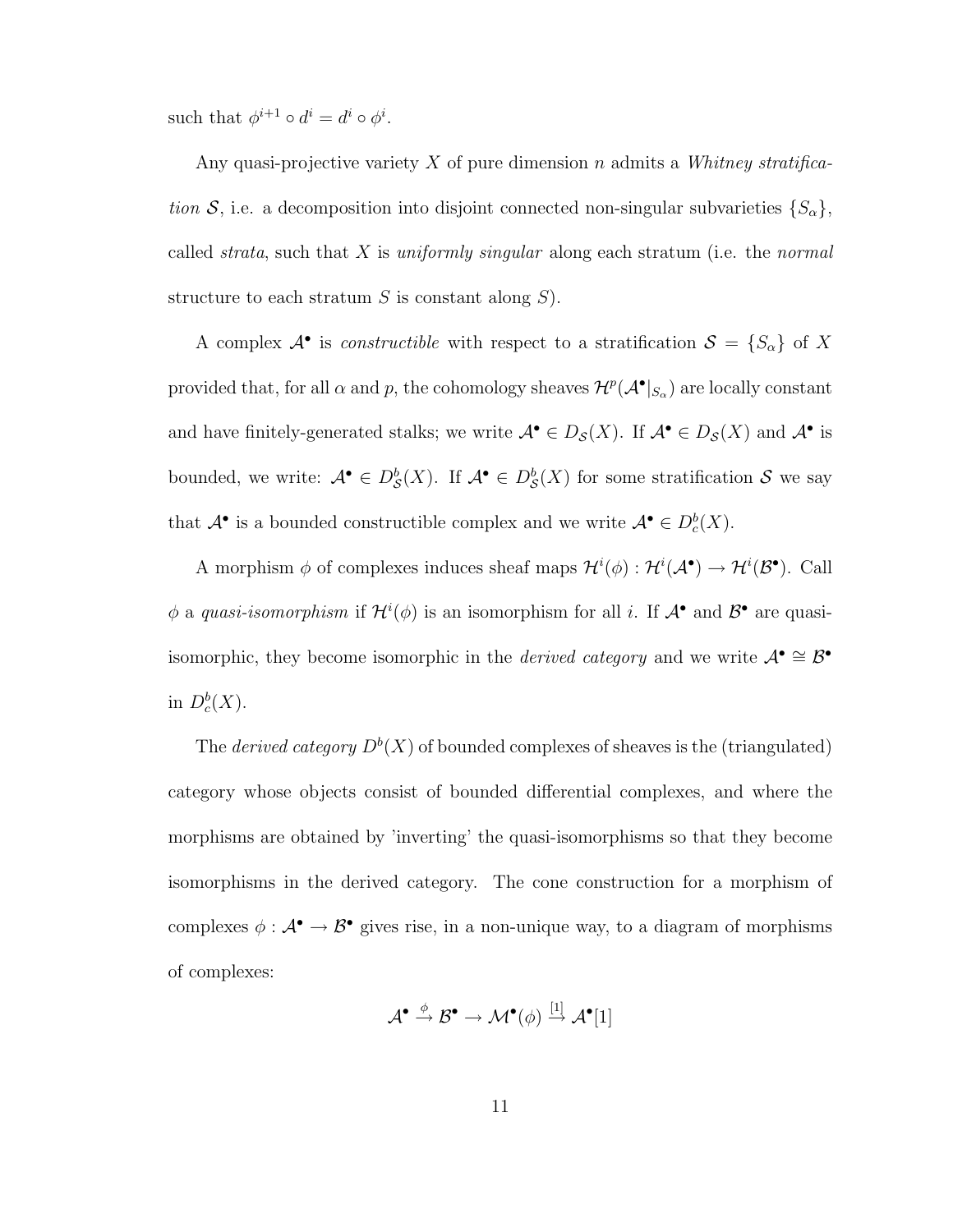such that $\phi^{i+1} \circ d^i = d^i \circ \phi^i$.

Any quasi-projective variety $X$ of pure dimension $n$ admits a *Whitney stratification* $\mathcal{S}$, i.e. a decomposition into disjoint connected non-singular subvarieties $\{S_\alpha\}$, called *strata*, such that $X$ is *uniformly singular* along each stratum (i.e. the *normal* structure to each stratum $S$ is constant along $S$).

A complex $\mathcal{A}^\bullet$ is *constructible* with respect to a stratification $\mathcal{S} = \{S_\alpha\}$ of $X$ provided that, for all $\alpha$ and $p$, the cohomology sheaves $\mathcal{H}^p(\mathcal{A}^\bullet|_{S_\alpha})$ are locally constant and have finitely-generated stalks; we write $\mathcal{A}^\bullet \in D_{\mathcal{S}}(X)$. If $\mathcal{A}^\bullet \in D_{\mathcal{S}}(X)$ and $\mathcal{A}^\bullet$ is bounded, we write: $\mathcal{A}^\bullet \in D^b_{\mathcal{S}}(X)$. If $\mathcal{A}^\bullet \in D^b_{\mathcal{S}}(X)$ for some stratification $\mathcal{S}$ we say that $\mathcal{A}^\bullet$ is a bounded constructible complex and we write $\mathcal{A}^\bullet \in D^b_c(X)$.

A morphism $\phi$ of complexes induces sheaf maps $\mathcal{H}^i(\phi) : \mathcal{H}^i(\mathcal{A}^\bullet) \to \mathcal{H}^i(\mathcal{B}^\bullet)$. Call $\phi$ a *quasi-isomorphism* if $\mathcal{H}^i(\phi)$ is an isomorphism for all $i$. If $\mathcal{A}^\bullet$ and $\mathcal{B}^\bullet$ are quasi-isomorphic, they become isomorphic in the *derived category* and we write $\mathcal{A}^\bullet \cong \mathcal{B}^\bullet$ in $D^b_c(X)$.

The *derived category* $D^b(X)$ of bounded complexes of sheaves is the (triangulated) category whose objects consist of bounded differential complexes, and where the morphisms are obtained by 'inverting' the quasi-isomorphisms so that they become isomorphisms in the derived category. The cone construction for a morphism of complexes $\phi : \mathcal{A}^\bullet \to \mathcal{B}^\bullet$ gives rise, in a non-unique way, to a diagram of morphisms of complexes:

$$\mathcal{A}^\bullet \xrightarrow{\phi} \mathcal{B}^\bullet \to \mathcal{M}^\bullet(\phi) \xrightarrow{[1]} \mathcal{A}^\bullet[1]$$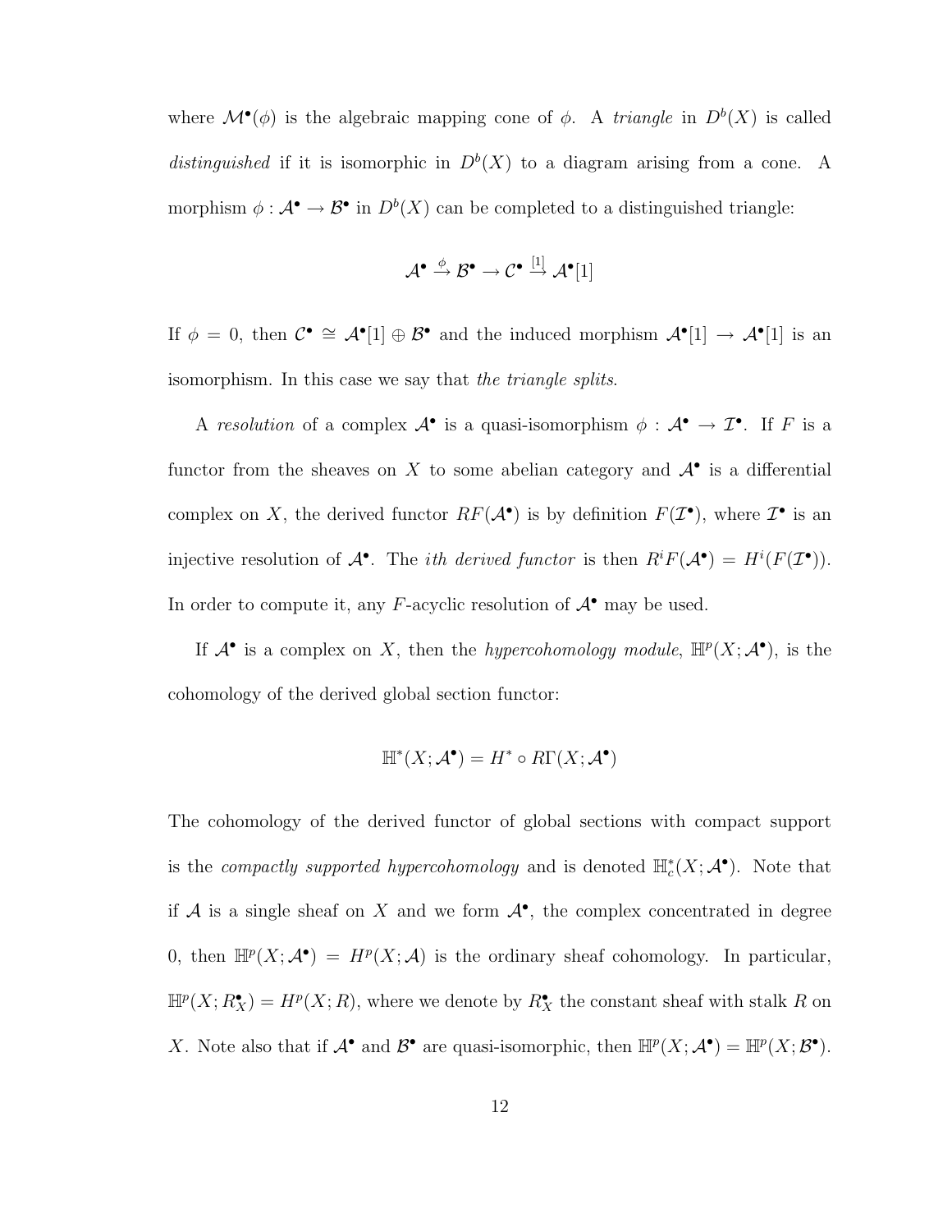where $\mathcal{M}^\bullet(\phi)$ is the algebraic mapping cone of $\phi$. A *triangle* in $D^b(X)$ is called *distinguished* if it is isomorphic in $D^b(X)$ to a diagram arising from a cone. A morphism $\phi : \mathcal{A}^\bullet \to \mathcal{B}^\bullet$ in $D^b(X)$ can be completed to a distinguished triangle:

$$\mathcal{A}^\bullet \xrightarrow{\phi} \mathcal{B}^\bullet \to \mathcal{C}^\bullet \xrightarrow{[1]} \mathcal{A}^\bullet[1]$$

If $\phi = 0$, then $\mathcal{C}^\bullet \cong \mathcal{A}^\bullet[1] \oplus \mathcal{B}^\bullet$ and the induced morphism $\mathcal{A}^\bullet[1] \to \mathcal{A}^\bullet[1]$ is an isomorphism. In this case we say that *the triangle splits*.

A *resolution* of a complex $\mathcal{A}^\bullet$ is a quasi-isomorphism $\phi : \mathcal{A}^\bullet \to \mathcal{I}^\bullet$. If $F$ is a functor from the sheaves on $X$ to some abelian category and $\mathcal{A}^\bullet$ is a differential complex on $X$, the derived functor $RF(\mathcal{A}^\bullet)$ is by definition $F(\mathcal{I}^\bullet)$, where $\mathcal{I}^\bullet$ is an injective resolution of $\mathcal{A}^\bullet$. The *ith derived functor* is then $R^iF(\mathcal{A}^\bullet) = H^i(F(\mathcal{I}^\bullet))$. In order to compute it, any $F$-acyclic resolution of $\mathcal{A}^\bullet$ may be used.

If $\mathcal{A}^\bullet$ is a complex on $X$, then the *hypercohomology module*, $\mathbb{H}^p(X; \mathcal{A}^\bullet)$, is the cohomology of the derived global section functor:

$$\mathbb{H}^*(X; \mathcal{A}^\bullet) = H^* \circ R\Gamma(X; \mathcal{A}^\bullet)$$

The cohomology of the derived functor of global sections with compact support is the *compactly supported hypercohomology* and is denoted $\mathbb{H}^*_c(X; \mathcal{A}^\bullet)$. Note that if $\mathcal{A}$ is a single sheaf on $X$ and we form $\mathcal{A}^\bullet$, the complex concentrated in degree 0, then $\mathbb{H}^p(X; \mathcal{A}^\bullet) = H^p(X; \mathcal{A})$ is the ordinary sheaf cohomology. In particular, $\mathbb{H}^p(X; R^\bullet_X) = H^p(X; R)$, where we denote by $R^\bullet_X$ the constant sheaf with stalk $R$ on $X$. Note also that if $\mathcal{A}^\bullet$ and $\mathcal{B}^\bullet$ are quasi-isomorphic, then $\mathbb{H}^p(X; \mathcal{A}^\bullet) = \mathbb{H}^p(X; \mathcal{B}^\bullet)$.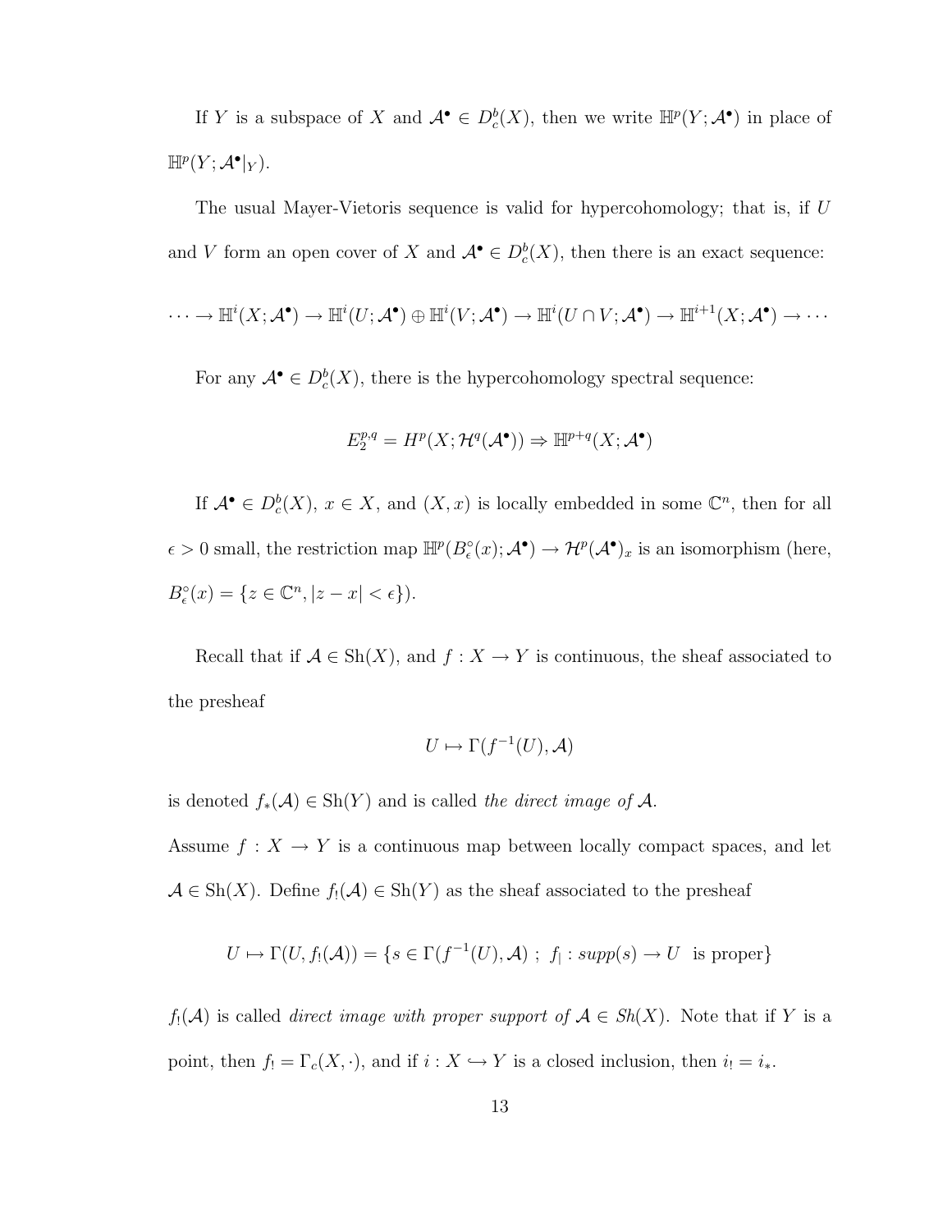If $Y$ is a subspace of $X$ and $\mathcal{A}^\bullet \in D^b_c(X)$, then we write $\mathbb{H}^p(Y;\mathcal{A}^\bullet)$ in place of $\mathbb{H}^p(Y;\mathcal{A}^\bullet|_Y)$.

The usual Mayer-Vietoris sequence is valid for hypercohomology; that is, if $U$ and $V$ form an open cover of $X$ and $\mathcal{A}^\bullet \in D^b_c(X)$, then there is an exact sequence:

$$\cdots \to \mathbb{H}^i(X;\mathcal{A}^\bullet) \to \mathbb{H}^i(U;\mathcal{A}^\bullet) \oplus \mathbb{H}^i(V;\mathcal{A}^\bullet) \to \mathbb{H}^i(U \cap V;\mathcal{A}^\bullet) \to \mathbb{H}^{i+1}(X;\mathcal{A}^\bullet) \to \cdots$$

For any $\mathcal{A}^\bullet \in D^b_c(X)$, there is the hypercohomology spectral sequence:

$$E_2^{p,q} = H^p(X;\mathcal{H}^q(\mathcal{A}^\bullet)) \Rightarrow \mathbb{H}^{p+q}(X;\mathcal{A}^\bullet)$$

If $\mathcal{A}^\bullet \in D^b_c(X)$, $x \in X$, and $(X,x)$ is locally embedded in some $\mathbb{C}^n$, then for all $\epsilon > 0$ small, the restriction map $\mathbb{H}^p(B^\circ_\epsilon(x);\mathcal{A}^\bullet) \to \mathcal{H}^p(\mathcal{A}^\bullet)_x$ is an isomorphism (here, $B^\circ_\epsilon(x) = \{z \in \mathbb{C}^n, |z - x| < \epsilon\}$).

Recall that if $\mathcal{A} \in \mathrm{Sh}(X)$, and $f : X \to Y$ is continuous, the sheaf associated to the presheaf

$$U \mapsto \Gamma(f^{-1}(U), \mathcal{A})$$

is denoted $f_*(\mathcal{A}) \in \mathrm{Sh}(Y)$ and is called *the direct image of* $\mathcal{A}$.

Assume $f : X \to Y$ is a continuous map between locally compact spaces, and let $\mathcal{A} \in \mathrm{Sh}(X)$. Define $f_!(\mathcal{A}) \in \mathrm{Sh}(Y)$ as the sheaf associated to the presheaf

$$U \mapsto \Gamma(U, f_!(\mathcal{A})) = \{s \in \Gamma(f^{-1}(U), \mathcal{A}) \ ; \ f_| : supp(s) \to U \ \text{ is proper}\}$$

$f_!(\mathcal{A})$ is called *direct image with proper support of* $\mathcal{A} \in Sh(X)$. Note that if $Y$ is a point, then $f_! = \Gamma_c(X, \cdot)$, and if $i : X \hookrightarrow Y$ is a closed inclusion, then $i_! = i_*$.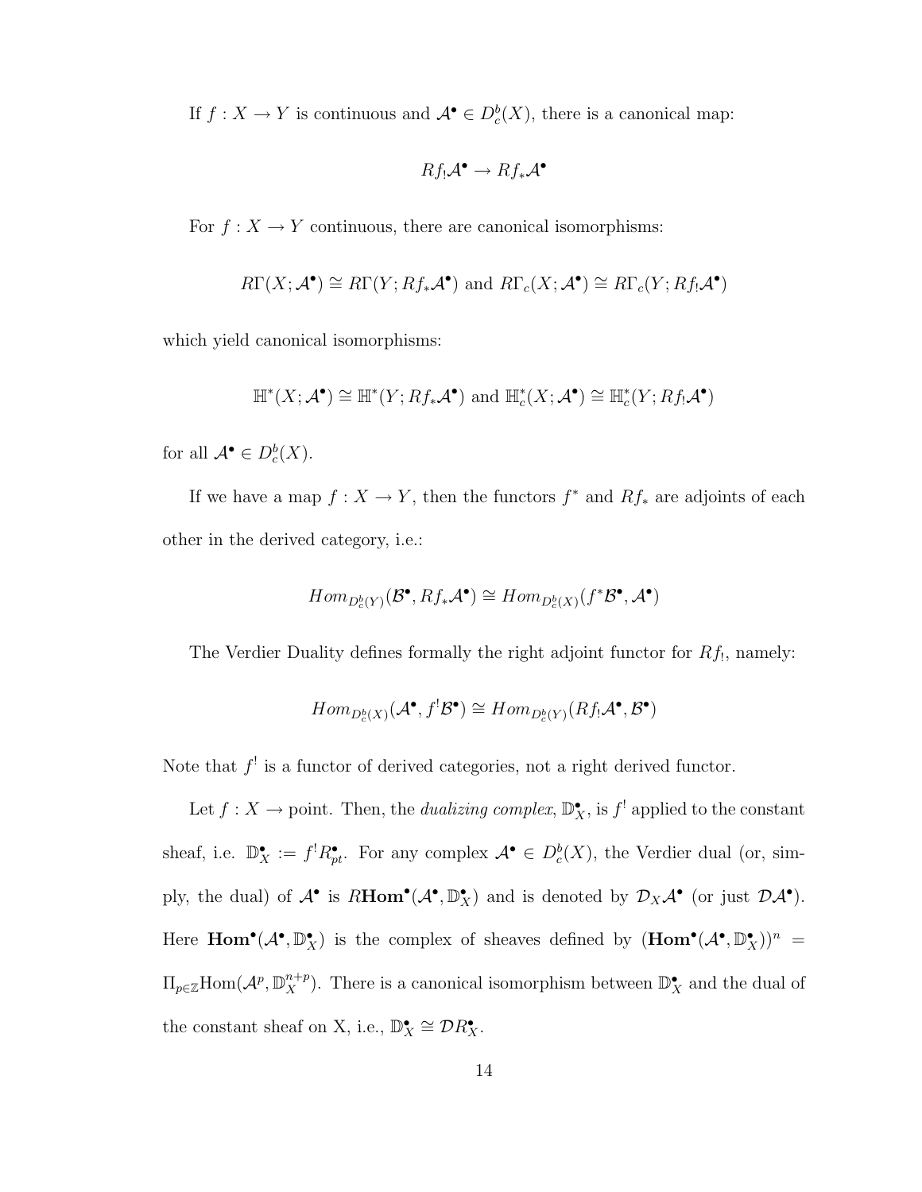If $f : X \to Y$ is continuous and $\mathcal{A}^\bullet \in D_c^b(X)$, there is a canonical map:

$$Rf_!\mathcal{A}^\bullet \to Rf_*\mathcal{A}^\bullet$$

For $f : X \to Y$ continuous, there are canonical isomorphisms:

$$R\Gamma(X; \mathcal{A}^\bullet) \cong R\Gamma(Y; Rf_*\mathcal{A}^\bullet) \text{ and } R\Gamma_c(X; \mathcal{A}^\bullet) \cong R\Gamma_c(Y; Rf_!\mathcal{A}^\bullet)$$

which yield canonical isomorphisms:

$$\mathbb{H}^*(X; \mathcal{A}^\bullet) \cong \mathbb{H}^*(Y; Rf_*\mathcal{A}^\bullet) \text{ and } \mathbb{H}_c^*(X; \mathcal{A}^\bullet) \cong \mathbb{H}_c^*(Y; Rf_!\mathcal{A}^\bullet)$$

for all $\mathcal{A}^\bullet \in D_c^b(X)$.

If we have a map $f : X \to Y$, then the functors $f^*$ and $Rf_*$ are adjoints of each other in the derived category, i.e.:

$$Hom_{D_c^b(Y)}(\mathcal{B}^\bullet, Rf_*\mathcal{A}^\bullet) \cong Hom_{D_c^b(X)}(f^*\mathcal{B}^\bullet, \mathcal{A}^\bullet)$$

The Verdier Duality defines formally the right adjoint functor for $Rf_!$, namely:

$$Hom_{D_c^b(X)}(\mathcal{A}^\bullet, f^!\mathcal{B}^\bullet) \cong Hom_{D_c^b(Y)}(Rf_!\mathcal{A}^\bullet, \mathcal{B}^\bullet)$$

Note that $f^!$ is a functor of derived categories, not a right derived functor.

Let $f : X \to$ point. Then, the *dualizing complex*, $\mathbb{D}_X^\bullet$, is $f^!$ applied to the constant sheaf, i.e. $\mathbb{D}_X^\bullet := f^! R_{pt}^\bullet$. For any complex $\mathcal{A}^\bullet \in D_c^b(X)$, the Verdier dual (or, simply, the dual) of $\mathcal{A}^\bullet$ is $R\mathbf{Hom}^\bullet(\mathcal{A}^\bullet, \mathbb{D}_X^\bullet)$ and is denoted by $\mathcal{D}_X\mathcal{A}^\bullet$ (or just $\mathcal{D}\mathcal{A}^\bullet$). Here $\mathbf{Hom}^\bullet(\mathcal{A}^\bullet, \mathbb{D}_X^\bullet)$ is the complex of sheaves defined by $(\mathbf{Hom}^\bullet(\mathcal{A}^\bullet, \mathbb{D}_X^\bullet))^n = \Pi_{p\in\mathbb{Z}}\mathrm{Hom}(\mathcal{A}^p, \mathbb{D}_X^{n+p})$. There is a canonical isomorphism between $\mathbb{D}_X^\bullet$ and the dual of the constant sheaf on X, i.e., $\mathbb{D}_X^\bullet \cong \mathcal{D}R_X^\bullet$.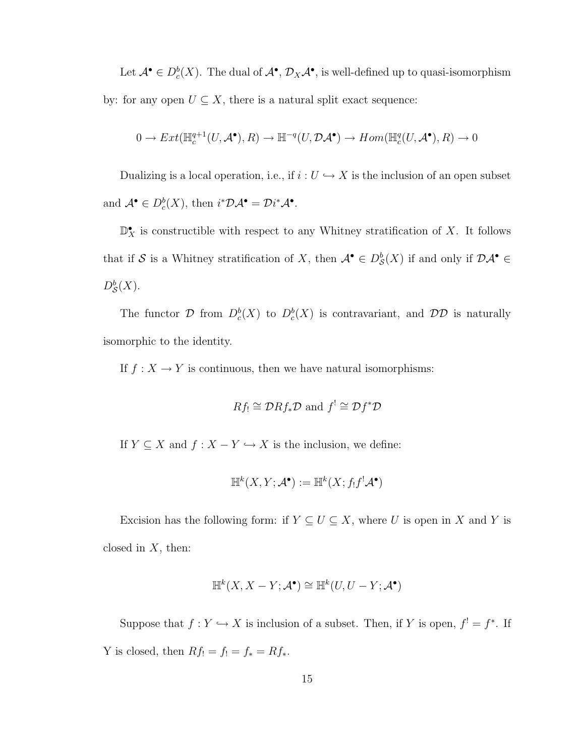Let $\mathcal{A}^\bullet \in D_c^b(X)$. The dual of $\mathcal{A}^\bullet$, $\mathcal{D}_X\mathcal{A}^\bullet$, is well-defined up to quasi-isomorphism by: for any open $U \subseteq X$, there is a natural split exact sequence:

$$0 \to Ext(\mathbb{H}_c^{q+1}(U, \mathcal{A}^\bullet), R) \to \mathbb{H}^{-q}(U, \mathcal{D}\mathcal{A}^\bullet) \to Hom(\mathbb{H}_c^q(U, \mathcal{A}^\bullet), R) \to 0$$

Dualizing is a local operation, i.e., if $i : U \hookrightarrow X$ is the inclusion of an open subset and $\mathcal{A}^\bullet \in D_c^b(X)$, then $i^*\mathcal{D}\mathcal{A}^\bullet = \mathcal{D}i^*\mathcal{A}^\bullet$.

$\mathbb{D}_X^\bullet$ is constructible with respect to any Whitney stratification of $X$. It follows that if $\mathcal{S}$ is a Whitney stratification of $X$, then $\mathcal{A}^\bullet \in D_{\mathcal{S}}^b(X)$ if and only if $\mathcal{D}\mathcal{A}^\bullet \in D_{\mathcal{S}}^b(X)$.

The functor $\mathcal{D}$ from $D_c^b(X)$ to $D_c^b(X)$ is contravariant, and $\mathcal{D}\mathcal{D}$ is naturally isomorphic to the identity.

If $f : X \to Y$ is continuous, then we have natural isomorphisms:

$$Rf_! \cong \mathcal{D}Rf_*\mathcal{D} \text{ and } f^! \cong \mathcal{D}f^*\mathcal{D}$$

If $Y \subseteq X$ and $f : X - Y \hookrightarrow X$ is the inclusion, we define:

$$\mathbb{H}^k(X, Y; \mathcal{A}^\bullet) := \mathbb{H}^k(X; f_!f^!\mathcal{A}^\bullet)$$

Excision has the following form: if $Y \subseteq U \subseteq X$, where $U$ is open in $X$ and $Y$ is closed in $X$, then:

$$\mathbb{H}^k(X, X - Y; \mathcal{A}^\bullet) \cong \mathbb{H}^k(U, U - Y; \mathcal{A}^\bullet)$$

Suppose that $f : Y \hookrightarrow X$ is inclusion of a subset. Then, if $Y$ is open, $f^! = f^*$. If Y is closed, then $Rf_! = f_! = f_* = Rf_*$.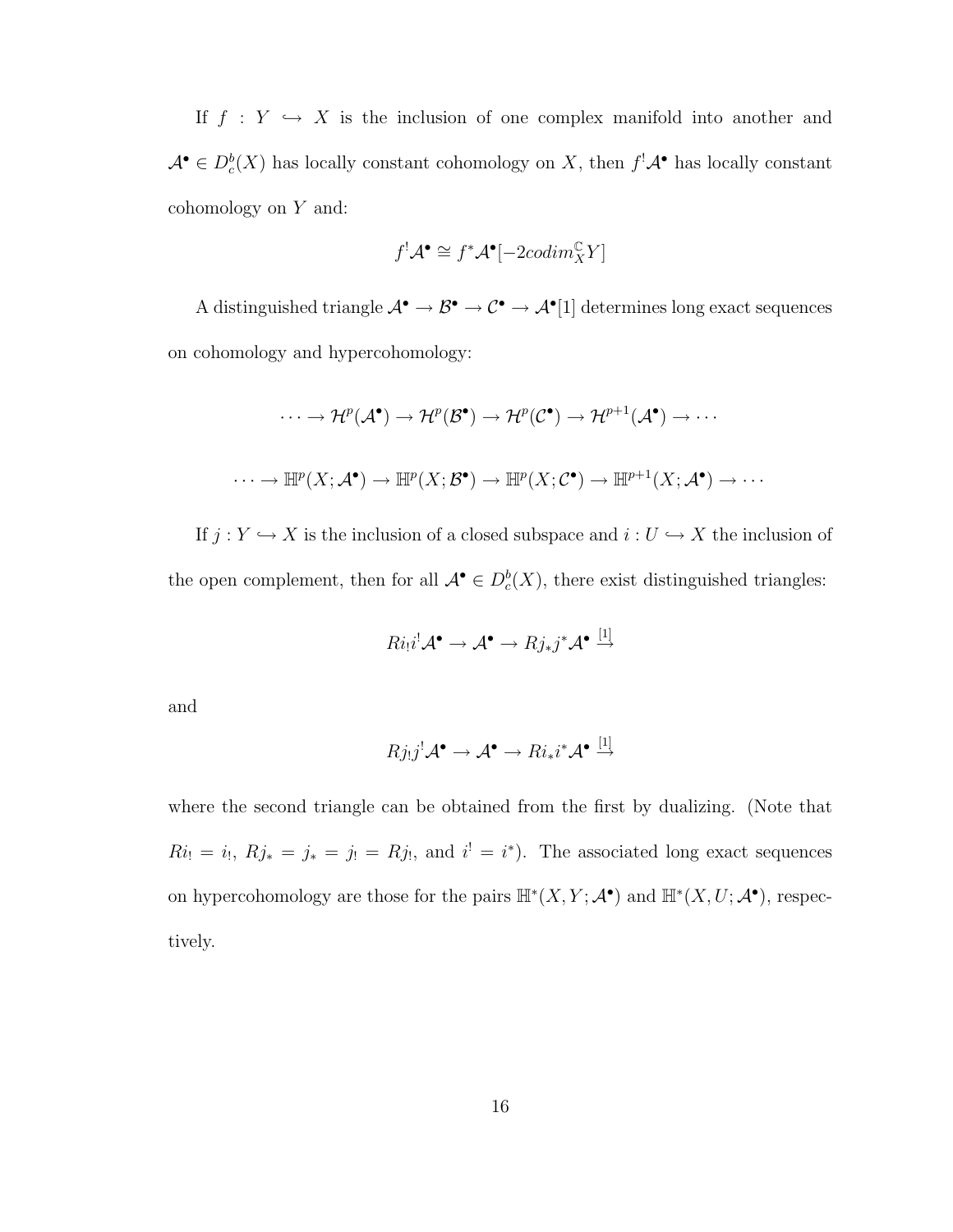If $f : Y \hookrightarrow X$ is the inclusion of one complex manifold into another and $\mathcal{A}^\bullet \in D_c^b(X)$ has locally constant cohomology on $X$, then $f^!\mathcal{A}^\bullet$ has locally constant cohomology on $Y$ and:

$$f^!\mathcal{A}^\bullet \cong f^*\mathcal{A}^\bullet[-2codim_X^{\mathbb{C}} Y]$$

A distinguished triangle $\mathcal{A}^\bullet \to \mathcal{B}^\bullet \to \mathcal{C}^\bullet \to \mathcal{A}^\bullet[1]$ determines long exact sequences on cohomology and hypercohomology:

$$\cdots \to \mathcal{H}^p(\mathcal{A}^\bullet) \to \mathcal{H}^p(\mathcal{B}^\bullet) \to \mathcal{H}^p(\mathcal{C}^\bullet) \to \mathcal{H}^{p+1}(\mathcal{A}^\bullet) \to \cdots$$

$$\cdots \to \mathbb{H}^p(X; \mathcal{A}^\bullet) \to \mathbb{H}^p(X; \mathcal{B}^\bullet) \to \mathbb{H}^p(X; \mathcal{C}^\bullet) \to \mathbb{H}^{p+1}(X; \mathcal{A}^\bullet) \to \cdots$$

If $j : Y \hookrightarrow X$ is the inclusion of a closed subspace and $i : U \hookrightarrow X$ the inclusion of the open complement, then for all $\mathcal{A}^\bullet \in D_c^b(X)$, there exist distinguished triangles:

$$Ri_!i^!\mathcal{A}^\bullet \to \mathcal{A}^\bullet \to Rj_*j^*\mathcal{A}^\bullet \xrightarrow{[1]}$$

and

$$Rj_!j^!\mathcal{A}^\bullet \to \mathcal{A}^\bullet \to Ri_*i^*\mathcal{A}^\bullet \xrightarrow{[1]}$$

where the second triangle can be obtained from the first by dualizing. (Note that $Ri_! = i_!$, $Rj_* = j_* = j_! = Rj_!$, and $i^! = i^*$). The associated long exact sequences on hypercohomology are those for the pairs $\mathbb{H}^*(X, Y; \mathcal{A}^\bullet)$ and $\mathbb{H}^*(X, U; \mathcal{A}^\bullet)$, respectively.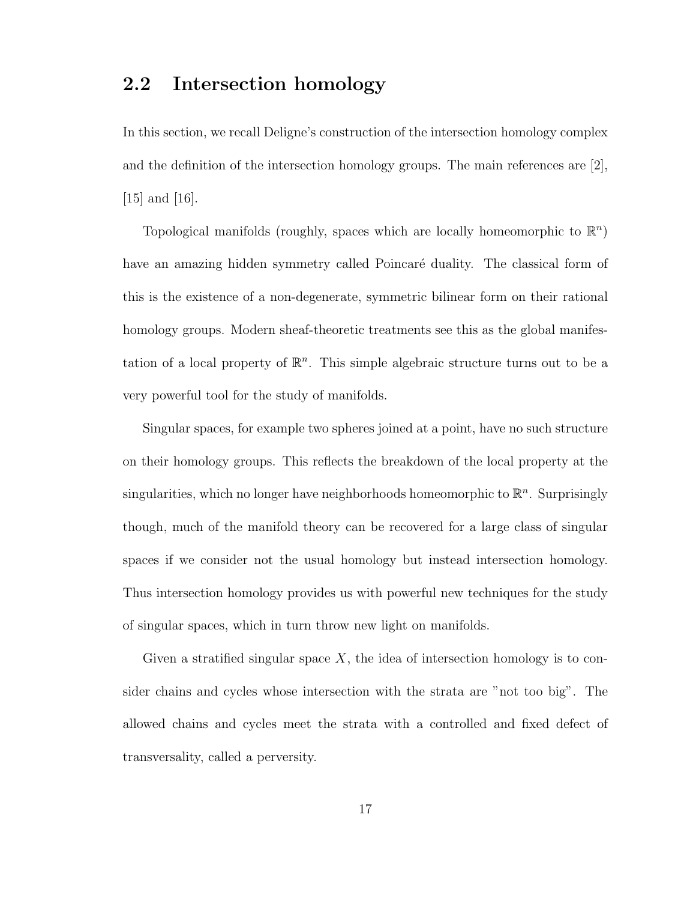## 2.2 Intersection homology

In this section, we recall Deligne's construction of the intersection homology complex and the definition of the intersection homology groups. The main references are [2], [15] and [16].

Topological manifolds (roughly, spaces which are locally homeomorphic to $\mathbb{R}^n$) have an amazing hidden symmetry called Poincaré duality. The classical form of this is the existence of a non-degenerate, symmetric bilinear form on their rational homology groups. Modern sheaf-theoretic treatments see this as the global manifestation of a local property of $\mathbb{R}^n$. This simple algebraic structure turns out to be a very powerful tool for the study of manifolds.

Singular spaces, for example two spheres joined at a point, have no such structure on their homology groups. This reflects the breakdown of the local property at the singularities, which no longer have neighborhoods homeomorphic to $\mathbb{R}^n$. Surprisingly though, much of the manifold theory can be recovered for a large class of singular spaces if we consider not the usual homology but instead intersection homology. Thus intersection homology provides us with powerful new techniques for the study of singular spaces, which in turn throw new light on manifolds.

Given a stratified singular space $X$, the idea of intersection homology is to consider chains and cycles whose intersection with the strata are "not too big". The allowed chains and cycles meet the strata with a controlled and fixed defect of transversality, called a perversity.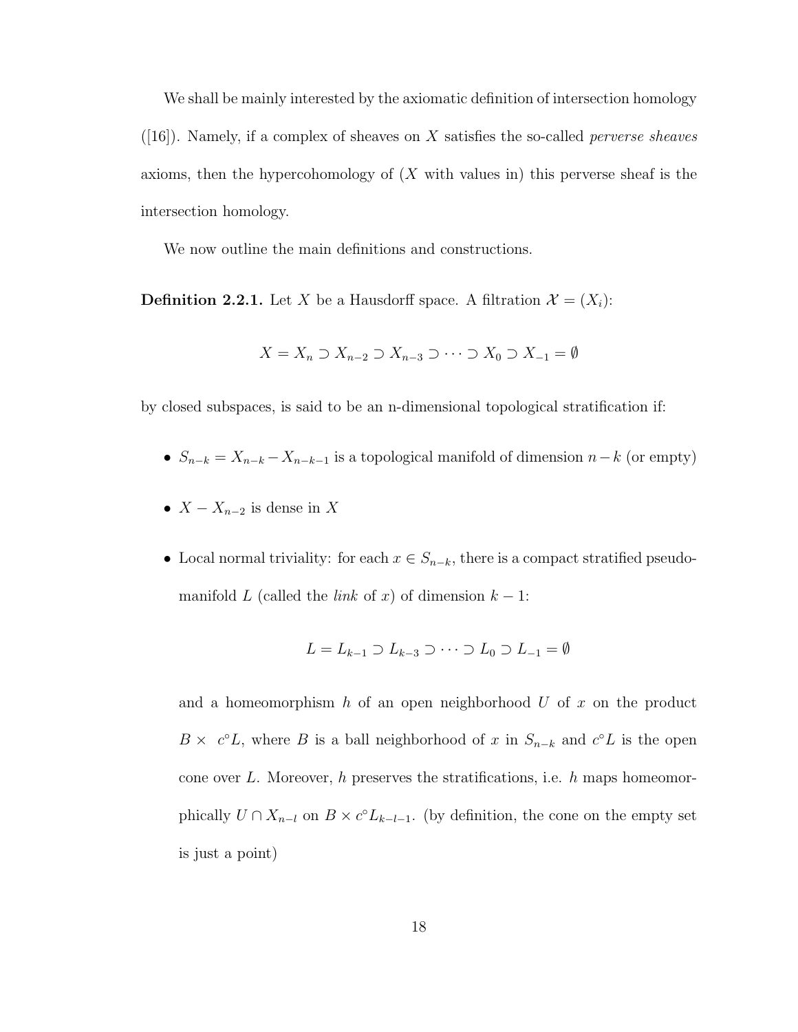We shall be mainly interested by the axiomatic definition of intersection homology ([16]). Namely, if a complex of sheaves on $X$ satisfies the so-called *perverse sheaves* axioms, then the hypercohomology of ($X$ with values in) this perverse sheaf is the intersection homology.

We now outline the main definitions and constructions.

**Definition 2.2.1.** Let $X$ be a Hausdorff space. A filtration $\mathcal{X} = (X_i)$:

$$X = X_n \supset X_{n-2} \supset X_{n-3} \supset \cdots \supset X_0 \supset X_{-1} = \emptyset$$

by closed subspaces, is said to be an n-dimensional topological stratification if:

- $S_{n-k} = X_{n-k} - X_{n-k-1}$ is a topological manifold of dimension $n-k$ (or empty)
- $X - X_{n-2}$ is dense in $X$
- Local normal triviality: for each $x \in S_{n-k}$, there is a compact stratified pseudomanifold $L$ (called the *link* of $x$) of dimension $k-1$:

  $$L = L_{k-1} \supset L_{k-3} \supset \cdots \supset L_0 \supset L_{-1} = \emptyset$$

  and a homeomorphism $h$ of an open neighborhood $U$ of $x$ on the product $B \times \ c^\circ L$, where $B$ is a ball neighborhood of $x$ in $S_{n-k}$ and $c^\circ L$ is the open cone over $L$. Moreover, $h$ preserves the stratifications, i.e. $h$ maps homeomorphically $U \cap X_{n-l}$ on $B \times c^\circ L_{k-l-1}$. (by definition, the cone on the empty set is just a point)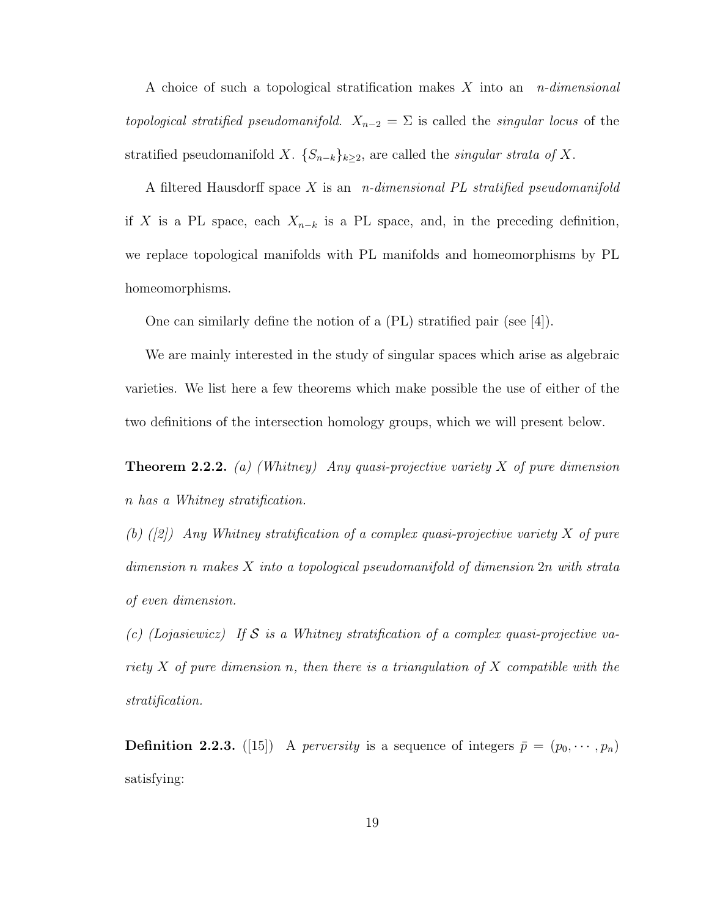A choice of such a topological stratification makes $X$ into an *n-dimensional topological stratified pseudomanifold*. $X_{n-2} = \Sigma$ is called the *singular locus* of the stratified pseudomanifold $X$. $\{S_{n-k}\}_{k \geq 2}$, are called the *singular strata of* $X$.

A filtered Hausdorff space $X$ is an *n-dimensional PL stratified pseudomanifold* if $X$ is a PL space, each $X_{n-k}$ is a PL space, and, in the preceding definition, we replace topological manifolds with PL manifolds and homeomorphisms by PL homeomorphisms.

One can similarly define the notion of a (PL) stratified pair (see [4]).

We are mainly interested in the study of singular spaces which arise as algebraic varieties. We list here a few theorems which make possible the use of either of the two definitions of the intersection homology groups, which we will present below.

**Theorem 2.2.2.** *(a) (Whitney) Any quasi-projective variety $X$ of pure dimension $n$ has a Whitney stratification.*

*(b) ([2]) Any Whitney stratification of a complex quasi-projective variety $X$ of pure dimension $n$ makes $X$ into a topological pseudomanifold of dimension $2n$ with strata of even dimension.*

*(c) (Lojasiewicz) If $\mathcal{S}$ is a Whitney stratification of a complex quasi-projective variety $X$ of pure dimension $n$, then there is a triangulation of $X$ compatible with the stratification.*

**Definition 2.2.3.** ([15]) A *perversity* is a sequence of integers $\bar{p} = (p_0, \cdots, p_n)$ satisfying: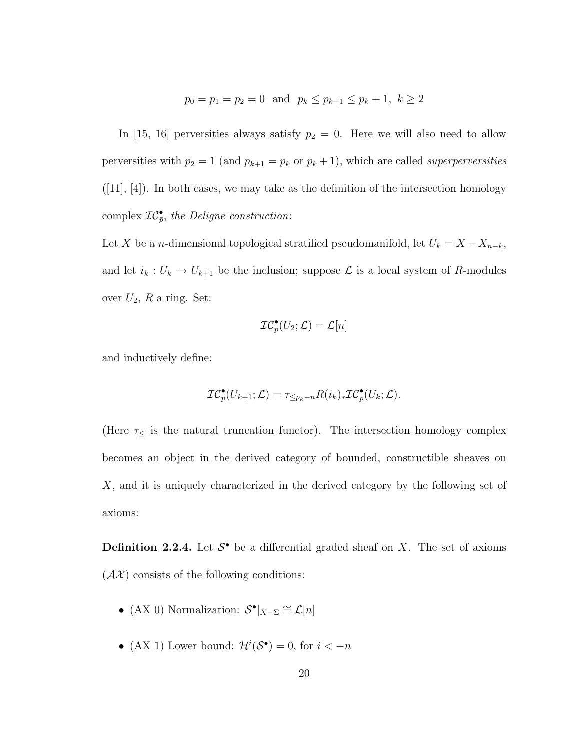$$p_0 = p_1 = p_2 = 0 \text{ and } p_k \leq p_{k+1} \leq p_k + 1, \ k \geq 2$$

In [15, 16] perversities always satisfy $p_2 = 0$. Here we will also need to allow perversities with $p_2 = 1$ (and $p_{k+1} = p_k$ or $p_k + 1$), which are called *superperversities* ([11], [4]). In both cases, we may take as the definition of the intersection homology complex $\mathcal{IC}^\bullet_{\bar{p}}$, *the Deligne construction*:

Let $X$ be a $n$-dimensional topological stratified pseudomanifold, let $U_k = X - X_{n-k}$, and let $i_k : U_k \to U_{k+1}$ be the inclusion; suppose $\mathcal{L}$ is a local system of $R$-modules over $U_2$, $R$ a ring. Set:

$$\mathcal{IC}^\bullet_{\bar{p}}(U_2; \mathcal{L}) = \mathcal{L}[n]$$

and inductively define:

$$\mathcal{IC}^\bullet_{\bar{p}}(U_{k+1}; \mathcal{L}) = \tau_{\leq p_k - n} R(i_k)_* \mathcal{IC}^\bullet_{\bar{p}}(U_k; \mathcal{L}).$$

(Here $\tau_{\leq}$ is the natural truncation functor). The intersection homology complex becomes an object in the derived category of bounded, constructible sheaves on $X$, and it is uniquely characterized in the derived category by the following set of axioms:

**Definition 2.2.4.** Let $\mathcal{S}^\bullet$ be a differential graded sheaf on $X$. The set of axioms $(\mathcal{AX})$ consists of the following conditions:

- (AX 0) Normalization: $\mathcal{S}^\bullet|_{X-\Sigma} \cong \mathcal{L}[n]$
- (AX 1) Lower bound: $\mathcal{H}^i(\mathcal{S}^\bullet) = 0$, for $i < -n$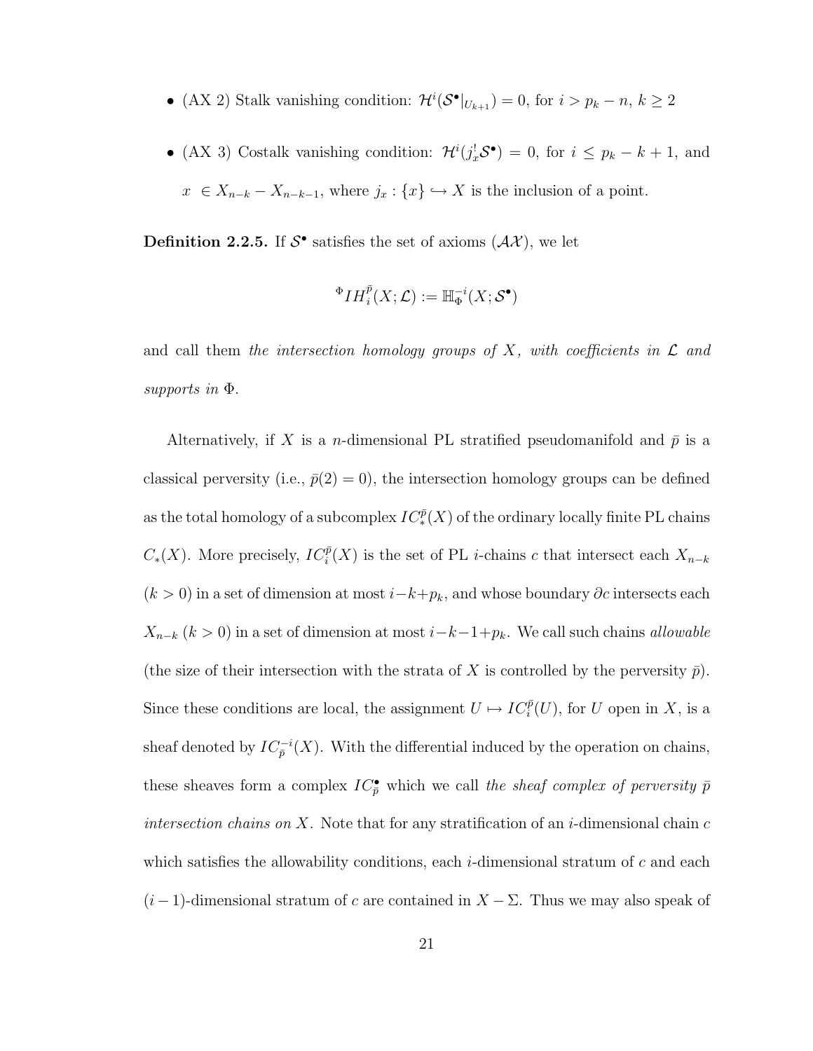- (AX 2) Stalk vanishing condition: $\mathcal{H}^i(\mathcal{S}^\bullet|_{U_{k+1}}) = 0$, for $i > p_k - n$, $k \geq 2$

- (AX 3) Costalk vanishing condition: $\mathcal{H}^i(j_x^! \mathcal{S}^\bullet) = 0$, for $i \leq p_k - k + 1$, and $x \in X_{n-k} - X_{n-k-1}$, where $j_x : \{x\} \hookrightarrow X$ is the inclusion of a point.

**Definition 2.2.5.** If $\mathcal{S}^\bullet$ satisfies the set of axioms $(\mathcal{AX})$, we let

$$^{\Phi}IH_i^{\bar{p}}(X;\mathcal{L}) := \mathbb{H}_{\Phi}^{-i}(X;\mathcal{S}^\bullet)$$

and call them *the intersection homology groups of $X$, with coefficients in $\mathcal{L}$ and supports in $\Phi$.*

Alternatively, if $X$ is a $n$-dimensional PL stratified pseudomanifold and $\bar{p}$ is a classical perversity (i.e., $\bar{p}(2) = 0$), the intersection homology groups can be defined as the total homology of a subcomplex $IC_*^{\bar{p}}(X)$ of the ordinary locally finite PL chains $C_*(X)$. More precisely, $IC_i^{\bar{p}}(X)$ is the set of PL $i$-chains $c$ that intersect each $X_{n-k}$ $(k > 0)$ in a set of dimension at most $i-k+p_k$, and whose boundary $\partial c$ intersects each $X_{n-k}$ $(k > 0)$ in a set of dimension at most $i-k-1+p_k$. We call such chains *allowable* (the size of their intersection with the strata of $X$ is controlled by the perversity $\bar{p}$). Since these conditions are local, the assignment $U \mapsto IC_i^{\bar{p}}(U)$, for $U$ open in $X$, is a sheaf denoted by $IC_{\bar{p}}^{-i}(X)$. With the differential induced by the operation on chains, these sheaves form a complex $IC_{\bar{p}}^\bullet$ which we call *the sheaf complex of perversity $\bar{p}$ intersection chains on $X$.* Note that for any stratification of an $i$-dimensional chain $c$ which satisfies the allowability conditions, each $i$-dimensional stratum of $c$ and each $(i-1)$-dimensional stratum of $c$ are contained in $X - \Sigma$. Thus we may also speak of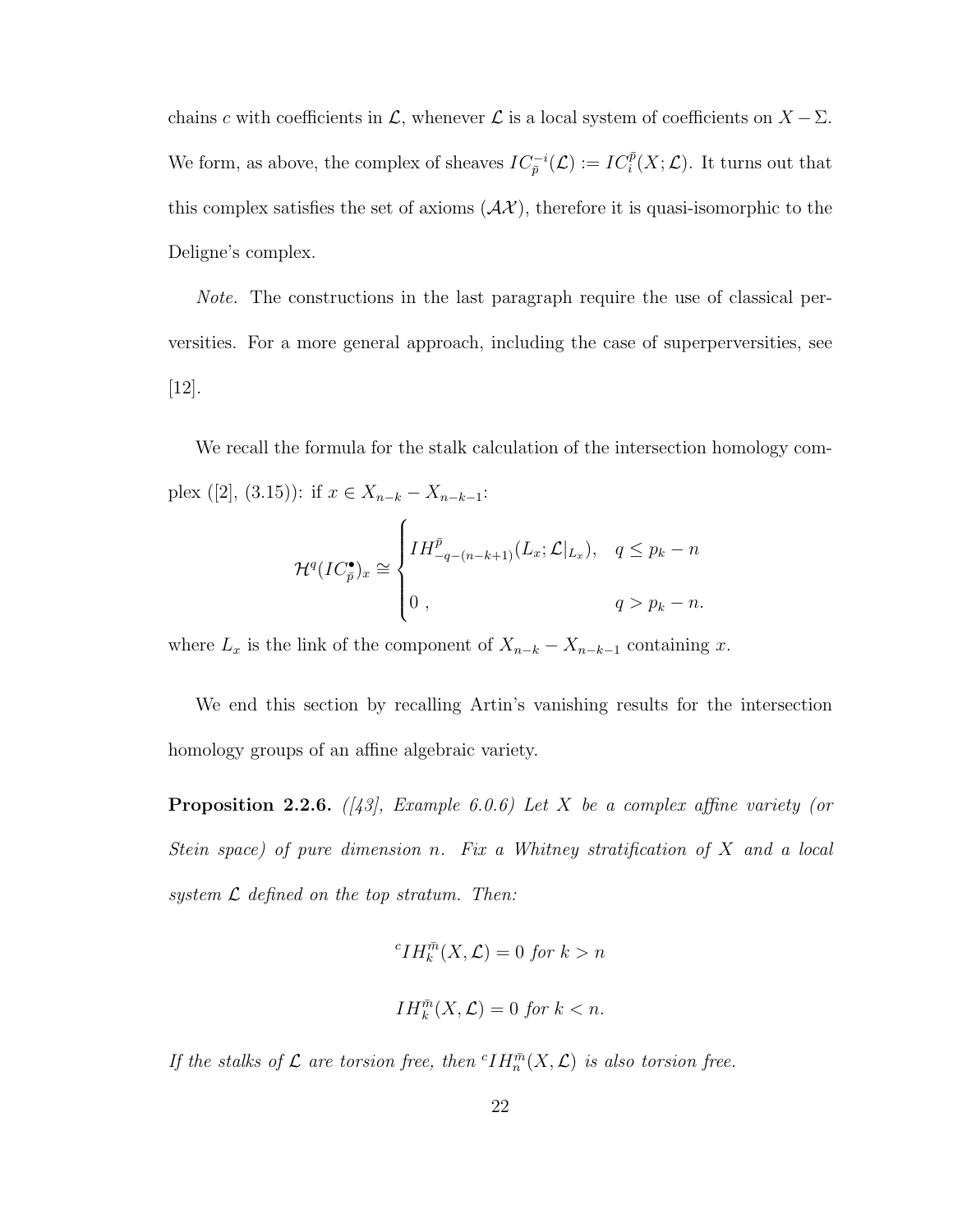chains $c$ with coefficients in $\mathcal{L}$, whenever $\mathcal{L}$ is a local system of coefficients on $X - \Sigma$. We form, as above, the complex of sheaves $IC_{\bar{p}}^{-i}(\mathcal{L}) := IC_i^{\bar{p}}(X; \mathcal{L})$. It turns out that this complex satisfies the set of axioms $(\mathcal{AX})$, therefore it is quasi-isomorphic to the Deligne's complex.

*Note.* The constructions in the last paragraph require the use of classical perversities. For a more general approach, including the case of superperversities, see [12].

We recall the formula for the stalk calculation of the intersection homology complex ([2], (3.15)): if $x \in X_{n-k} - X_{n-k-1}$:

$$\mathcal{H}^q(IC_{\bar{p}}^{\bullet})_x \cong \begin{cases} IH_{-q-(n-k+1)}^{\bar{p}}(L_x; \mathcal{L}|_{L_x}), & q \leq p_k - n \\ 0 \ , & q > p_k - n. \end{cases}$$

where $L_x$ is the link of the component of $X_{n-k} - X_{n-k-1}$ containing $x$.

We end this section by recalling Artin's vanishing results for the intersection homology groups of an affine algebraic variety.

**Proposition 2.2.6.** *([43], Example 6.0.6) Let $X$ be a complex affine variety (or Stein space) of pure dimension $n$. Fix a Whitney stratification of $X$ and a local system $\mathcal{L}$ defined on the top stratum. Then:*

$${}^c IH_k^{\bar{m}}(X, \mathcal{L}) = 0 \textit{ for } k > n$$

$$IH_k^{\bar{m}}(X, \mathcal{L}) = 0 \textit{ for } k < n.$$

*If the stalks of $\mathcal{L}$ are torsion free, then ${}^c IH_n^{\bar{m}}(X, \mathcal{L})$ is also torsion free.*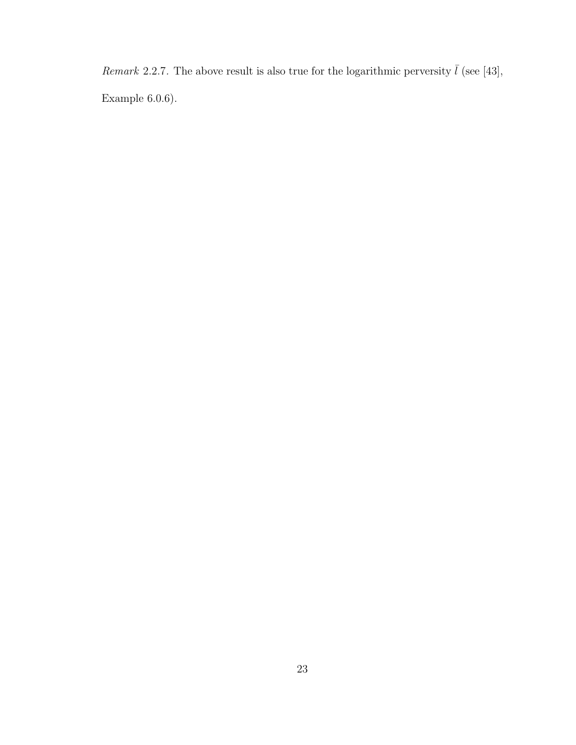*Remark* 2.2.7. The above result is also true for the logarithmic perversity $\bar{l}$ (see [43], Example 6.0.6).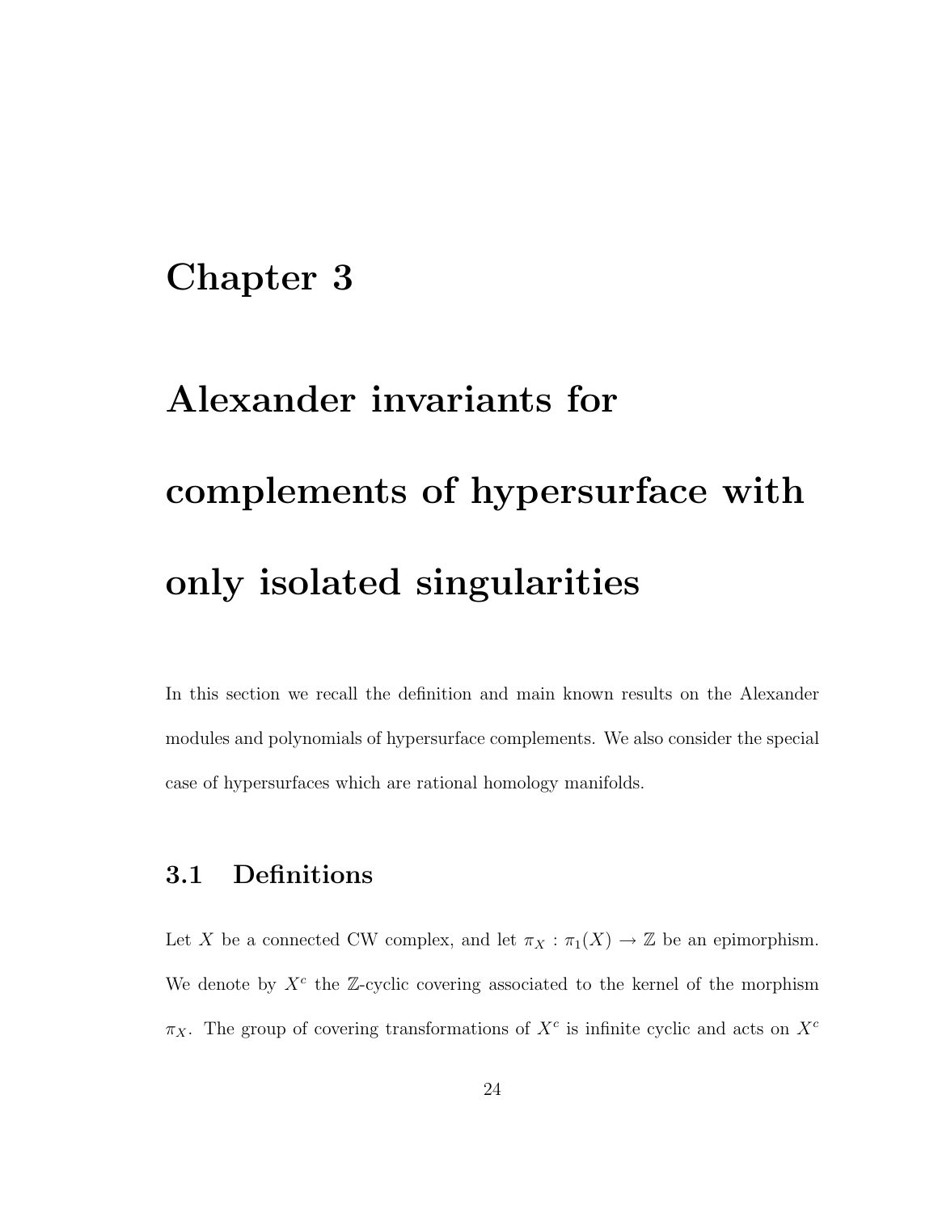# Chapter 3

# Alexander invariants for complements of hypersurface with only isolated singularities

In this section we recall the definition and main known results on the Alexander modules and polynomials of hypersurface complements. We also consider the special case of hypersurfaces which are rational homology manifolds.

## 3.1 Definitions

Let $X$ be a connected CW complex, and let $\pi_X : \pi_1(X) \to \mathbb{Z}$ be an epimorphism. We denote by $X^c$ the $\mathbb{Z}$-cyclic covering associated to the kernel of the morphism $\pi_X$. The group of covering transformations of $X^c$ is infinite cyclic and acts on $X^c$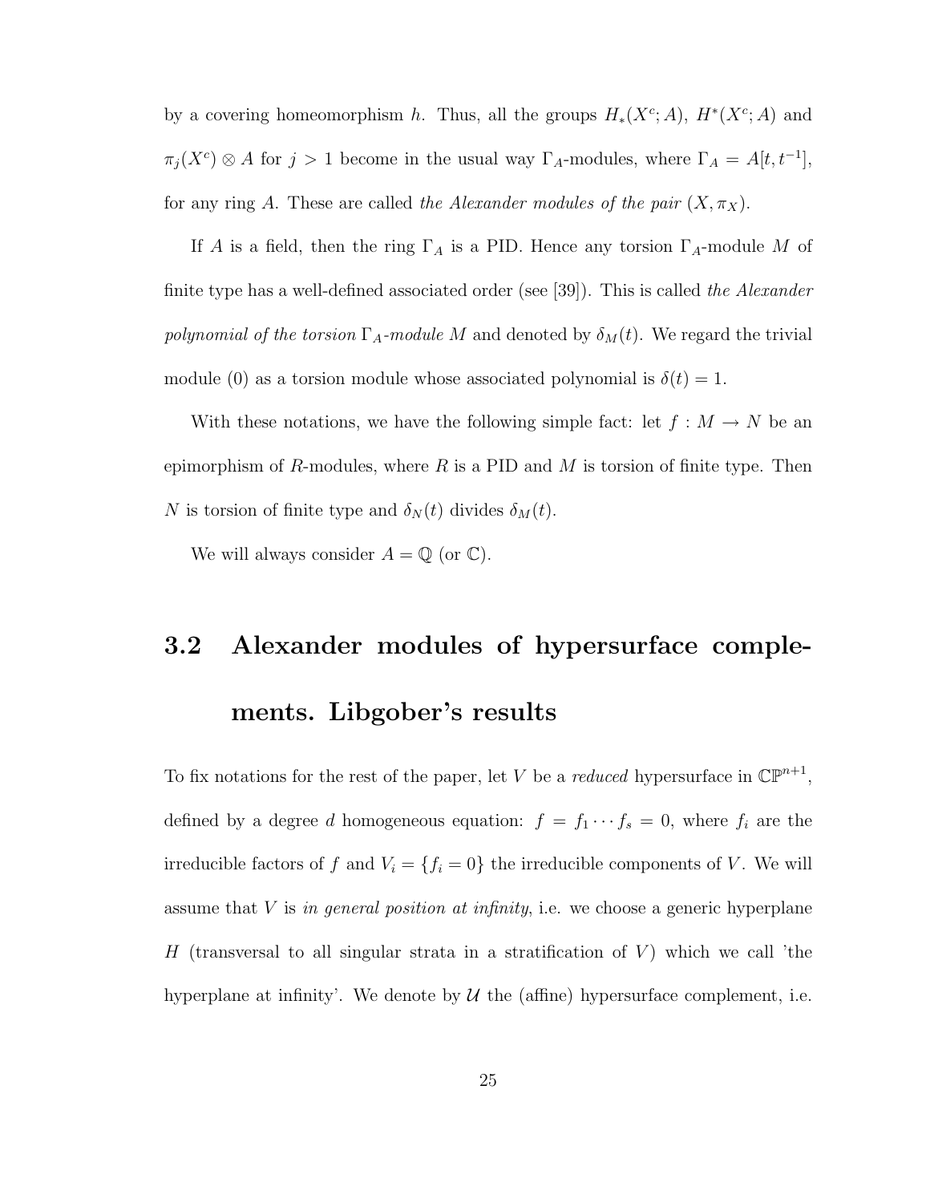by a covering homeomorphism $h$. Thus, all the groups $H_*(X^c; A)$, $H^*(X^c; A)$ and $\pi_j(X^c) \otimes A$ for $j > 1$ become in the usual way $\Gamma_A$-modules, where $\Gamma_A = A[t, t^{-1}]$, for any ring $A$. These are called *the Alexander modules of the pair* $(X, \pi_X)$.

If $A$ is a field, then the ring $\Gamma_A$ is a PID. Hence any torsion $\Gamma_A$-module $M$ of finite type has a well-defined associated order (see [39]). This is called *the Alexander polynomial of the torsion* $\Gamma_A$*-module* $M$ and denoted by $\delta_M(t)$. We regard the trivial module (0) as a torsion module whose associated polynomial is $\delta(t) = 1$.

With these notations, we have the following simple fact: let $f : M \to N$ be an epimorphism of $R$-modules, where $R$ is a PID and $M$ is torsion of finite type. Then $N$ is torsion of finite type and $\delta_N(t)$ divides $\delta_M(t)$.

We will always consider $A = \mathbb{Q}$ (or $\mathbb{C}$).

## 3.2 Alexander modules of hypersurface complements. Libgober's results

To fix notations for the rest of the paper, let $V$ be a *reduced* hypersurface in $\mathbb{CP}^{n+1}$, defined by a degree $d$ homogeneous equation: $f = f_1 \cdots f_s = 0$, where $f_i$ are the irreducible factors of $f$ and $V_i = \{f_i = 0\}$ the irreducible components of $V$. We will assume that $V$ is *in general position at infinity*, i.e. we choose a generic hyperplane $H$ (transversal to all singular strata in a stratification of $V$) which we call 'the hyperplane at infinity'. We denote by $\mathcal{U}$ the (affine) hypersurface complement, i.e.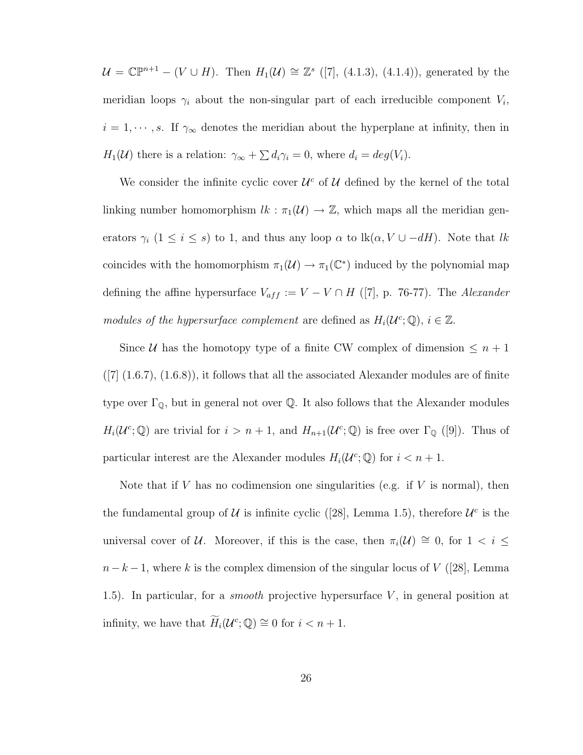$\mathcal{U} = \mathbb{CP}^{n+1} - (V \cup H)$. Then $H_1(\mathcal{U}) \cong \mathbb{Z}^s$ ([7], (4.1.3), (4.1.4)), generated by the meridian loops $\gamma_i$ about the non-singular part of each irreducible component $V_i$, $i = 1, \cdots, s$. If $\gamma_\infty$ denotes the meridian about the hyperplane at infinity, then in $H_1(\mathcal{U})$ there is a relation: $\gamma_\infty + \sum d_i \gamma_i = 0$, where $d_i = deg(V_i)$.

We consider the infinite cyclic cover $\mathcal{U}^c$ of $\mathcal{U}$ defined by the kernel of the total linking number homomorphism $lk : \pi_1(\mathcal{U}) \to \mathbb{Z}$, which maps all the meridian generators $\gamma_i$ ($1 \leq i \leq s$) to 1, and thus any loop $\alpha$ to $\text{lk}(\alpha, V \cup -dH)$. Note that $lk$ coincides with the homomorphism $\pi_1(\mathcal{U}) \to \pi_1(\mathbb{C}^*)$ induced by the polynomial map defining the affine hypersurface $V_{aff} := V - V \cap H$ ([7], p. 76-77). The *Alexander modules of the hypersurface complement* are defined as $H_i(\mathcal{U}^c; \mathbb{Q})$, $i \in \mathbb{Z}$.

Since $\mathcal{U}$ has the homotopy type of a finite CW complex of dimension $\leq n+1$ ([7] (1.6.7), (1.6.8)), it follows that all the associated Alexander modules are of finite type over $\Gamma_{\mathbb{Q}}$, but in general not over $\mathbb{Q}$. It also follows that the Alexander modules $H_i(\mathcal{U}^c; \mathbb{Q})$ are trivial for $i > n+1$, and $H_{n+1}(\mathcal{U}^c; \mathbb{Q})$ is free over $\Gamma_{\mathbb{Q}}$ ([9]). Thus of particular interest are the Alexander modules $H_i(\mathcal{U}^c; \mathbb{Q})$ for $i < n+1$.

Note that if $V$ has no codimension one singularities (e.g. if $V$ is normal), then the fundamental group of $\mathcal{U}$ is infinite cyclic ([28], Lemma 1.5), therefore $\mathcal{U}^c$ is the universal cover of $\mathcal{U}$. Moreover, if this is the case, then $\pi_i(\mathcal{U}) \cong 0$, for $1 < i \leq n-k-1$, where $k$ is the complex dimension of the singular locus of $V$ ([28], Lemma 1.5). In particular, for a *smooth* projective hypersurface $V$, in general position at infinity, we have that $\widetilde{H}_i(\mathcal{U}^c; \mathbb{Q}) \cong 0$ for $i < n+1$.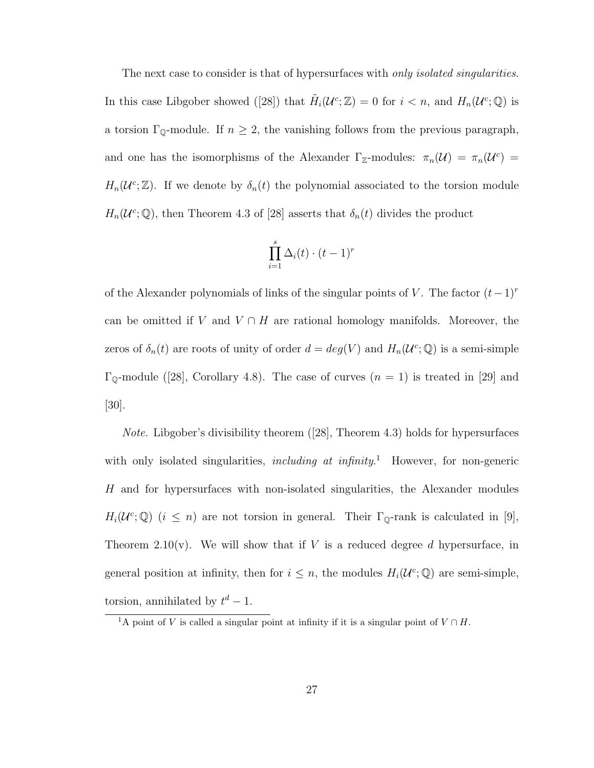The next case to consider is that of hypersurfaces with *only isolated singularities*. In this case Libgober showed ([28]) that $\tilde{H}_i(\mathcal{U}^c;\mathbb{Z}) = 0$ for $i < n$, and $H_n(\mathcal{U}^c;\mathbb{Q})$ is a torsion $\Gamma_{\mathbb{Q}}$-module. If $n \geq 2$, the vanishing follows from the previous paragraph, and one has the isomorphisms of the Alexander $\Gamma_{\mathbb{Z}}$-modules: $\pi_n(\mathcal{U}) = \pi_n(\mathcal{U}^c) = H_n(\mathcal{U}^c;\mathbb{Z})$. If we denote by $\delta_n(t)$ the polynomial associated to the torsion module $H_n(\mathcal{U}^c;\mathbb{Q})$, then Theorem 4.3 of [28] asserts that $\delta_n(t)$ divides the product

$$\prod_{i=1}^{s} \Delta_i(t) \cdot (t-1)^r$$

of the Alexander polynomials of links of the singular points of $V$. The factor $(t-1)^r$ can be omitted if $V$ and $V \cap H$ are rational homology manifolds. Moreover, the zeros of $\delta_n(t)$ are roots of unity of order $d = deg(V)$ and $H_n(\mathcal{U}^c;\mathbb{Q})$ is a semi-simple $\Gamma_{\mathbb{Q}}$-module ([28], Corollary 4.8). The case of curves ($n = 1$) is treated in [29] and [30].

*Note.* Libgober's divisibility theorem ([28], Theorem 4.3) holds for hypersurfaces with only isolated singularities, *including at infinity.*[1] However, for non-generic $H$ and for hypersurfaces with non-isolated singularities, the Alexander modules $H_i(\mathcal{U}^c;\mathbb{Q})$ ($i \leq n$) are not torsion in general. Their $\Gamma_{\mathbb{Q}}$-rank is calculated in [9], Theorem 2.10(v). We will show that if $V$ is a reduced degree $d$ hypersurface, in general position at infinity, then for $i \leq n$, the modules $H_i(\mathcal{U}^c;\mathbb{Q})$ are semi-simple, torsion, annihilated by $t^d - 1$.

[1] A point of $V$ is called a singular point at infinity if it is a singular point of $V \cap H$.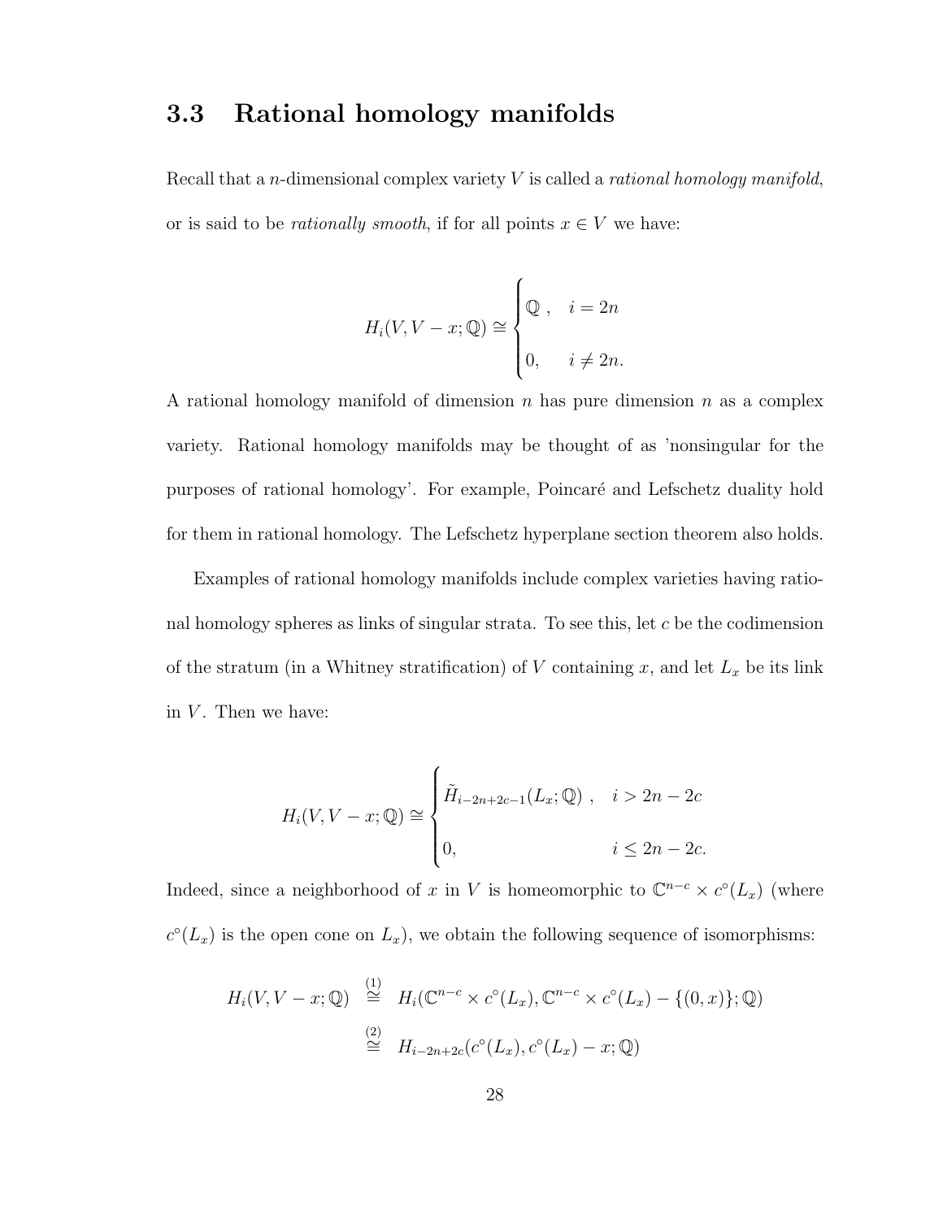## 3.3 Rational homology manifolds

Recall that a $n$-dimensional complex variety $V$ is called a *rational homology manifold*, or is said to be *rationally smooth*, if for all points $x \in V$ we have:

$$H_i(V, V - x; \mathbb{Q}) \cong \begin{cases} \mathbb{Q}\ , & i = 2n \\ 0, & i \neq 2n. \end{cases}$$

A rational homology manifold of dimension $n$ has pure dimension $n$ as a complex variety. Rational homology manifolds may be thought of as 'nonsingular for the purposes of rational homology'. For example, Poincaré and Lefschetz duality hold for them in rational homology. The Lefschetz hyperplane section theorem also holds.

Examples of rational homology manifolds include complex varieties having rational homology spheres as links of singular strata. To see this, let $c$ be the codimension of the stratum (in a Whitney stratification) of $V$ containing $x$, and let $L_x$ be its link in $V$. Then we have:

$$H_i(V, V - x; \mathbb{Q}) \cong \begin{cases} \tilde{H}_{i-2n+2c-1}(L_x; \mathbb{Q})\ , & i > 2n - 2c \\ 0, & i \leq 2n - 2c. \end{cases}$$

Indeed, since a neighborhood of $x$ in $V$ is homeomorphic to $\mathbb{C}^{n-c} \times c^{\circ}(L_x)$ (where $c^{\circ}(L_x)$ is the open cone on $L_x$), we obtain the following sequence of isomorphisms:

$$\begin{aligned} H_i(V, V - x; \mathbb{Q}) &\overset{(1)}{\cong} H_i(\mathbb{C}^{n-c} \times c^{\circ}(L_x), \mathbb{C}^{n-c} \times c^{\circ}(L_x) - \{(0, x)\}; \mathbb{Q}) \\ &\overset{(2)}{\cong} H_{i-2n+2c}(c^{\circ}(L_x), c^{\circ}(L_x) - x; \mathbb{Q}) \end{aligned}$$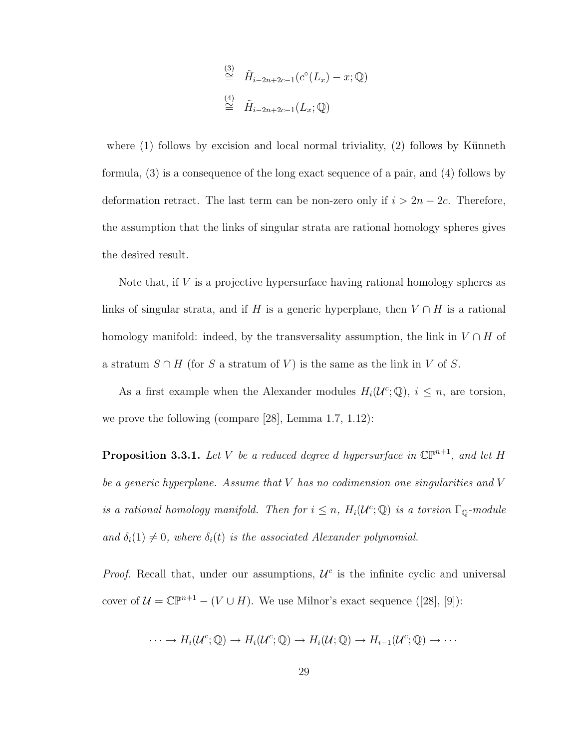$$\overset{(3)}{\cong} \quad \tilde{H}_{i-2n+2c-1}(c^{\circ}(L_x) - x; \mathbb{Q})$$

$$\overset{(4)}{\cong} \quad \tilde{H}_{i-2n+2c-1}(L_x; \mathbb{Q})$$

where (1) follows by excision and local normal triviality, (2) follows by Künneth formula, (3) is a consequence of the long exact sequence of a pair, and (4) follows by deformation retract. The last term can be non-zero only if $i > 2n - 2c$. Therefore, the assumption that the links of singular strata are rational homology spheres gives the desired result.

Note that, if $V$ is a projective hypersurface having rational homology spheres as links of singular strata, and if $H$ is a generic hyperplane, then $V \cap H$ is a rational homology manifold: indeed, by the transversality assumption, the link in $V \cap H$ of a stratum $S \cap H$ (for $S$ a stratum of $V$) is the same as the link in $V$ of $S$.

As a first example when the Alexander modules $H_i(\mathcal{U}^c; \mathbb{Q})$, $i \leq n$, are torsion, we prove the following (compare [28], Lemma 1.7, 1.12):

**Proposition 3.3.1.** *Let $V$ be a reduced degree $d$ hypersurface in $\mathbb{CP}^{n+1}$, and let $H$ be a generic hyperplane. Assume that $V$ has no codimension one singularities and $V$ is a rational homology manifold. Then for $i \leq n$, $H_i(\mathcal{U}^c; \mathbb{Q})$ is a torsion $\Gamma_{\mathbb{Q}}$-module and $\delta_i(1) \neq 0$, where $\delta_i(t)$ is the associated Alexander polynomial.*

*Proof.* Recall that, under our assumptions, $\mathcal{U}^c$ is the infinite cyclic and universal cover of $\mathcal{U} = \mathbb{CP}^{n+1} - (V \cup H)$. We use Milnor's exact sequence ([28], [9]):

$$\cdots \to H_i(\mathcal{U}^c; \mathbb{Q}) \to H_i(\mathcal{U}^c; \mathbb{Q}) \to H_i(\mathcal{U}; \mathbb{Q}) \to H_{i-1}(\mathcal{U}^c; \mathbb{Q}) \to \cdots$$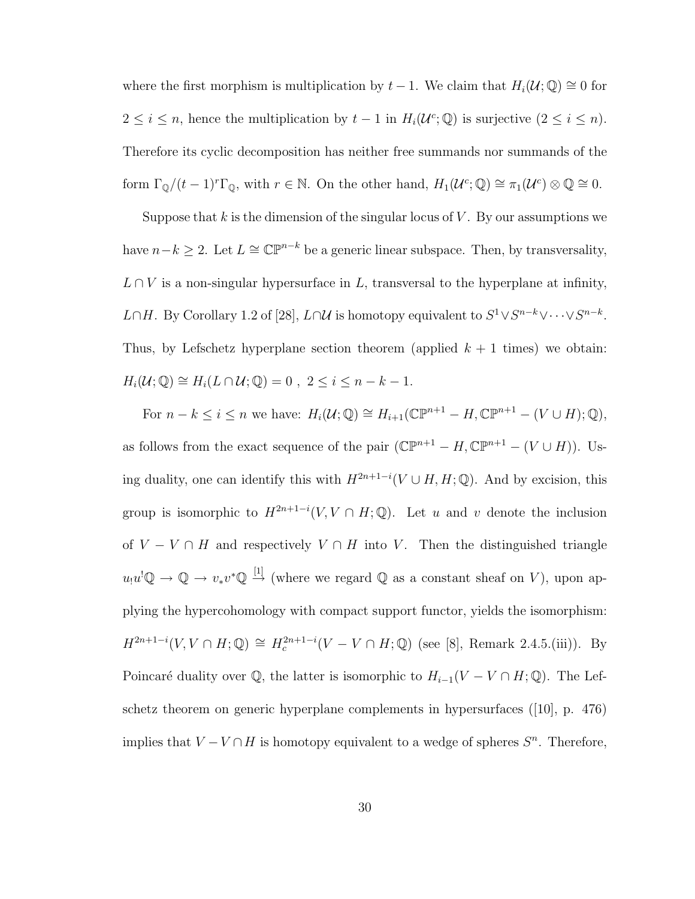where the first morphism is multiplication by $t-1$. We claim that $H_i(\mathcal{U};\mathbb{Q}) \cong 0$ for $2 \leq i \leq n$, hence the multiplication by $t-1$ in $H_i(\mathcal{U}^c;\mathbb{Q})$ is surjective ($2 \leq i \leq n$). Therefore its cyclic decomposition has neither free summands nor summands of the form $\Gamma_{\mathbb{Q}}/(t-1)^r\Gamma_{\mathbb{Q}}$, with $r \in \mathbb{N}$. On the other hand, $H_1(\mathcal{U}^c;\mathbb{Q}) \cong \pi_1(\mathcal{U}^c) \otimes \mathbb{Q} \cong 0$.

Suppose that $k$ is the dimension of the singular locus of $V$. By our assumptions we have $n-k \geq 2$. Let $L \cong \mathbb{CP}^{n-k}$ be a generic linear subspace. Then, by transversality, $L \cap V$ is a non-singular hypersurface in $L$, transversal to the hyperplane at infinity, $L \cap H$. By Corollary 1.2 of [28], $L \cap \mathcal{U}$ is homotopy equivalent to $S^1 \vee S^{n-k} \vee \cdots \vee S^{n-k}$. Thus, by Lefschetz hyperplane section theorem (applied $k+1$ times) we obtain: $H_i(\mathcal{U};\mathbb{Q}) \cong H_i(L \cap \mathcal{U};\mathbb{Q}) = 0$ , $2 \leq i \leq n-k-1$.

For $n-k \leq i \leq n$ we have: $H_i(\mathcal{U};\mathbb{Q}) \cong H_{i+1}(\mathbb{CP}^{n+1} - H, \mathbb{CP}^{n+1} - (V \cup H);\mathbb{Q})$, as follows from the exact sequence of the pair $(\mathbb{CP}^{n+1} - H, \mathbb{CP}^{n+1} - (V \cup H))$. Using duality, one can identify this with $H^{2n+1-i}(V \cup H, H;\mathbb{Q})$. And by excision, this group is isomorphic to $H^{2n+1-i}(V, V \cap H;\mathbb{Q})$. Let $u$ and $v$ denote the inclusion of $V - V \cap H$ and respectively $V \cap H$ into $V$. Then the distinguished triangle $u_! u^! \mathbb{Q} \to \mathbb{Q} \to v_* v^* \mathbb{Q} \xrightarrow{[1]}$ (where we regard $\mathbb{Q}$ as a constant sheaf on $V$), upon applying the hypercohomology with compact support functor, yields the isomorphism: $H^{2n+1-i}(V, V \cap H;\mathbb{Q}) \cong H_c^{2n+1-i}(V - V \cap H;\mathbb{Q})$ (see [8], Remark 2.4.5.(iii)). By Poincaré duality over $\mathbb{Q}$, the latter is isomorphic to $H_{i-1}(V - V \cap H;\mathbb{Q})$. The Lefschetz theorem on generic hyperplane complements in hypersurfaces ([10], p. 476) implies that $V - V \cap H$ is homotopy equivalent to a wedge of spheres $S^n$. Therefore,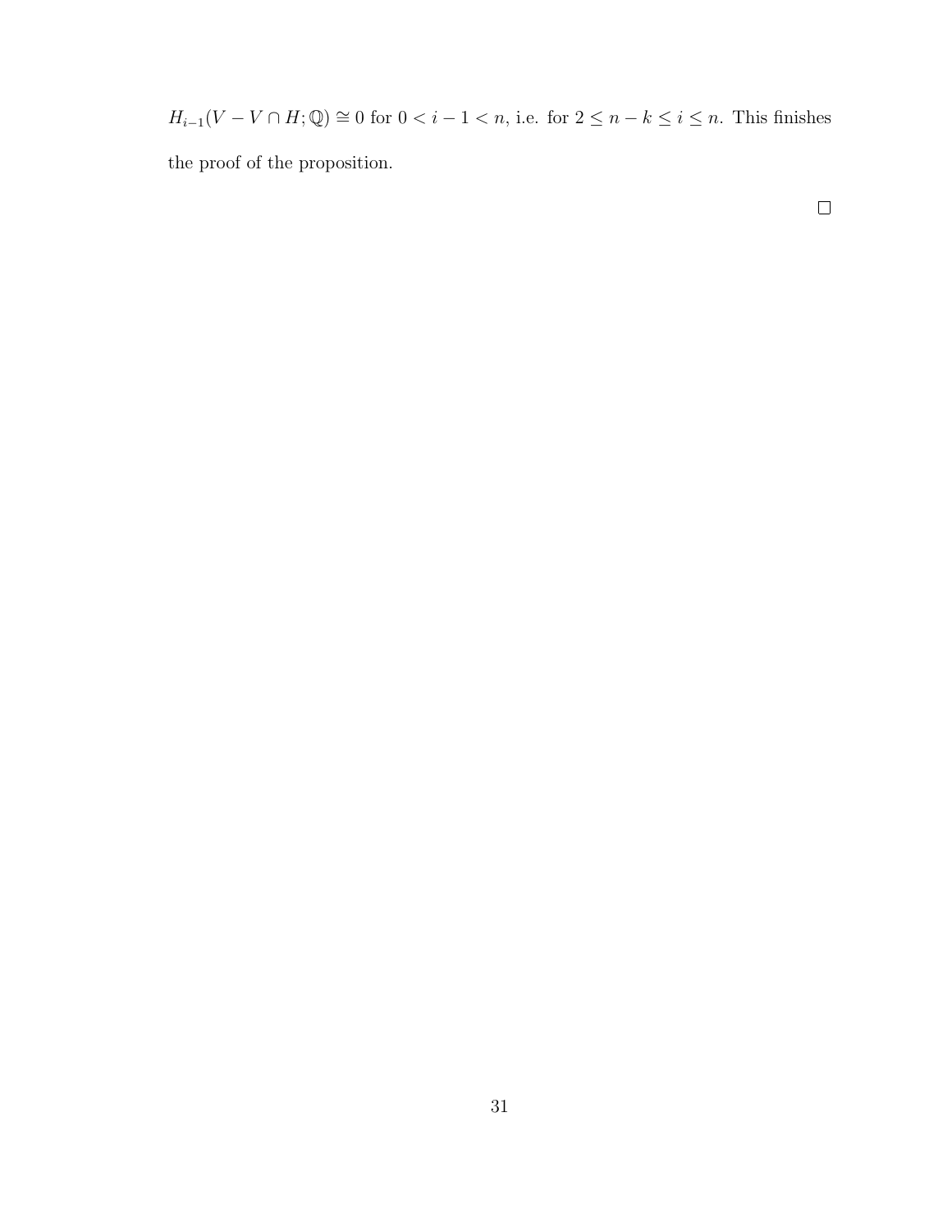$H_{i-1}(V - V \cap H; \mathbb{Q}) \cong 0$ for $0 < i - 1 < n$, i.e. for $2 \leq n - k \leq i \leq n$. This finishes the proof of the proposition.

$\square$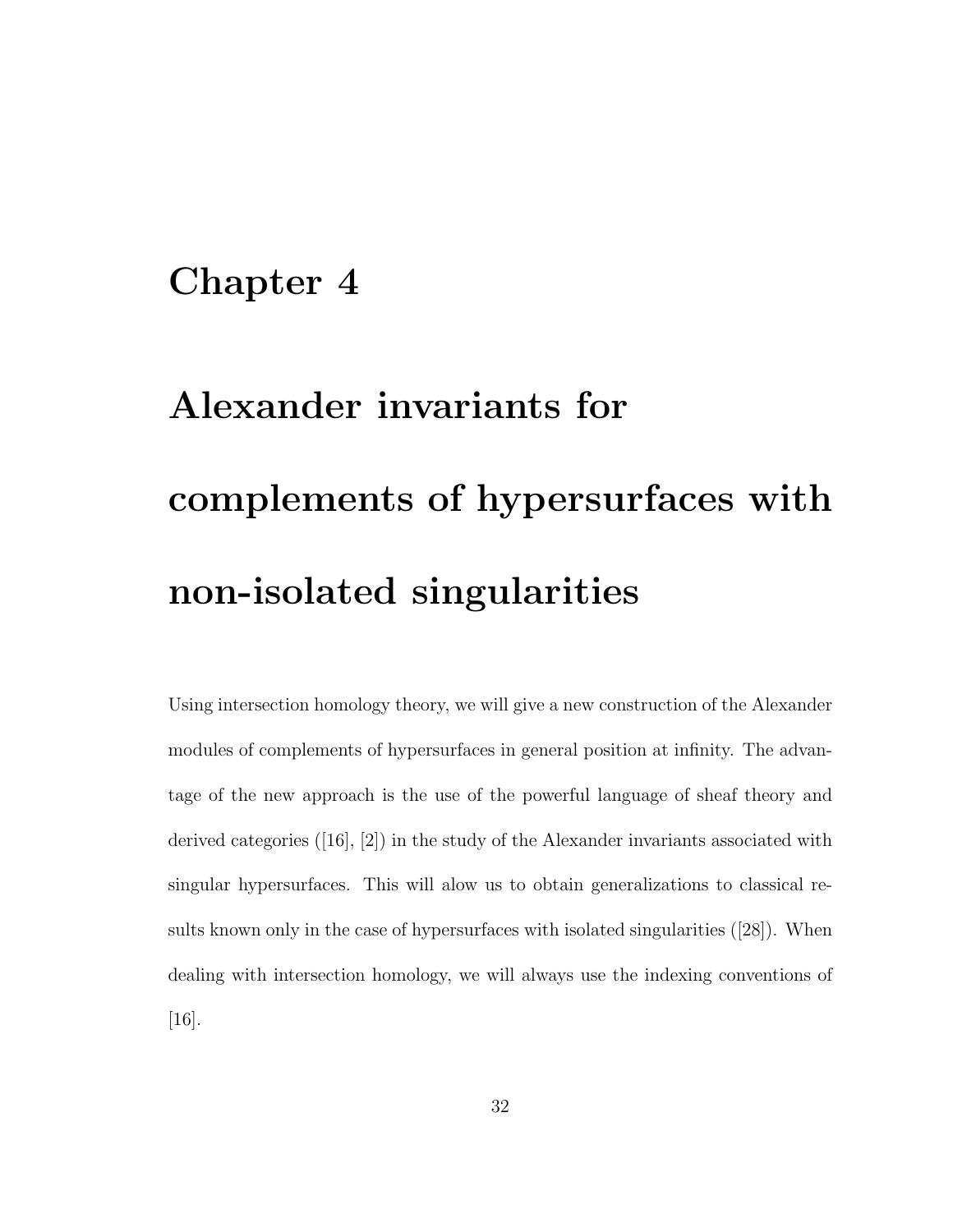# Chapter 4

# Alexander invariants for complements of hypersurfaces with non-isolated singularities

Using intersection homology theory, we will give a new construction of the Alexander modules of complements of hypersurfaces in general position at infinity. The advantage of the new approach is the use of the powerful language of sheaf theory and derived categories ([16], [2]) in the study of the Alexander invariants associated with singular hypersurfaces. This will alow us to obtain generalizations to classical results known only in the case of hypersurfaces with isolated singularities ([28]). When dealing with intersection homology, we will always use the indexing conventions of [16].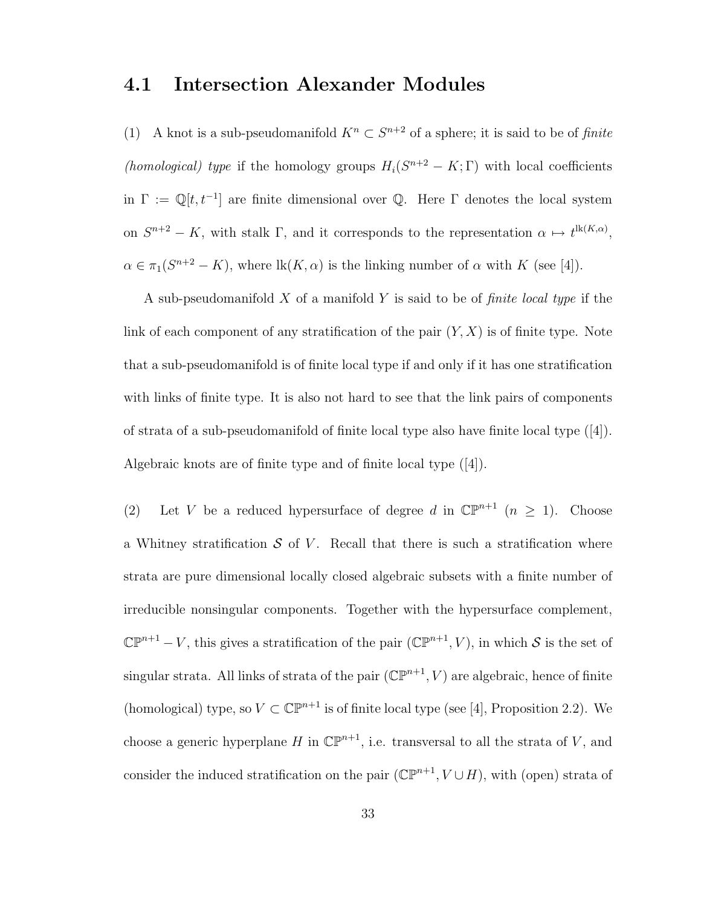## 4.1 Intersection Alexander Modules

(1) A knot is a sub-pseudomanifold $K^n \subset S^{n+2}$ of a sphere; it is said to be of *finite (homological) type* if the homology groups $H_i(S^{n+2} - K; \Gamma)$ with local coefficients in $\Gamma := \mathbb{Q}[t, t^{-1}]$ are finite dimensional over $\mathbb{Q}$. Here $\Gamma$ denotes the local system on $S^{n+2} - K$, with stalk $\Gamma$, and it corresponds to the representation $\alpha \mapsto t^{\mathrm{lk}(K,\alpha)}$, $\alpha \in \pi_1(S^{n+2} - K)$, where $\mathrm{lk}(K, \alpha)$ is the linking number of $\alpha$ with $K$ (see [4]).

A sub-pseudomanifold $X$ of a manifold $Y$ is said to be of *finite local type* if the link of each component of any stratification of the pair $(Y, X)$ is of finite type. Note that a sub-pseudomanifold is of finite local type if and only if it has one stratification with links of finite type. It is also not hard to see that the link pairs of components of strata of a sub-pseudomanifold of finite local type also have finite local type ([4]). Algebraic knots are of finite type and of finite local type ([4]).

(2) Let $V$ be a reduced hypersurface of degree $d$ in $\mathbb{CP}^{n+1}$ ($n \geq 1$). Choose a Whitney stratification $\mathcal{S}$ of $V$. Recall that there is such a stratification where strata are pure dimensional locally closed algebraic subsets with a finite number of irreducible nonsingular components. Together with the hypersurface complement, $\mathbb{CP}^{n+1} - V$, this gives a stratification of the pair $(\mathbb{CP}^{n+1}, V)$, in which $\mathcal{S}$ is the set of singular strata. All links of strata of the pair $(\mathbb{CP}^{n+1}, V)$ are algebraic, hence of finite (homological) type, so $V \subset \mathbb{CP}^{n+1}$ is of finite local type (see [4], Proposition 2.2). We choose a generic hyperplane $H$ in $\mathbb{CP}^{n+1}$, i.e. transversal to all the strata of $V$, and consider the induced stratification on the pair $(\mathbb{CP}^{n+1}, V \cup H)$, with (open) strata of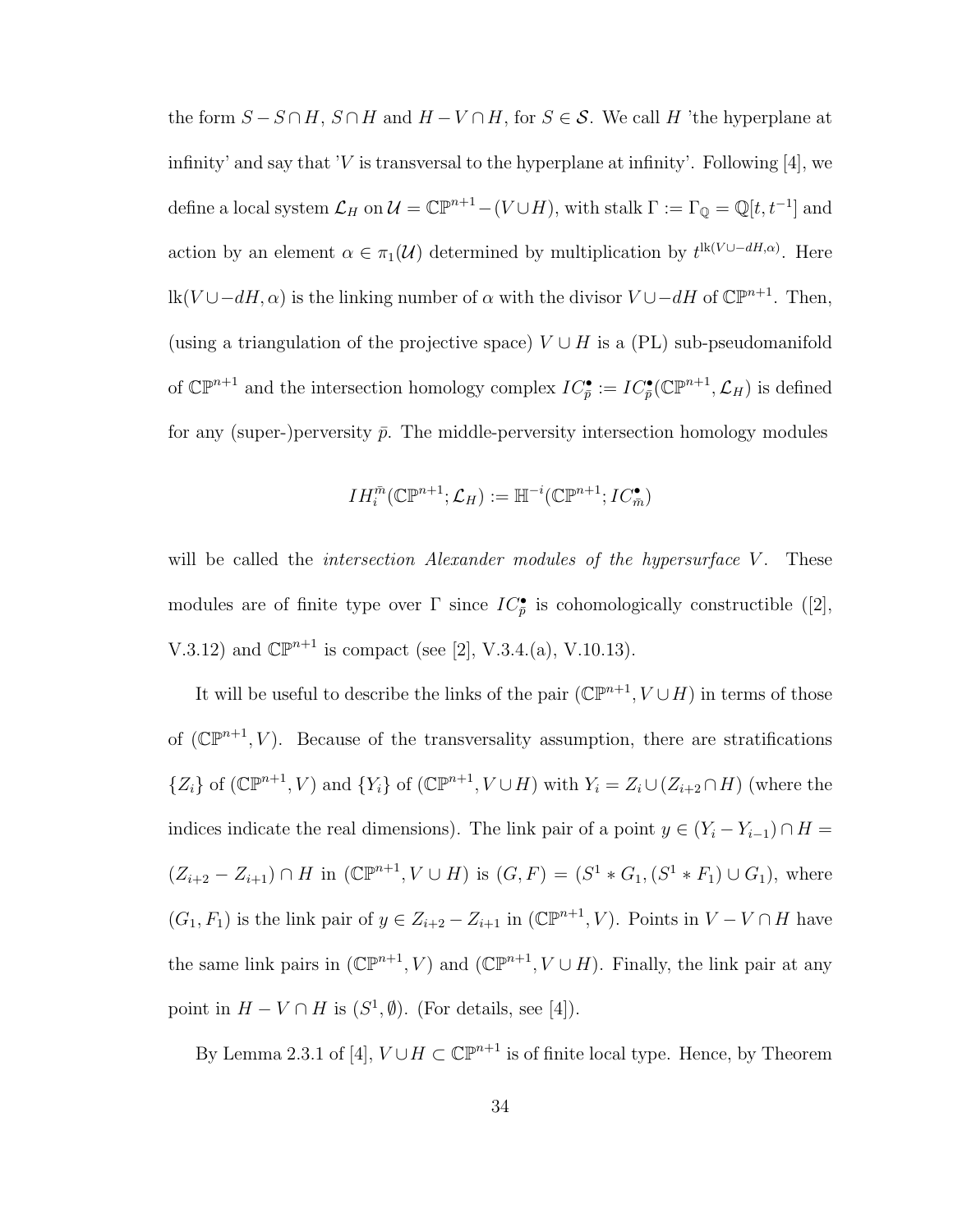the form $S - S \cap H$, $S \cap H$ and $H - V \cap H$, for $S \in \mathcal{S}$. We call $H$ 'the hyperplane at infinity' and say that '$V$ is transversal to the hyperplane at infinity'. Following [4], we define a local system $\mathcal{L}_H$ on $\mathcal{U} = \mathbb{CP}^{n+1} - (V \cup H)$, with stalk $\Gamma := \Gamma_{\mathbb{Q}} = \mathbb{Q}[t, t^{-1}]$ and action by an element $\alpha \in \pi_1(\mathcal{U})$ determined by multiplication by $t^{\text{lk}(V \cup -dH, \alpha)}$. Here $\text{lk}(V \cup -dH, \alpha)$ is the linking number of $\alpha$ with the divisor $V \cup -dH$ of $\mathbb{CP}^{n+1}$. Then, (using a triangulation of the projective space) $V \cup H$ is a (PL) sub-pseudomanifold of $\mathbb{CP}^{n+1}$ and the intersection homology complex $IC^{\bullet}_{\bar{p}} := IC^{\bullet}_{\bar{p}}(\mathbb{CP}^{n+1}, \mathcal{L}_H)$ is defined for any (super-)perversity $\bar{p}$. The middle-perversity intersection homology modules

$$IH_i^{\bar{m}}(\mathbb{CP}^{n+1}; \mathcal{L}_H) := \mathbb{H}^{-i}(\mathbb{CP}^{n+1}; IC^{\bullet}_{\bar{m}})$$

will be called the *intersection Alexander modules of the hypersurface* $V$. These modules are of finite type over $\Gamma$ since $IC^{\bullet}_{\bar{p}}$ is cohomologically constructible ([2], V.3.12) and $\mathbb{CP}^{n+1}$ is compact (see [2], V.3.4.(a), V.10.13).

It will be useful to describe the links of the pair $(\mathbb{CP}^{n+1}, V \cup H)$ in terms of those of $(\mathbb{CP}^{n+1}, V)$. Because of the transversality assumption, there are stratifications $\{Z_i\}$ of $(\mathbb{CP}^{n+1}, V)$ and $\{Y_i\}$ of $(\mathbb{CP}^{n+1}, V \cup H)$ with $Y_i = Z_i \cup (Z_{i+2} \cap H)$ (where the indices indicate the real dimensions). The link pair of a point $y \in (Y_i - Y_{i-1}) \cap H = (Z_{i+2} - Z_{i+1}) \cap H$ in $(\mathbb{CP}^{n+1}, V \cup H)$ is $(G, F) = (S^1 * G_1, (S^1 * F_1) \cup G_1)$, where $(G_1, F_1)$ is the link pair of $y \in Z_{i+2} - Z_{i+1}$ in $(\mathbb{CP}^{n+1}, V)$. Points in $V - V \cap H$ have the same link pairs in $(\mathbb{CP}^{n+1}, V)$ and $(\mathbb{CP}^{n+1}, V \cup H)$. Finally, the link pair at any point in $H - V \cap H$ is $(S^1, \emptyset)$. (For details, see [4]).

By Lemma 2.3.1 of [4], $V \cup H \subset \mathbb{CP}^{n+1}$ is of finite local type. Hence, by Theorem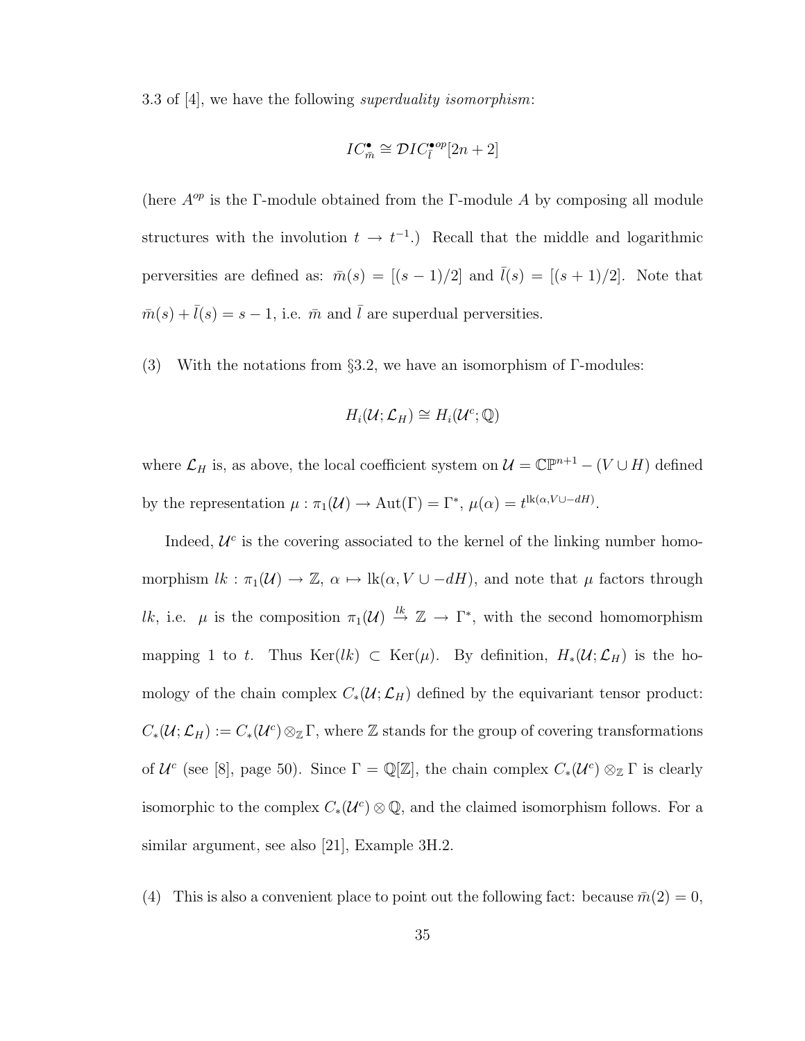3.3 of [4], we have the following *superduality isomorphism*:

$$IC^{\bullet}_{\bar{m}} \cong \mathcal{D}IC^{\bullet op}_{\bar{l}}[2n+2]$$

(here $A^{op}$ is the $\Gamma$-module obtained from the $\Gamma$-module $A$ by composing all module structures with the involution $t \to t^{-1}$.) Recall that the middle and logarithmic perversities are defined as: $\bar{m}(s) = [(s-1)/2]$ and $\bar{l}(s) = [(s+1)/2]$. Note that $\bar{m}(s) + \bar{l}(s) = s - 1$, i.e. $\bar{m}$ and $\bar{l}$ are superdual perversities.

(3) With the notations from §3.2, we have an isomorphism of $\Gamma$-modules:

$$H_i(\mathcal{U}; \mathcal{L}_H) \cong H_i(\mathcal{U}^c; \mathbb{Q})$$

where $\mathcal{L}_H$ is, as above, the local coefficient system on $\mathcal{U} = \mathbb{CP}^{n+1} - (V \cup H)$ defined by the representation $\mu : \pi_1(\mathcal{U}) \to \mathrm{Aut}(\Gamma) = \Gamma^*$, $\mu(\alpha) = t^{\mathrm{lk}(\alpha, V \cup -dH)}$.

Indeed, $\mathcal{U}^c$ is the covering associated to the kernel of the linking number homomorphism $lk : \pi_1(\mathcal{U}) \to \mathbb{Z}$, $\alpha \mapsto \mathrm{lk}(\alpha, V \cup -dH)$, and note that $\mu$ factors through $lk$, i.e. $\mu$ is the composition $\pi_1(\mathcal{U}) \xrightarrow{lk} \mathbb{Z} \to \Gamma^*$, with the second homomorphism mapping 1 to $t$. Thus $\mathrm{Ker}(lk) \subset \mathrm{Ker}(\mu)$. By definition, $H_*(\mathcal{U}; \mathcal{L}_H)$ is the homology of the chain complex $C_*(\mathcal{U}; \mathcal{L}_H)$ defined by the equivariant tensor product: $C_*(\mathcal{U}; \mathcal{L}_H) := C_*(\mathcal{U}^c) \otimes_{\mathbb{Z}} \Gamma$, where $\mathbb{Z}$ stands for the group of covering transformations of $\mathcal{U}^c$ (see [8], page 50). Since $\Gamma = \mathbb{Q}[\mathbb{Z}]$, the chain complex $C_*(\mathcal{U}^c) \otimes_{\mathbb{Z}} \Gamma$ is clearly isomorphic to the complex $C_*(\mathcal{U}^c) \otimes \mathbb{Q}$, and the claimed isomorphism follows. For a similar argument, see also [21], Example 3H.2.

(4) This is also a convenient place to point out the following fact: because $\bar{m}(2) = 0$,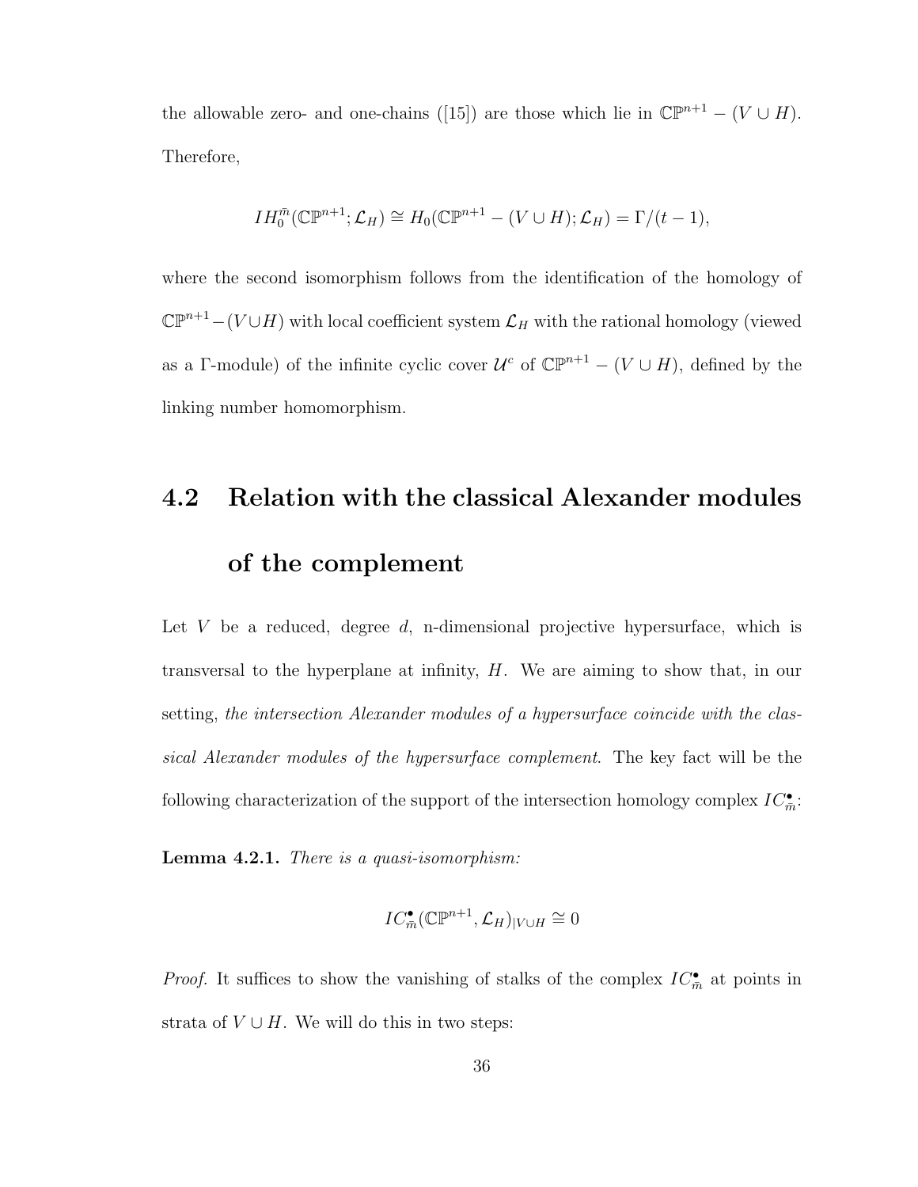the allowable zero- and one-chains ([15]) are those which lie in $\mathbb{CP}^{n+1} - (V \cup H)$. Therefore,

$$IH_0^{\bar{m}}(\mathbb{CP}^{n+1}; \mathcal{L}_H) \cong H_0(\mathbb{CP}^{n+1} - (V \cup H); \mathcal{L}_H) = \Gamma/(t-1),$$

where the second isomorphism follows from the identification of the homology of $\mathbb{CP}^{n+1} - (V \cup H)$ with local coefficient system $\mathcal{L}_H$ with the rational homology (viewed as a $\Gamma$-module) of the infinite cyclic cover $\mathcal{U}^c$ of $\mathbb{CP}^{n+1} - (V \cup H)$, defined by the linking number homomorphism.

## 4.2 Relation with the classical Alexander modules of the complement

Let $V$ be a reduced, degree $d$, n-dimensional projective hypersurface, which is transversal to the hyperplane at infinity, $H$. We are aiming to show that, in our setting, *the intersection Alexander modules of a hypersurface coincide with the classical Alexander modules of the hypersurface complement*. The key fact will be the following characterization of the support of the intersection homology complex $IC^{\bullet}_{\bar{m}}$:

**Lemma 4.2.1.** *There is a quasi-isomorphism:*

$$IC^{\bullet}_{\bar{m}}(\mathbb{CP}^{n+1}, \mathcal{L}_H)_{|V \cup H} \cong 0$$

*Proof.* It suffices to show the vanishing of stalks of the complex $IC^{\bullet}_{\bar{m}}$ at points in strata of $V \cup H$. We will do this in two steps: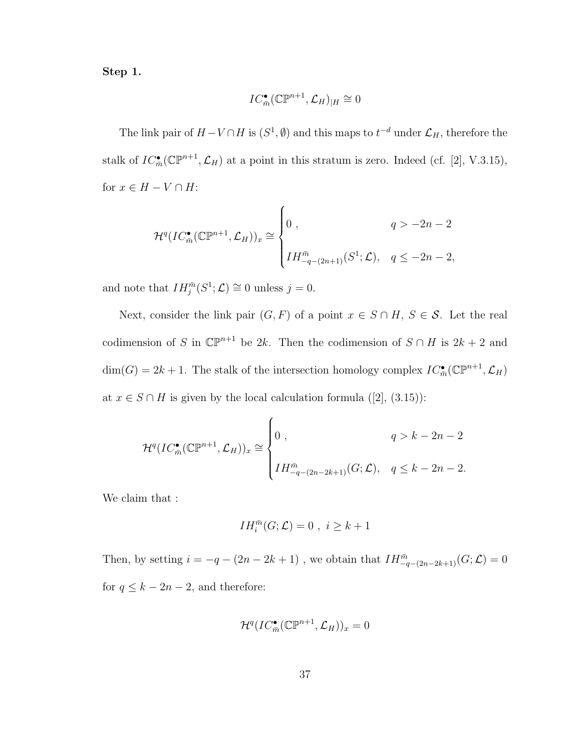**Step 1.**

$$IC^{\bullet}_{\bar{m}}(\mathbb{CP}^{n+1}, \mathcal{L}_H)_{|H} \cong 0$$

The link pair of $H - V \cap H$ is $(S^1, \emptyset)$ and this maps to $t^{-d}$ under $\mathcal{L}_H$, therefore the stalk of $IC^{\bullet}_{\bar{m}}(\mathbb{CP}^{n+1}, \mathcal{L}_H)$ at a point in this stratum is zero. Indeed (cf. [2], V.3.15), for $x \in H - V \cap H$:

$$\mathcal{H}^q(IC^{\bullet}_{\bar{m}}(\mathbb{CP}^{n+1}, \mathcal{L}_H))_x \cong \begin{cases} 0 \ , & q > -2n-2 \\ IH^{\bar{m}}_{-q-(2n+1)}(S^1; \mathcal{L}), & q \leq -2n-2, \end{cases}$$

and note that $IH^{\bar{m}}_j(S^1; \mathcal{L}) \cong 0$ unless $j = 0$.

Next, consider the link pair $(G, F)$ of a point $x \in S \cap H$, $S \in \mathcal{S}$. Let the real codimension of $S$ in $\mathbb{CP}^{n+1}$ be $2k$. Then the codimension of $S \cap H$ is $2k+2$ and $\dim(G) = 2k+1$. The stalk of the intersection homology complex $IC^{\bullet}_{\bar{m}}(\mathbb{CP}^{n+1}, \mathcal{L}_H)$ at $x \in S \cap H$ is given by the local calculation formula ([2], (3.15)):

$$\mathcal{H}^q(IC^{\bullet}_{\bar{m}}(\mathbb{CP}^{n+1}, \mathcal{L}_H))_x \cong \begin{cases} 0 \ , & q > k-2n-2 \\ IH^{\bar{m}}_{-q-(2n-2k+1)}(G; \mathcal{L}), & q \leq k-2n-2. \end{cases}$$

We claim that :

$$IH^{\bar{m}}_i(G; \mathcal{L}) = 0 \ , \ i \geq k+1$$

Then, by setting $i = -q - (2n - 2k + 1)$ , we obtain that $IH^{\bar{m}}_{-q-(2n-2k+1)}(G; \mathcal{L}) = 0$ for $q \leq k - 2n - 2$, and therefore:

$$\mathcal{H}^q(IC^{\bullet}_{\bar{m}}(\mathbb{CP}^{n+1}, \mathcal{L}_H))_x = 0$$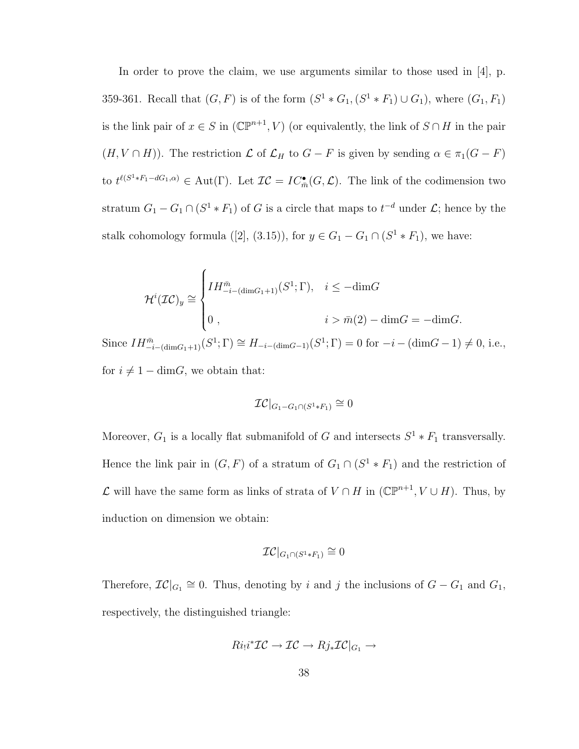In order to prove the claim, we use arguments similar to those used in [4], p. 359-361. Recall that $(G, F)$ is of the form $(S^1 * G_1, (S^1 * F_1) \cup G_1)$, where $(G_1, F_1)$ is the link pair of $x \in S$ in $(\mathbb{CP}^{n+1}, V)$ (or equivalently, the link of $S \cap H$ in the pair $(H, V \cap H)$). The restriction $\mathcal{L}$ of $\mathcal{L}_H$ to $G - F$ is given by sending $\alpha \in \pi_1(G - F)$ to $t^{\ell(S^1 * F_1 - dG_1, \alpha)} \in \text{Aut}(\Gamma)$. Let $\mathcal{IC} = IC^{\bullet}_{\bar{m}}(G, \mathcal{L})$. The link of the codimension two stratum $G_1 - G_1 \cap (S^1 * F_1)$ of $G$ is a circle that maps to $t^{-d}$ under $\mathcal{L}$; hence by the stalk cohomology formula ([2], (3.15)), for $y \in G_1 - G_1 \cap (S^1 * F_1)$, we have:

$$\mathcal{H}^i(\mathcal{IC})_y \cong \begin{cases} IH^{\bar{m}}_{-i-(\text{dim}G_1+1)}(S^1; \Gamma), & i \leq -\text{dim}G \\ 0\ , & i > \bar{m}(2) - \text{dim}G = -\text{dim}G. \end{cases}$$

Since $IH^{\bar{m}}_{-i-(\text{dim}G_1+1)}(S^1; \Gamma) \cong H_{-i-(\text{dim}G-1)}(S^1; \Gamma) = 0$ for $-i - (\text{dim}G - 1) \neq 0$, i.e., for $i \neq 1 - \text{dim}G$, we obtain that:

$$\mathcal{IC}|_{G_1 - G_1 \cap (S^1 * F_1)} \cong 0$$

Moreover, $G_1$ is a locally flat submanifold of $G$ and intersects $S^1 * F_1$ transversally. Hence the link pair in $(G, F)$ of a stratum of $G_1 \cap (S^1 * F_1)$ and the restriction of $\mathcal{L}$ will have the same form as links of strata of $V \cap H$ in $(\mathbb{CP}^{n+1}, V \cup H)$. Thus, by induction on dimension we obtain:

$$\mathcal{IC}|_{G_1 \cap (S^1 * F_1)} \cong 0$$

Therefore, $\mathcal{IC}|_{G_1} \cong 0$. Thus, denoting by $i$ and $j$ the inclusions of $G - G_1$ and $G_1$, respectively, the distinguished triangle:

$$Ri_! i^* \mathcal{IC} \to \mathcal{IC} \to Rj_* \mathcal{IC}|_{G_1} \to$$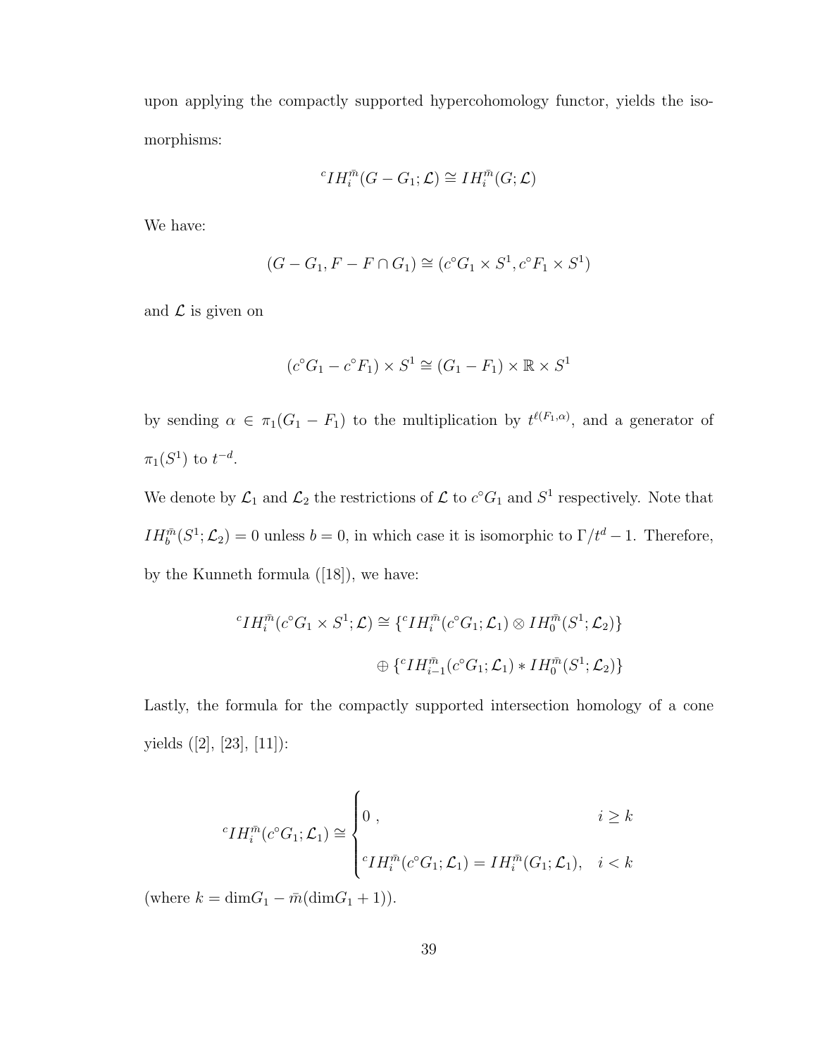upon applying the compactly supported hypercohomology functor, yields the isomorphisms:

$$^{c}IH_i^{\bar{m}}(G - G_1; \mathcal{L}) \cong IH_i^{\bar{m}}(G; \mathcal{L})$$

We have:

$$(G - G_1, F - F \cap G_1) \cong (c^{\circ}G_1 \times S^1, c^{\circ}F_1 \times S^1)$$

and $\mathcal{L}$ is given on

$$(c^{\circ}G_1 - c^{\circ}F_1) \times S^1 \cong (G_1 - F_1) \times \mathbb{R} \times S^1$$

by sending $\alpha \in \pi_1(G_1 - F_1)$ to the multiplication by $t^{\ell(F_1, \alpha)}$, and a generator of $\pi_1(S^1)$ to $t^{-d}$.

We denote by $\mathcal{L}_1$ and $\mathcal{L}_2$ the restrictions of $\mathcal{L}$ to $c^{\circ}G_1$ and $S^1$ respectively. Note that $IH_b^{\bar{m}}(S^1; \mathcal{L}_2) = 0$ unless $b = 0$, in which case it is isomorphic to $\Gamma / t^d - 1$. Therefore, by the Kunneth formula ([18]), we have:

$$^{c}IH_i^{\bar{m}}(c^{\circ}G_1 \times S^1; \mathcal{L}) \cong \{^{c}IH_i^{\bar{m}}(c^{\circ}G_1; \mathcal{L}_1) \otimes IH_0^{\bar{m}}(S^1; \mathcal{L}_2)\}$$

$$\oplus \{^{c}IH_{i-1}^{\bar{m}}(c^{\circ}G_1; \mathcal{L}_1) * IH_0^{\bar{m}}(S^1; \mathcal{L}_2)\}$$

Lastly, the formula for the compactly supported intersection homology of a cone yields ([2], [23], [11]):

$$^{c}IH_i^{\bar{m}}(c^{\circ}G_1; \mathcal{L}_1) \cong \begin{cases} 0 \ , & i \geq k \\ ^{c}IH_i^{\bar{m}}(c^{\circ}G_1; \mathcal{L}_1) = IH_i^{\bar{m}}(G_1; \mathcal{L}_1), & i < k \end{cases}$$

(where $k = \dim G_1 - \bar{m}(\dim G_1 + 1)$).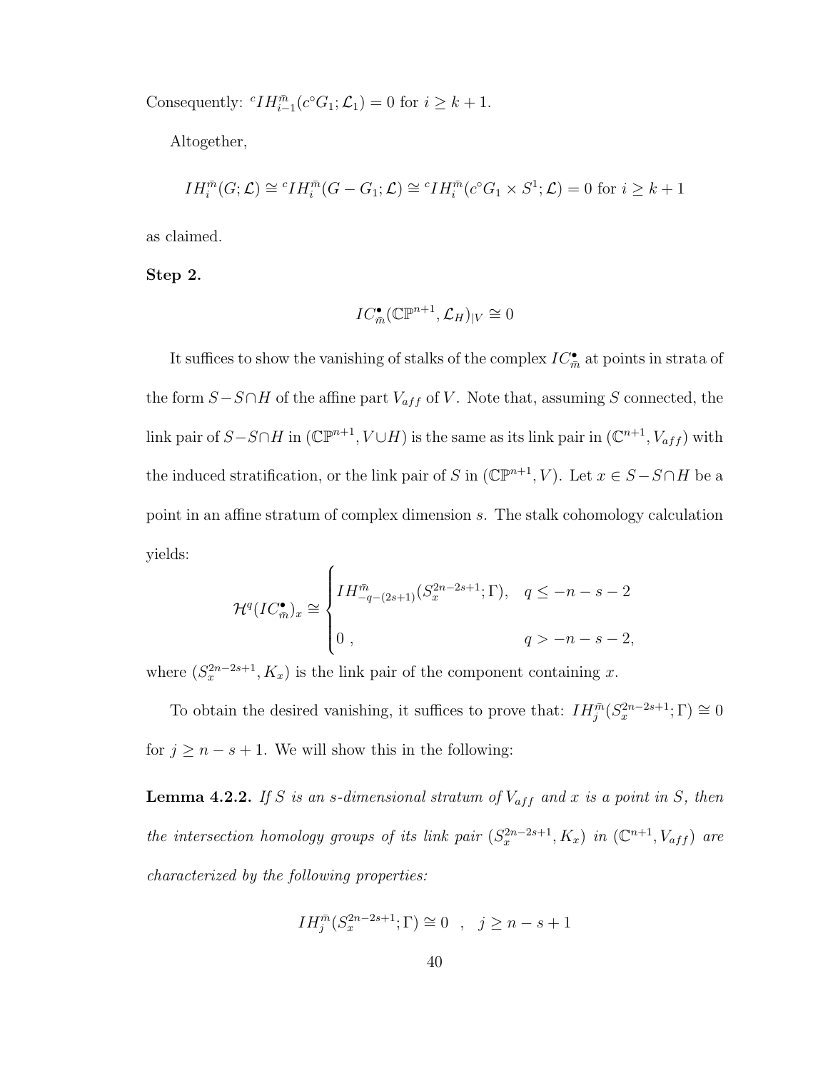Consequently: ${}^{c}IH^{\bar{m}}_{i-1}(c^{\circ}G_1; \mathcal{L}_1) = 0$ for $i \geq k+1$.

Altogether,

$$IH^{\bar{m}}_i(G; \mathcal{L}) \cong {}^{c}IH^{\bar{m}}_i(G - G_1; \mathcal{L}) \cong {}^{c}IH^{\bar{m}}_i(c^{\circ}G_1 \times S^1; \mathcal{L}) = 0 \text{ for } i \geq k+1$$

as claimed.

**Step 2.**

$$IC^{\bullet}_{\bar{m}}(\mathbb{CP}^{n+1}, \mathcal{L}_H)_{|V} \cong 0$$

It suffices to show the vanishing of stalks of the complex $IC^{\bullet}_{\bar{m}}$ at points in strata of the form $S - S \cap H$ of the affine part $V_{aff}$ of $V$. Note that, assuming $S$ connected, the link pair of $S - S \cap H$ in $(\mathbb{CP}^{n+1}, V \cup H)$ is the same as its link pair in $(\mathbb{C}^{n+1}, V_{aff})$ with the induced stratification, or the link pair of $S$ in $(\mathbb{CP}^{n+1}, V)$. Let $x \in S - S \cap H$ be a point in an affine stratum of complex dimension $s$. The stalk cohomology calculation yields:

$$\mathcal{H}^q(IC^{\bullet}_{\bar{m}})_x \cong \begin{cases} IH^{\bar{m}}_{-q-(2s+1)}(S^{2n-2s+1}_x; \Gamma), & q \leq -n-s-2 \\ 0\ , & q > -n-s-2, \end{cases}$$

where $(S^{2n-2s+1}_x, K_x)$ is the link pair of the component containing $x$.

To obtain the desired vanishing, it suffices to prove that: $IH^{\bar{m}}_j(S^{2n-2s+1}_x; \Gamma) \cong 0$ for $j \geq n-s+1$. We will show this in the following:

**Lemma 4.2.2.** *If $S$ is an $s$-dimensional stratum of $V_{aff}$ and $x$ is a point in $S$, then the intersection homology groups of its link pair $(S^{2n-2s+1}_x, K_x)$ in $(\mathbb{C}^{n+1}, V_{aff})$ are characterized by the following properties:*

$$IH^{\bar{m}}_j(S^{2n-2s+1}_x; \Gamma) \cong 0 \quad , \quad j \geq n-s+1$$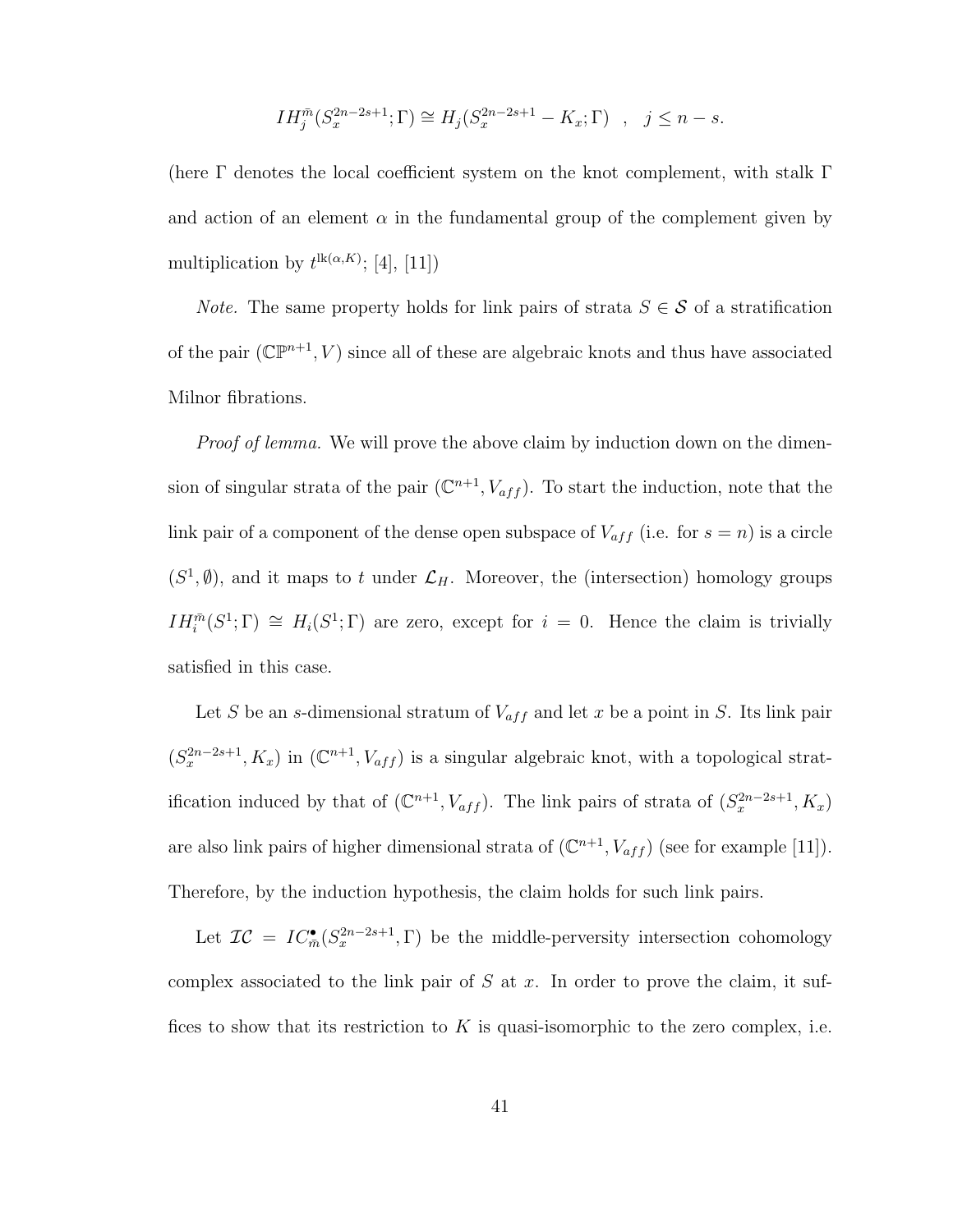$$IH_j^{\bar{m}}(S_x^{2n-2s+1};\Gamma) \cong H_j(S_x^{2n-2s+1} - K_x;\Gamma) \quad , \quad j \leq n-s.$$

(here $\Gamma$ denotes the local coefficient system on the knot complement, with stalk $\Gamma$ and action of an element $\alpha$ in the fundamental group of the complement given by multiplication by $t^{\mathrm{lk}(\alpha,K)}$; [4], [11])

*Note.* The same property holds for link pairs of strata $S \in \mathcal{S}$ of a stratification of the pair $(\mathbb{CP}^{n+1}, V)$ since all of these are algebraic knots and thus have associated Milnor fibrations.

*Proof of lemma.* We will prove the above claim by induction down on the dimension of singular strata of the pair $(\mathbb{C}^{n+1}, V_{aff})$. To start the induction, note that the link pair of a component of the dense open subspace of $V_{aff}$ (i.e. for $s = n$) is a circle $(S^1, \emptyset)$, and it maps to $t$ under $\mathcal{L}_H$. Moreover, the (intersection) homology groups $IH_i^{\bar{m}}(S^1;\Gamma) \cong H_i(S^1;\Gamma)$ are zero, except for $i = 0$. Hence the claim is trivially satisfied in this case.

Let $S$ be an $s$-dimensional stratum of $V_{aff}$ and let $x$ be a point in $S$. Its link pair $(S_x^{2n-2s+1}, K_x)$ in $(\mathbb{C}^{n+1}, V_{aff})$ is a singular algebraic knot, with a topological stratification induced by that of $(\mathbb{C}^{n+1}, V_{aff})$. The link pairs of strata of $(S_x^{2n-2s+1}, K_x)$ are also link pairs of higher dimensional strata of $(\mathbb{C}^{n+1}, V_{aff})$ (see for example [11]). Therefore, by the induction hypothesis, the claim holds for such link pairs.

Let $\mathcal{IC} = IC_{\bar{m}}^{\bullet}(S_x^{2n-2s+1}, \Gamma)$ be the middle-perversity intersection cohomology complex associated to the link pair of $S$ at $x$. In order to prove the claim, it suffices to show that its restriction to $K$ is quasi-isomorphic to the zero complex, i.e.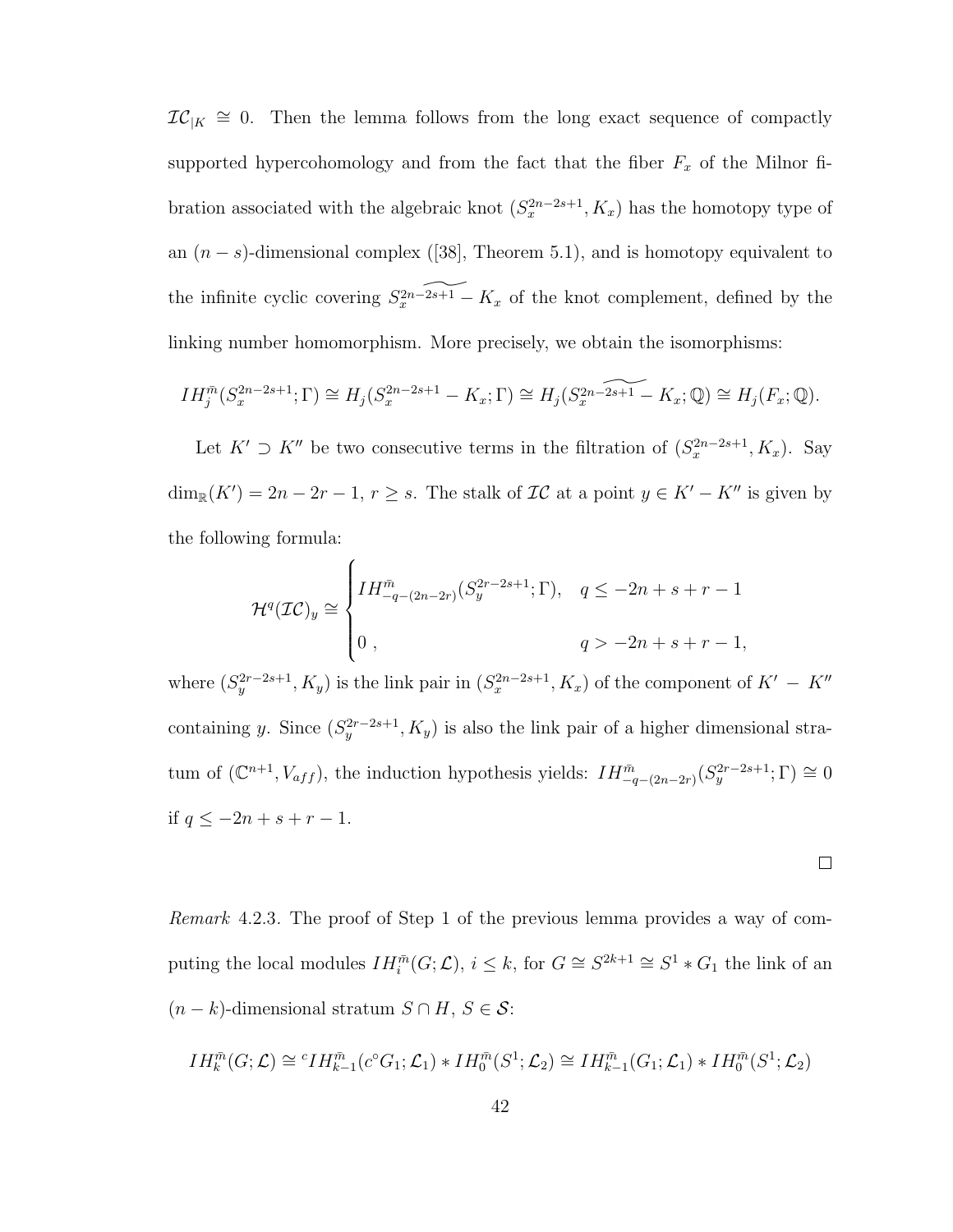$\mathcal{IC}_{|K} \cong 0$. Then the lemma follows from the long exact sequence of compactly supported hypercohomology and from the fact that the fiber $F_x$ of the Milnor fibration associated with the algebraic knot $(S_x^{2n-2s+1}, K_x)$ has the homotopy type of an $(n-s)$-dimensional complex ([38], Theorem 5.1), and is homotopy equivalent to the infinite cyclic covering $\widetilde{S_x^{2n-2s+1} - K_x}$ of the knot complement, defined by the linking number homomorphism. More precisely, we obtain the isomorphisms:

$$IH_j^{\bar{m}}(S_x^{2n-2s+1}; \Gamma) \cong H_j(S_x^{2n-2s+1} - K_x; \Gamma) \cong H_j(\widetilde{S_x^{2n-2s+1} - K_x}; \mathbb{Q}) \cong H_j(F_x; \mathbb{Q}).$$

Let $K' \supset K''$ be two consecutive terms in the filtration of $(S_x^{2n-2s+1}, K_x)$. Say $\dim_{\mathbb{R}}(K') = 2n - 2r - 1$, $r \geq s$. The stalk of $\mathcal{IC}$ at a point $y \in K' - K''$ is given by the following formula:

$$\mathcal{H}^q(\mathcal{IC})_y \cong \begin{cases} IH^{\bar{m}}_{-q-(2n-2r)}(S_y^{2r-2s+1}; \Gamma), & q \leq -2n + s + r - 1 \\ \\ 0\ , & q > -2n + s + r - 1, \end{cases}$$

where $(S_y^{2r-2s+1}, K_y)$ is the link pair in $(S_x^{2n-2s+1}, K_x)$ of the component of $K' - K''$ containing $y$. Since $(S_y^{2r-2s+1}, K_y)$ is also the link pair of a higher dimensional stratum of $(\mathbb{C}^{n+1}, V_{aff})$, the induction hypothesis yields: $IH^{\bar{m}}_{-q-(2n-2r)}(S_y^{2r-2s+1}; \Gamma) \cong 0$ if $q \leq -2n + s + r - 1$.

□

*Remark* 4.2.3. The proof of Step 1 of the previous lemma provides a way of computing the local modules $IH_i^{\bar{m}}(G; \mathcal{L})$, $i \leq k$, for $G \cong S^{2k+1} \cong S^1 * G_1$ the link of an $(n-k)$-dimensional stratum $S \cap H$, $S \in \mathcal{S}$:

$$IH_k^{\bar{m}}(G; \mathcal{L}) \cong {}^{c}IH_{k-1}^{\bar{m}}(c^{\circ}G_1; \mathcal{L}_1) * IH_0^{\bar{m}}(S^1; \mathcal{L}_2) \cong IH_{k-1}^{\bar{m}}(G_1; \mathcal{L}_1) * IH_0^{\bar{m}}(S^1; \mathcal{L}_2)$$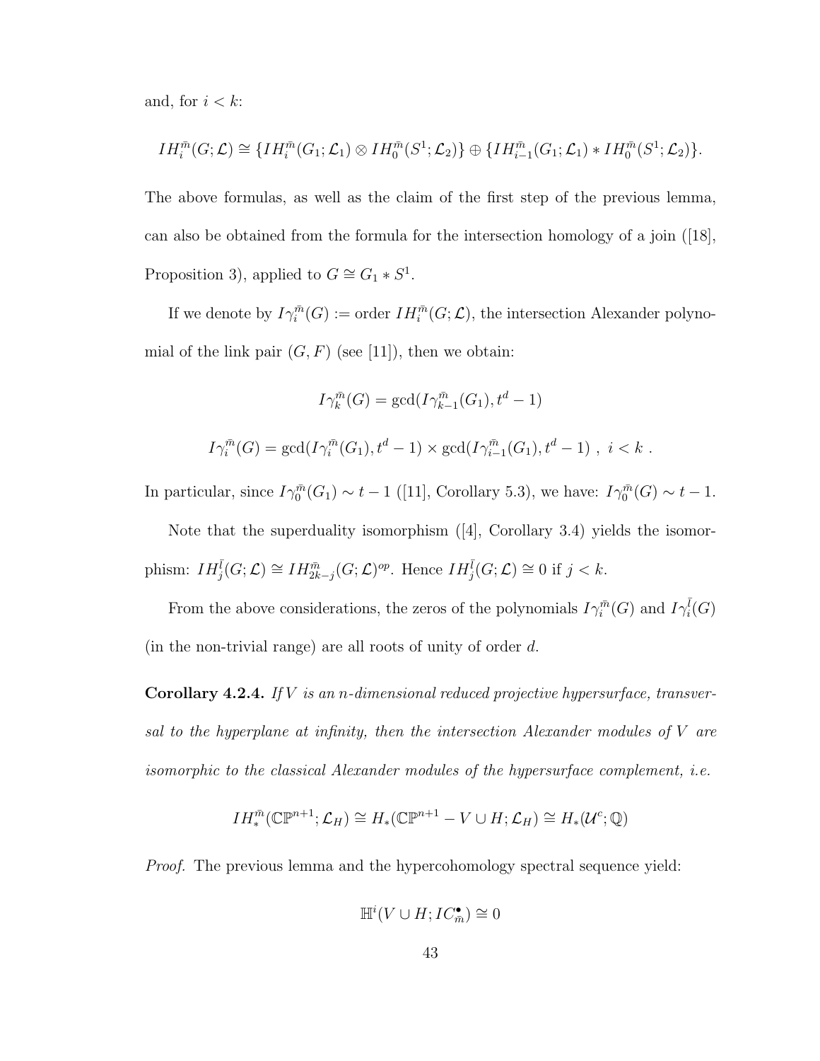and, for $i < k$:

$$IH_i^{\bar{m}}(G; \mathcal{L}) \cong \{IH_i^{\bar{m}}(G_1; \mathcal{L}_1) \otimes IH_0^{\bar{m}}(S^1; \mathcal{L}_2)\} \oplus \{IH_{i-1}^{\bar{m}}(G_1; \mathcal{L}_1) * IH_0^{\bar{m}}(S^1; \mathcal{L}_2)\}.$$

The above formulas, as well as the claim of the first step of the previous lemma, can also be obtained from the formula for the intersection homology of a join ([18], Proposition 3), applied to $G \cong G_1 * S^1$.

If we denote by $I\gamma_i^{\bar{m}}(G) :=$ order $IH_i^{\bar{m}}(G; \mathcal{L})$, the intersection Alexander polynomial of the link pair $(G, F)$ (see [11]), then we obtain:

$$I\gamma_k^{\bar{m}}(G) = \gcd(I\gamma_{k-1}^{\bar{m}}(G_1), t^d - 1)$$

$$I\gamma_i^{\bar{m}}(G) = \gcd(I\gamma_i^{\bar{m}}(G_1), t^d - 1) \times \gcd(I\gamma_{i-1}^{\bar{m}}(G_1), t^d - 1)\ ,\ i < k\ .$$

In particular, since $I\gamma_0^{\bar{m}}(G_1) \sim t - 1$ ([11], Corollary 5.3), we have: $I\gamma_0^{\bar{m}}(G) \sim t - 1$.

Note that the superduality isomorphism ([4], Corollary 3.4) yields the isomorphism: $IH_j^{\bar{l}}(G; \mathcal{L}) \cong IH_{2k-j}^{\bar{m}}(G; \mathcal{L})^{op}$. Hence $IH_j^{\bar{l}}(G; \mathcal{L}) \cong 0$ if $j < k$.

From the above considerations, the zeros of the polynomials $I\gamma_i^{\bar{m}}(G)$ and $I\gamma_i^{\bar{l}}(G)$ (in the non-trivial range) are all roots of unity of order $d$.

**Corollary 4.2.4.** *If $V$ is an $n$-dimensional reduced projective hypersurface, transversal to the hyperplane at infinity, then the intersection Alexander modules of $V$ are isomorphic to the classical Alexander modules of the hypersurface complement, i.e.*

$$IH_*^{\bar{m}}(\mathbb{CP}^{n+1}; \mathcal{L}_H) \cong H_*(\mathbb{CP}^{n+1} - V \cup H; \mathcal{L}_H) \cong H_*(\mathcal{U}^c; \mathbb{Q})$$

*Proof.* The previous lemma and the hypercohomology spectral sequence yield:

$$\mathbb{H}^i(V \cup H; IC_{\bar{m}}^\bullet) \cong 0$$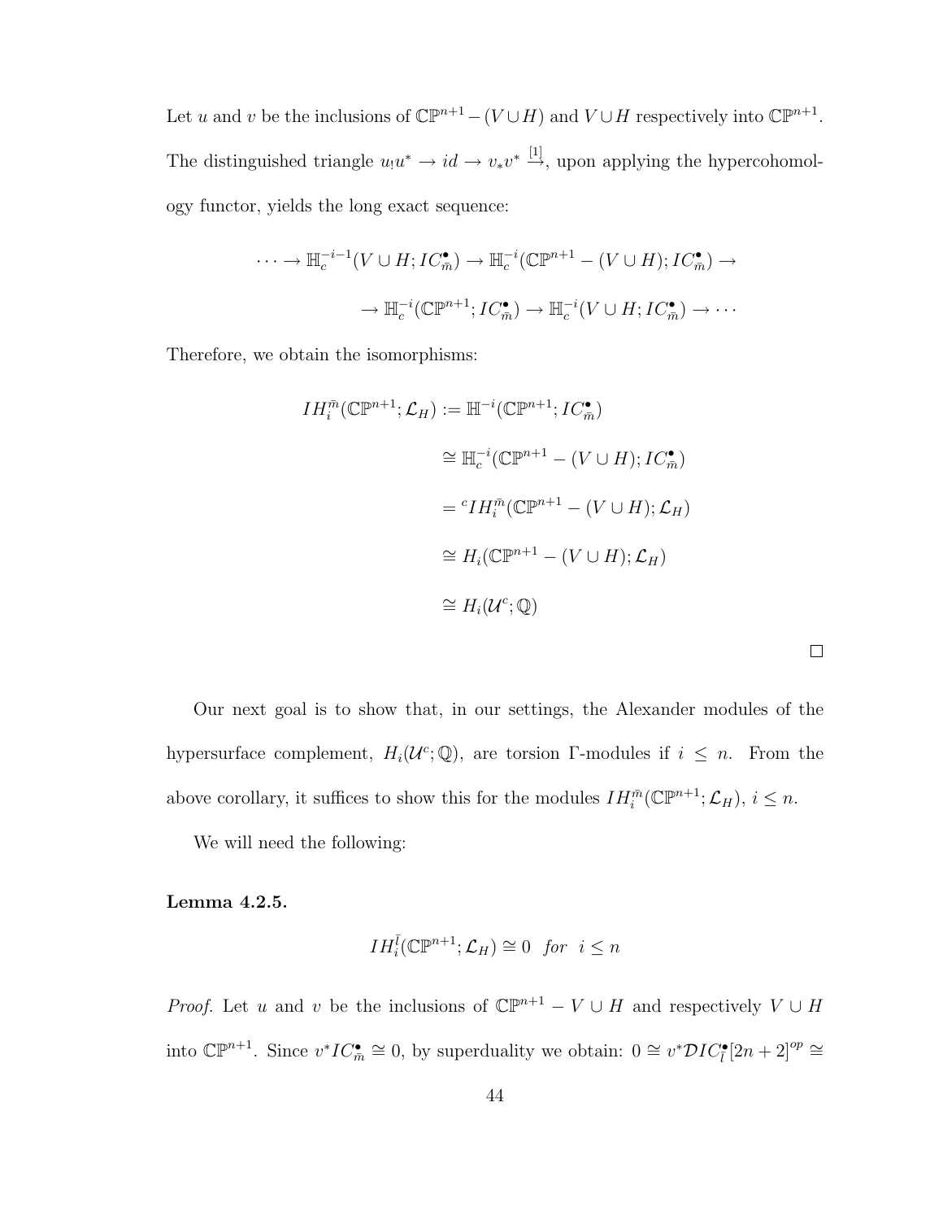Let $u$ and $v$ be the inclusions of $\mathbb{CP}^{n+1} - (V \cup H)$ and $V \cup H$ respectively into $\mathbb{CP}^{n+1}$. The distinguished triangle $u_! u^* \to id \to v_* v^* \xrightarrow{[1]}$, upon applying the hypercohomology functor, yields the long exact sequence:

$$\cdots \to \mathbb{H}_c^{-i-1}(V \cup H; IC^\bullet_{\bar{m}}) \to \mathbb{H}_c^{-i}(\mathbb{CP}^{n+1} - (V \cup H); IC^\bullet_{\bar{m}}) \to$$

$$\to \mathbb{H}_c^{-i}(\mathbb{CP}^{n+1}; IC^\bullet_{\bar{m}}) \to \mathbb{H}_c^{-i}(V \cup H; IC^\bullet_{\bar{m}}) \to \cdots$$

Therefore, we obtain the isomorphisms:

$$\begin{aligned}
IH_i^{\bar{m}}(\mathbb{CP}^{n+1}; \mathcal{L}_H) &:= \mathbb{H}^{-i}(\mathbb{CP}^{n+1}; IC^\bullet_{\bar{m}}) \\
&\cong \mathbb{H}_c^{-i}(\mathbb{CP}^{n+1} - (V \cup H); IC^\bullet_{\bar{m}}) \\
&= {}^c IH_i^{\bar{m}}(\mathbb{CP}^{n+1} - (V \cup H); \mathcal{L}_H) \\
&\cong H_i(\mathbb{CP}^{n+1} - (V \cup H); \mathcal{L}_H) \\
&\cong H_i(\mathcal{U}^c; \mathbb{Q})
\end{aligned}$$

□

Our next goal is to show that, in our settings, the Alexander modules of the hypersurface complement, $H_i(\mathcal{U}^c; \mathbb{Q})$, are torsion $\Gamma$-modules if $i \le n$. From the above corollary, it suffices to show this for the modules $IH_i^{\bar{m}}(\mathbb{CP}^{n+1}; \mathcal{L}_H)$, $i \le n$.

We will need the following:

**Lemma 4.2.5.**

$$IH_i^{\bar{l}}(\mathbb{CP}^{n+1}; \mathcal{L}_H) \cong 0 \quad for \quad i \le n$$

*Proof.* Let $u$ and $v$ be the inclusions of $\mathbb{CP}^{n+1} - V \cup H$ and respectively $V \cup H$ into $\mathbb{CP}^{n+1}$. Since $v^* IC^\bullet_{\bar{m}} \cong 0$, by superduality we obtain: $0 \cong v^* \mathcal{D} IC^\bullet_{\bar{l}}[2n+2]^{op} \cong$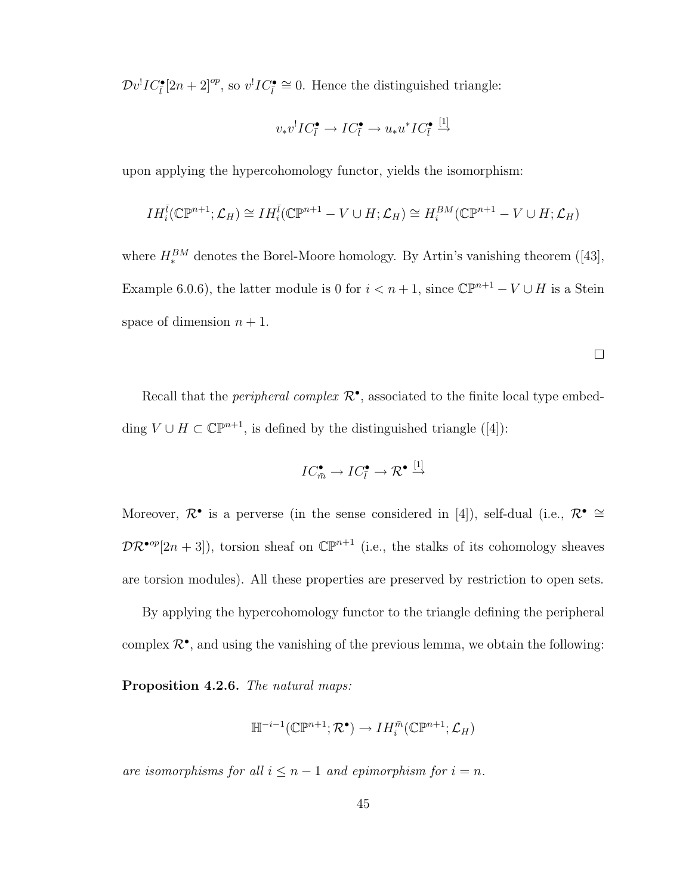$\mathcal{D}v^! IC^\bullet_{\bar{l}}[2n+2]^{op}$, so $v^! IC^\bullet_{\bar{l}} \cong 0$. Hence the distinguished triangle:

$$v_* v^! IC^\bullet_{\bar{l}} \to IC^\bullet_{\bar{l}} \to u_* u^* IC^\bullet_{\bar{l}} \xrightarrow{[1]}$$

upon applying the hypercohomology functor, yields the isomorphism:

$$IH^{\bar{l}}_i(\mathbb{CP}^{n+1}; \mathcal{L}_H) \cong IH^{\bar{l}}_i(\mathbb{CP}^{n+1} - V \cup H; \mathcal{L}_H) \cong H^{BM}_i(\mathbb{CP}^{n+1} - V \cup H; \mathcal{L}_H)$$

where $H^{BM}_*$ denotes the Borel-Moore homology. By Artin's vanishing theorem ([43], Example 6.0.6), the latter module is 0 for $i < n+1$, since $\mathbb{CP}^{n+1} - V \cup H$ is a Stein space of dimension $n+1$.

$\square$

Recall that the *peripheral complex* $\mathcal{R}^\bullet$, associated to the finite local type embedding $V \cup H \subset \mathbb{CP}^{n+1}$, is defined by the distinguished triangle ([4]):

$$IC^\bullet_{\bar{m}} \to IC^\bullet_{\bar{l}} \to \mathcal{R}^\bullet \xrightarrow{[1]}$$

Moreover, $\mathcal{R}^\bullet$ is a perverse (in the sense considered in [4]), self-dual (i.e., $\mathcal{R}^\bullet \cong \mathcal{D}\mathcal{R}^{\bullet op}[2n+3]$), torsion sheaf on $\mathbb{CP}^{n+1}$ (i.e., the stalks of its cohomology sheaves are torsion modules). All these properties are preserved by restriction to open sets.

By applying the hypercohomology functor to the triangle defining the peripheral complex $\mathcal{R}^\bullet$, and using the vanishing of the previous lemma, we obtain the following:

**Proposition 4.2.6.** *The natural maps:*

$$\mathbb{H}^{-i-1}(\mathbb{CP}^{n+1}; \mathcal{R}^\bullet) \to IH^{\bar{m}}_i(\mathbb{CP}^{n+1}; \mathcal{L}_H)$$

*are isomorphisms for all $i \leq n-1$ and epimorphism for $i = n$.*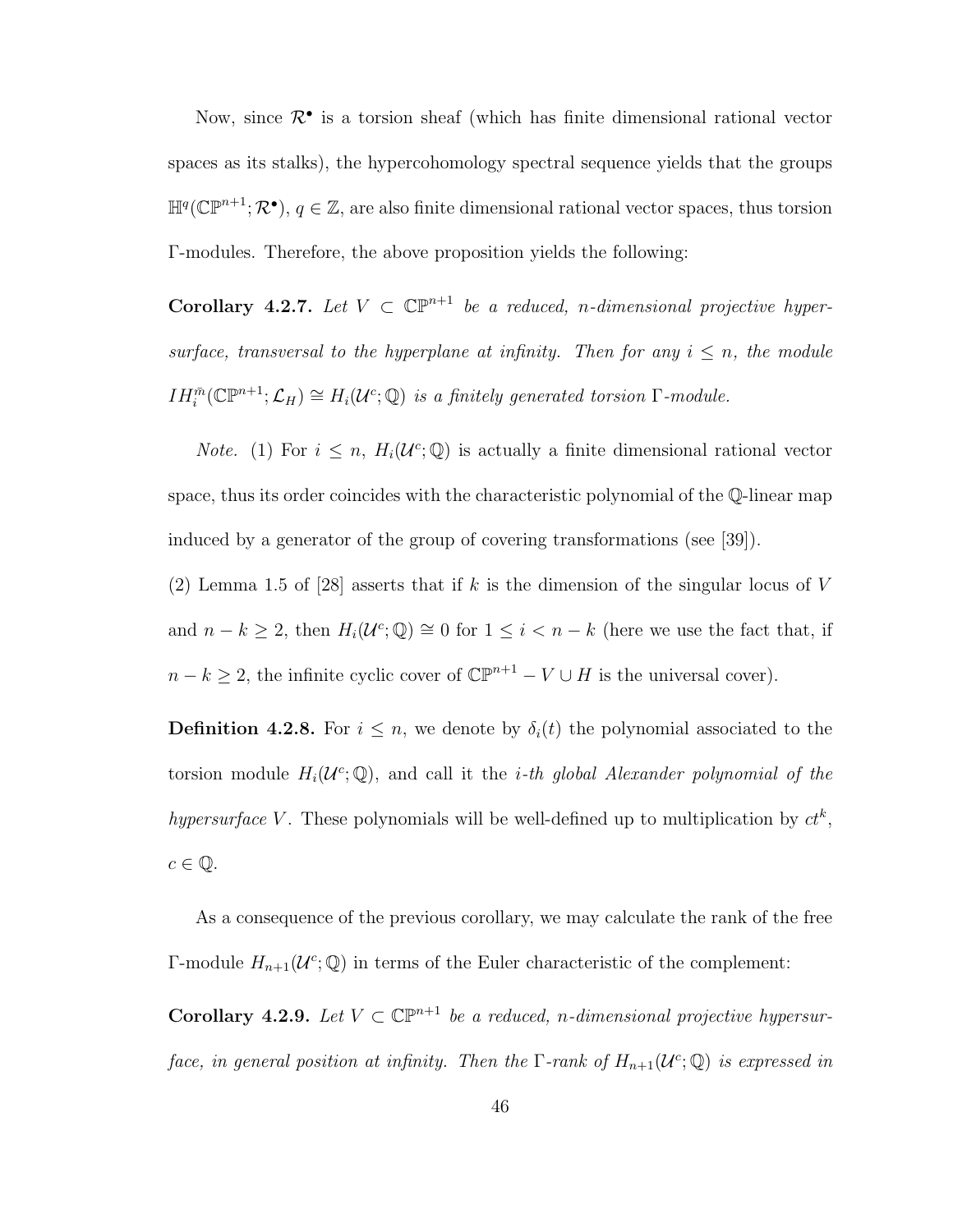Now, since $\mathcal{R}^\bullet$ is a torsion sheaf (which has finite dimensional rational vector spaces as its stalks), the hypercohomology spectral sequence yields that the groups $\mathbb{H}^q(\mathbb{CP}^{n+1}; \mathcal{R}^\bullet)$, $q \in \mathbb{Z}$, are also finite dimensional rational vector spaces, thus torsion $\Gamma$-modules. Therefore, the above proposition yields the following:

**Corollary 4.2.7.** *Let $V \subset \mathbb{CP}^{n+1}$ be a reduced, $n$-dimensional projective hypersurface, transversal to the hyperplane at infinity. Then for any $i \leq n$, the module $IH_i^{\bar{m}}(\mathbb{CP}^{n+1}; \mathcal{L}_H) \cong H_i(\mathcal{U}^c; \mathbb{Q})$ is a finitely generated torsion $\Gamma$-module.*

*Note.* (1) For $i \leq n$, $H_i(\mathcal{U}^c; \mathbb{Q})$ is actually a finite dimensional rational vector space, thus its order coincides with the characteristic polynomial of the $\mathbb{Q}$-linear map induced by a generator of the group of covering transformations (see [39]).

(2) Lemma 1.5 of [28] asserts that if $k$ is the dimension of the singular locus of $V$ and $n - k \geq 2$, then $H_i(\mathcal{U}^c; \mathbb{Q}) \cong 0$ for $1 \leq i < n - k$ (here we use the fact that, if $n - k \geq 2$, the infinite cyclic cover of $\mathbb{CP}^{n+1} - V \cup H$ is the universal cover).

**Definition 4.2.8.** For $i \leq n$, we denote by $\delta_i(t)$ the polynomial associated to the torsion module $H_i(\mathcal{U}^c; \mathbb{Q})$, and call it the *i-th global Alexander polynomial of the hypersurface $V$*. These polynomials will be well-defined up to multiplication by $ct^k$, $c \in \mathbb{Q}$.

As a consequence of the previous corollary, we may calculate the rank of the free $\Gamma$-module $H_{n+1}(\mathcal{U}^c; \mathbb{Q})$ in terms of the Euler characteristic of the complement:

**Corollary 4.2.9.** *Let $V \subset \mathbb{CP}^{n+1}$ be a reduced, $n$-dimensional projective hypersurface, in general position at infinity. Then the $\Gamma$-rank of $H_{n+1}(\mathcal{U}^c; \mathbb{Q})$ is expressed in*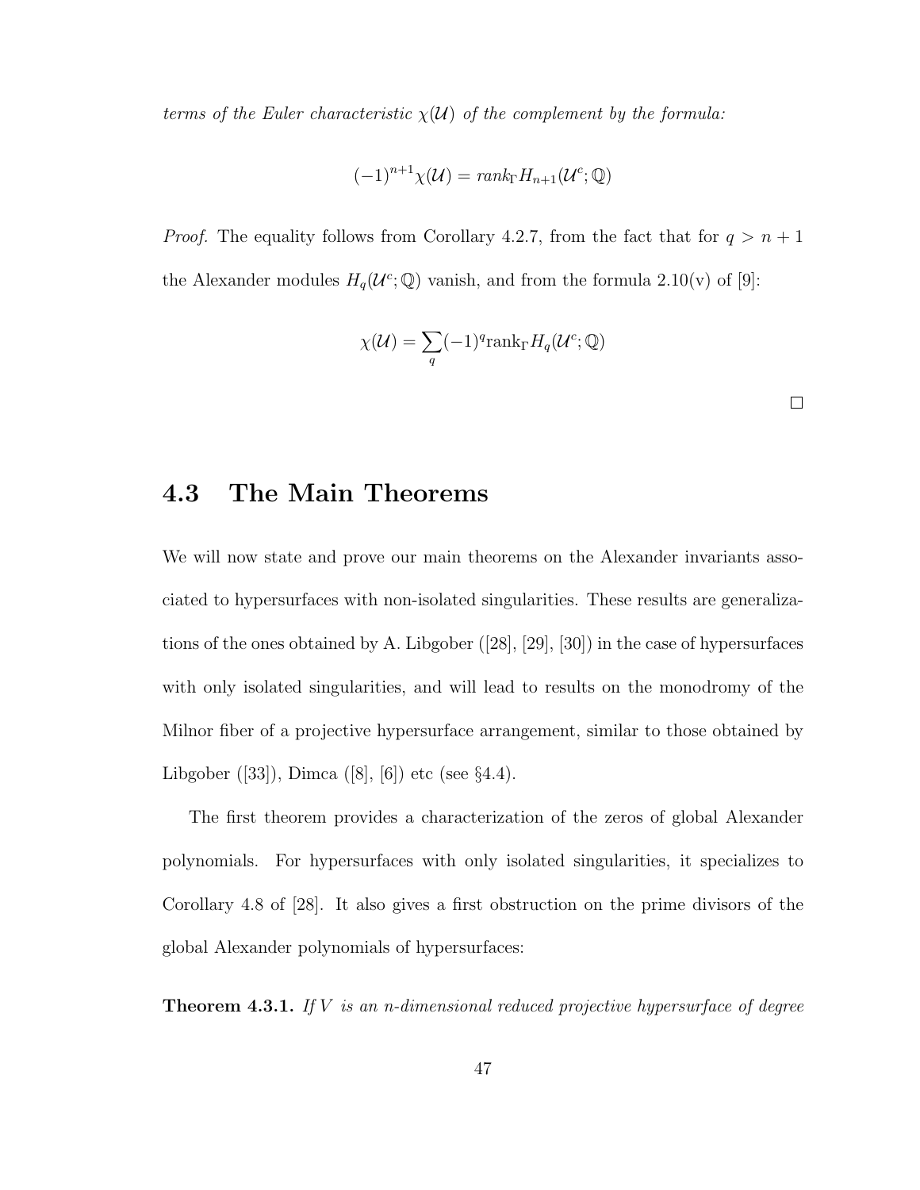*terms of the Euler characteristic $\chi(\mathcal{U})$ of the complement by the formula:*

$$(-1)^{n+1}\chi(\mathcal{U}) = rank_{\Gamma} H_{n+1}(\mathcal{U}^c;\mathbb{Q})$$

*Proof.* The equality follows from Corollary 4.2.7, from the fact that for $q > n+1$ the Alexander modules $H_q(\mathcal{U}^c;\mathbb{Q})$ vanish, and from the formula 2.10(v) of [9]:

$$\chi(\mathcal{U}) = \sum_q (-1)^q \mathrm{rank}_{\Gamma} H_q(\mathcal{U}^c;\mathbb{Q})$$

□

## 4.3 The Main Theorems

We will now state and prove our main theorems on the Alexander invariants associated to hypersurfaces with non-isolated singularities. These results are generalizations of the ones obtained by A. Libgober ([28], [29], [30]) in the case of hypersurfaces with only isolated singularities, and will lead to results on the monodromy of the Milnor fiber of a projective hypersurface arrangement, similar to those obtained by Libgober ([33]), Dimca ([8], [6]) etc (see §4.4).

The first theorem provides a characterization of the zeros of global Alexander polynomials. For hypersurfaces with only isolated singularities, it specializes to Corollary 4.8 of [28]. It also gives a first obstruction on the prime divisors of the global Alexander polynomials of hypersurfaces:

**Theorem 4.3.1.** *If $V$ is an $n$-dimensional reduced projective hypersurface of degree*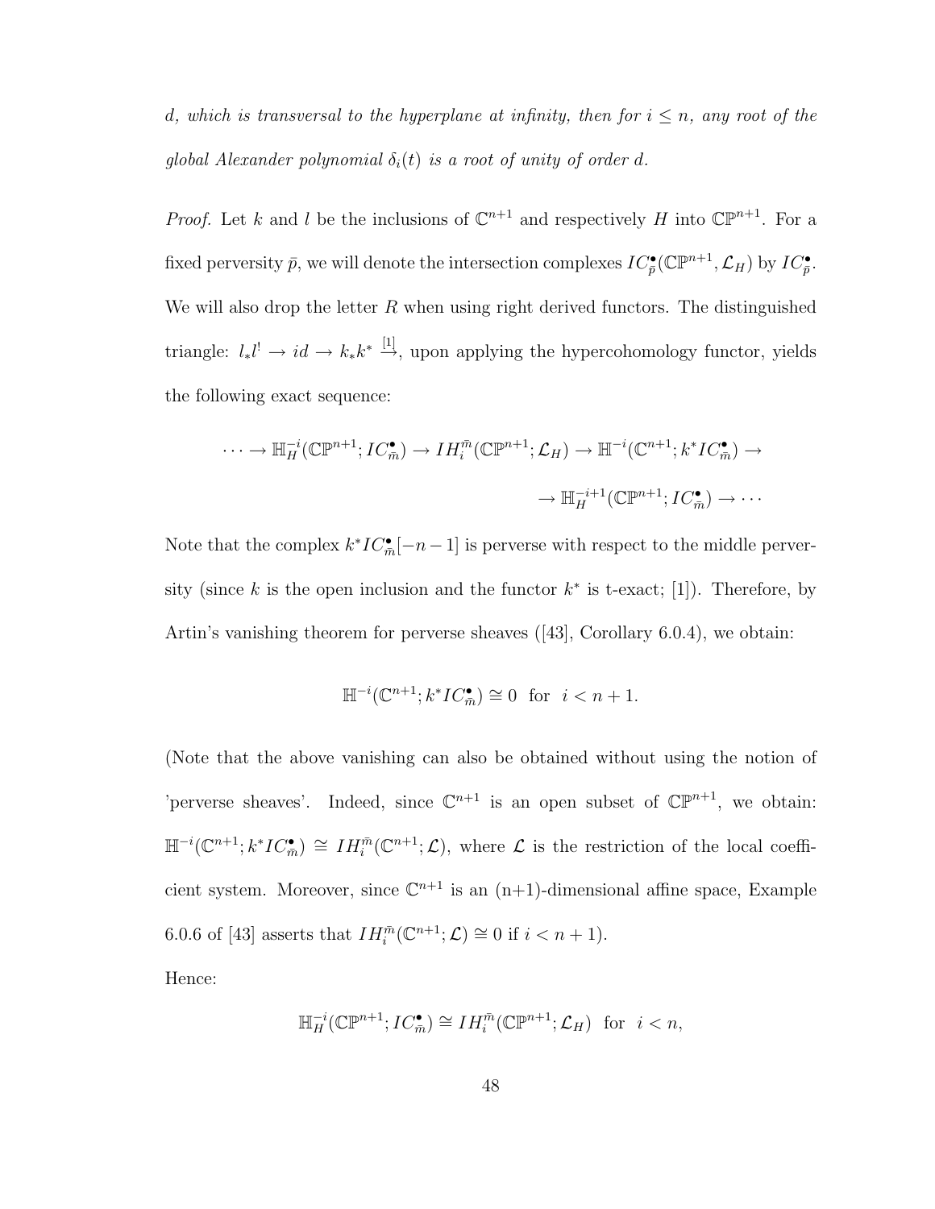*$d$, which is transversal to the hyperplane at infinity, then for $i \leq n$, any root of the global Alexander polynomial $\delta_i(t)$ is a root of unity of order $d$.*

*Proof.* Let $k$ and $l$ be the inclusions of $\mathbb{C}^{n+1}$ and respectively $H$ into $\mathbb{CP}^{n+1}$. For a fixed perversity $\bar{p}$, we will denote the intersection complexes $IC^{\bullet}_{\bar{p}}(\mathbb{CP}^{n+1}, \mathcal{L}_H)$ by $IC^{\bullet}_{\bar{p}}$. We will also drop the letter $R$ when using right derived functors. The distinguished triangle: $l_* l^! \to id \to k_* k^* \xrightarrow{[1]}$, upon applying the hypercohomology functor, yields the following exact sequence:

$$\cdots \to \mathbb{H}^{-i}_H(\mathbb{CP}^{n+1}; IC^{\bullet}_{\bar{m}}) \to IH^{\bar{m}}_i(\mathbb{CP}^{n+1}; \mathcal{L}_H) \to \mathbb{H}^{-i}(\mathbb{C}^{n+1}; k^* IC^{\bullet}_{\bar{m}}) \to$$
$$\to \mathbb{H}^{-i+1}_H(\mathbb{CP}^{n+1}; IC^{\bullet}_{\bar{m}}) \to \cdots$$

Note that the complex $k^* IC^{\bullet}_{\bar{m}}[-n-1]$ is perverse with respect to the middle perversity (since $k$ is the open inclusion and the functor $k^*$ is t-exact; [1]). Therefore, by Artin's vanishing theorem for perverse sheaves ([43], Corollary 6.0.4), we obtain:

$$\mathbb{H}^{-i}(\mathbb{C}^{n+1}; k^* IC^{\bullet}_{\bar{m}}) \cong 0 \ \text{ for } \ i < n+1.$$

(Note that the above vanishing can also be obtained without using the notion of 'perverse sheaves'. Indeed, since $\mathbb{C}^{n+1}$ is an open subset of $\mathbb{CP}^{n+1}$, we obtain: $\mathbb{H}^{-i}(\mathbb{C}^{n+1}; k^* IC^{\bullet}_{\bar{m}}) \cong IH^{\bar{m}}_i(\mathbb{C}^{n+1}; \mathcal{L})$, where $\mathcal{L}$ is the restriction of the local coefficient system. Moreover, since $\mathbb{C}^{n+1}$ is an (n+1)-dimensional affine space, Example 6.0.6 of [43] asserts that $IH^{\bar{m}}_i(\mathbb{C}^{n+1}; \mathcal{L}) \cong 0$ if $i < n+1$).

Hence:

$$\mathbb{H}^{-i}_H(\mathbb{CP}^{n+1}; IC^{\bullet}_{\bar{m}}) \cong IH^{\bar{m}}_i(\mathbb{CP}^{n+1}; \mathcal{L}_H) \ \text{ for } \ i < n,$$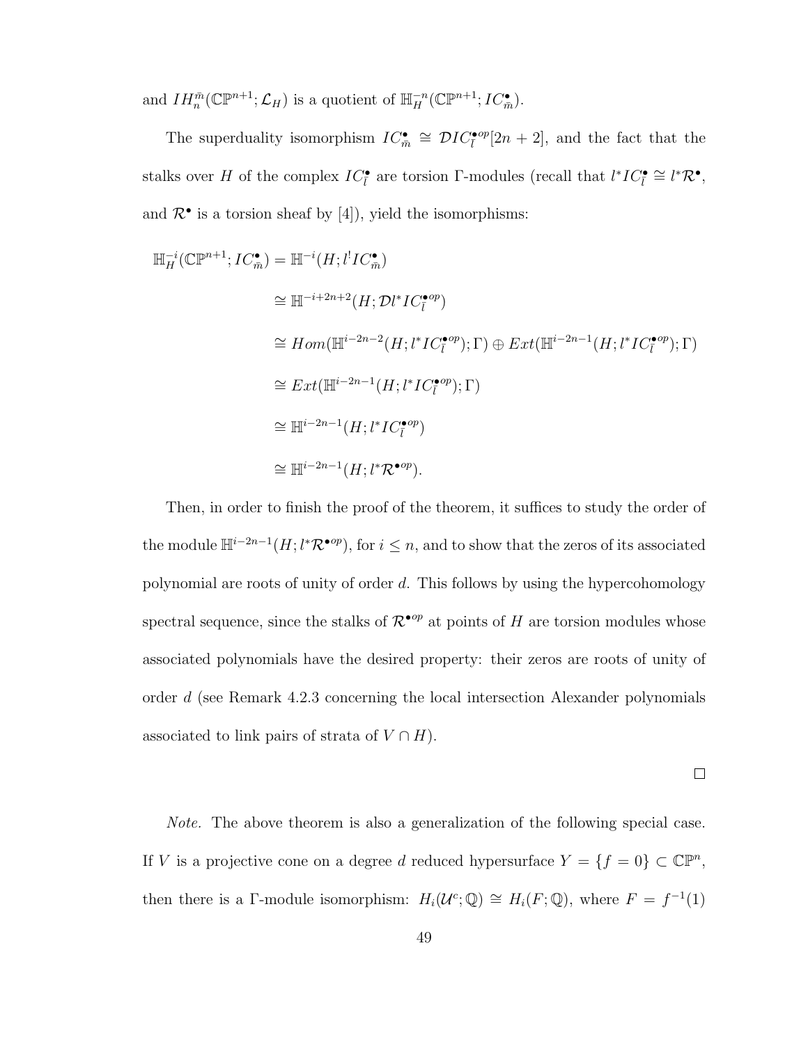and $IH_n^{\bar{m}}(\mathbb{CP}^{n+1};\mathcal{L}_H)$ is a quotient of $\mathbb{H}_H^{-n}(\mathbb{CP}^{n+1};IC_{\bar{m}}^{\bullet})$.

The superduality isomorphism $IC_{\bar{m}}^{\bullet} \cong \mathcal{D}IC_{\bar{l}}^{\bullet op}[2n+2]$, and the fact that the stalks over $H$ of the complex $IC_{\bar{l}}^{\bullet}$ are torsion $\Gamma$-modules (recall that $l^*IC_{\bar{l}}^{\bullet} \cong l^*\mathcal{R}^{\bullet}$, and $\mathcal{R}^{\bullet}$ is a torsion sheaf by [4]), yield the isomorphisms:

$$
\begin{aligned}
\mathbb{H}_H^{-i}(\mathbb{CP}^{n+1};IC_{\bar{m}}^{\bullet}) &= \mathbb{H}^{-i}(H;l^!IC_{\bar{m}}^{\bullet}) \\
&\cong \mathbb{H}^{-i+2n+2}(H;\mathcal{D}l^*IC_{\bar{l}}^{\bullet op}) \\
&\cong Hom(\mathbb{H}^{i-2n-2}(H;l^*IC_{\bar{l}}^{\bullet op});\Gamma) \oplus Ext(\mathbb{H}^{i-2n-1}(H;l^*IC_{\bar{l}}^{\bullet op});\Gamma) \\
&\cong Ext(\mathbb{H}^{i-2n-1}(H;l^*IC_{\bar{l}}^{\bullet op});\Gamma) \\
&\cong \mathbb{H}^{i-2n-1}(H;l^*IC_{\bar{l}}^{\bullet op}) \\
&\cong \mathbb{H}^{i-2n-1}(H;l^*\mathcal{R}^{\bullet op}).
\end{aligned}
$$

Then, in order to finish the proof of the theorem, it suffices to study the order of the module $\mathbb{H}^{i-2n-1}(H;l^*\mathcal{R}^{\bullet op})$, for $i \leq n$, and to show that the zeros of its associated polynomial are roots of unity of order $d$. This follows by using the hypercohomology spectral sequence, since the stalks of $\mathcal{R}^{\bullet op}$ at points of $H$ are torsion modules whose associated polynomials have the desired property: their zeros are roots of unity of order $d$ (see Remark 4.2.3 concerning the local intersection Alexander polynomials associated to link pairs of strata of $V \cap H$).

□

*Note.* The above theorem is also a generalization of the following special case. If $V$ is a projective cone on a degree $d$ reduced hypersurface $Y = \{f = 0\} \subset \mathbb{CP}^n$, then there is a $\Gamma$-module isomorphism: $H_i(\mathcal{U}^c;\mathbb{Q}) \cong H_i(F;\mathbb{Q})$, where $F = f^{-1}(1)$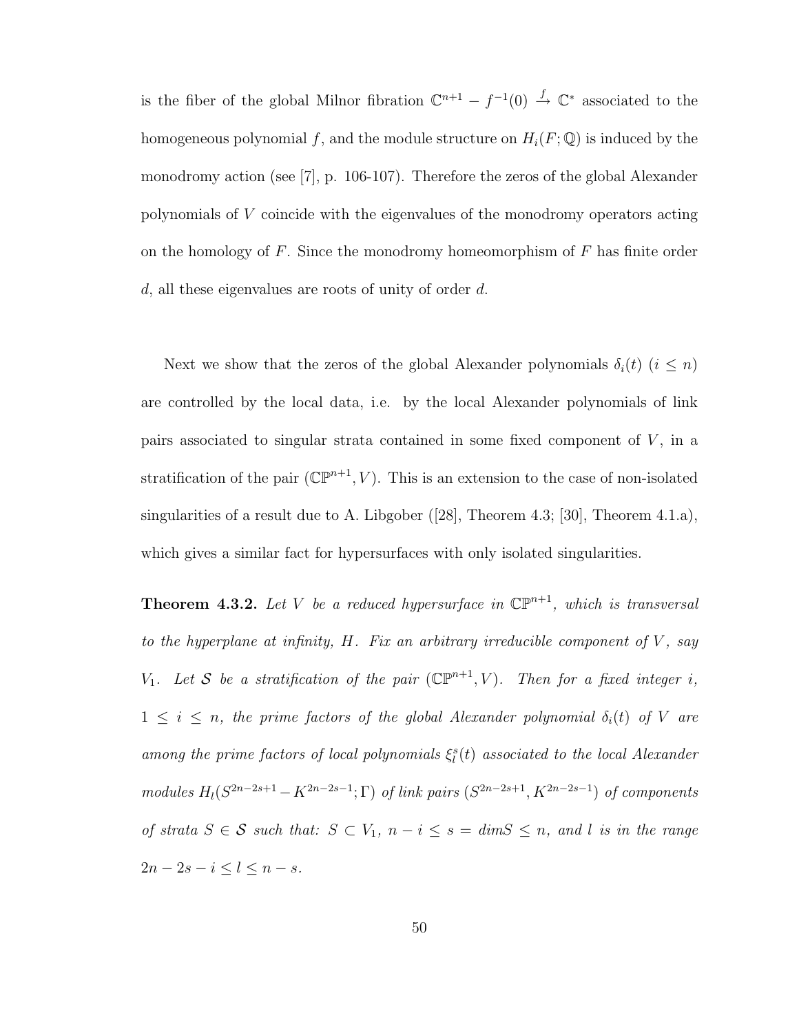is the fiber of the global Milnor fibration $\mathbb{C}^{n+1} - f^{-1}(0) \xrightarrow{f} \mathbb{C}^*$ associated to the homogeneous polynomial $f$, and the module structure on $H_i(F;\mathbb{Q})$ is induced by the monodromy action (see [7], p. 106-107). Therefore the zeros of the global Alexander polynomials of $V$ coincide with the eigenvalues of the monodromy operators acting on the homology of $F$. Since the monodromy homeomorphism of $F$ has finite order $d$, all these eigenvalues are roots of unity of order $d$.

Next we show that the zeros of the global Alexander polynomials $\delta_i(t)$ $(i \leq n)$ are controlled by the local data, i.e. by the local Alexander polynomials of link pairs associated to singular strata contained in some fixed component of $V$, in a stratification of the pair $(\mathbb{CP}^{n+1}, V)$. This is an extension to the case of non-isolated singularities of a result due to A. Libgober ([28], Theorem 4.3; [30], Theorem 4.1.a), which gives a similar fact for hypersurfaces with only isolated singularities.

**Theorem 4.3.2.** *Let $V$ be a reduced hypersurface in $\mathbb{CP}^{n+1}$, which is transversal to the hyperplane at infinity, $H$. Fix an arbitrary irreducible component of $V$, say $V_1$. Let $\mathcal{S}$ be a stratification of the pair $(\mathbb{CP}^{n+1}, V)$. Then for a fixed integer $i$, $1 \leq i \leq n$, the prime factors of the global Alexander polynomial $\delta_i(t)$ of $V$ are among the prime factors of local polynomials $\xi_l^s(t)$ associated to the local Alexander modules $H_l(S^{2n-2s+1} - K^{2n-2s-1}; \Gamma)$ of link pairs $(S^{2n-2s+1}, K^{2n-2s-1})$ of components of strata $S \in \mathcal{S}$ such that: $S \subset V_1$, $n - i \leq s = dimS \leq n$, and $l$ is in the range $2n - 2s - i \leq l \leq n - s$.*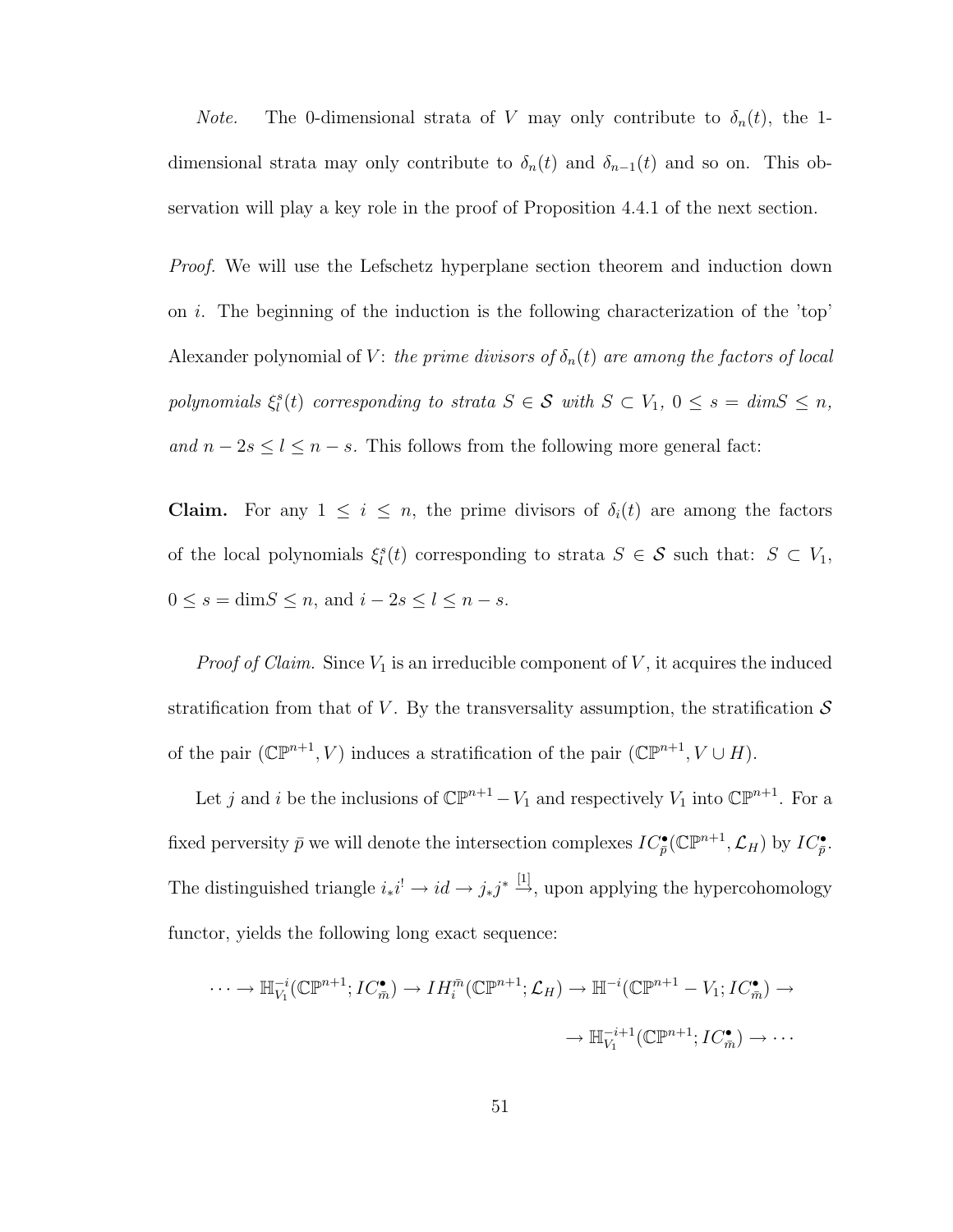*Note.* The 0-dimensional strata of $V$ may only contribute to $\delta_n(t)$, the 1-dimensional strata may only contribute to $\delta_n(t)$ and $\delta_{n-1}(t)$ and so on. This observation will play a key role in the proof of Proposition 4.4.1 of the next section.

*Proof.* We will use the Lefschetz hyperplane section theorem and induction down on $i$. The beginning of the induction is the following characterization of the 'top' Alexander polynomial of $V$: *the prime divisors of $\delta_n(t)$ are among the factors of local polynomials $\xi_l^s(t)$ corresponding to strata $S \in \mathcal{S}$ with $S \subset V_1$, $0 \leq s = dim S \leq n$, and $n - 2s \leq l \leq n - s$.* This follows from the following more general fact:

**Claim.** For any $1 \leq i \leq n$, the prime divisors of $\delta_i(t)$ are among the factors of the local polynomials $\xi_l^s(t)$ corresponding to strata $S \in \mathcal{S}$ such that: $S \subset V_1$, $0 \leq s = \dim S \leq n$, and $i - 2s \leq l \leq n - s$.

*Proof of Claim.* Since $V_1$ is an irreducible component of $V$, it acquires the induced stratification from that of $V$. By the transversality assumption, the stratification $\mathcal{S}$ of the pair $(\mathbb{CP}^{n+1}, V)$ induces a stratification of the pair $(\mathbb{CP}^{n+1}, V \cup H)$.

Let $j$ and $i$ be the inclusions of $\mathbb{CP}^{n+1} - V_1$ and respectively $V_1$ into $\mathbb{CP}^{n+1}$. For a fixed perversity $\bar{p}$ we will denote the intersection complexes $IC^\bullet_{\bar{p}}(\mathbb{CP}^{n+1}, \mathcal{L}_H)$ by $IC^\bullet_{\bar{p}}$. The distinguished triangle $i_*i^! \to id \to j_*j^* \xrightarrow{[1]}$, upon applying the hypercohomology functor, yields the following long exact sequence:

$$\cdots \to \mathbb{H}^{-i}_{V_1}(\mathbb{CP}^{n+1}; IC^\bullet_{\bar{m}}) \to IH^{\bar{m}}_i(\mathbb{CP}^{n+1}; \mathcal{L}_H) \to \mathbb{H}^{-i}(\mathbb{CP}^{n+1} - V_1; IC^\bullet_{\bar{m}}) \to$$
$$\to \mathbb{H}^{-i+1}_{V_1}(\mathbb{CP}^{n+1}; IC^\bullet_{\bar{m}}) \to \cdots$$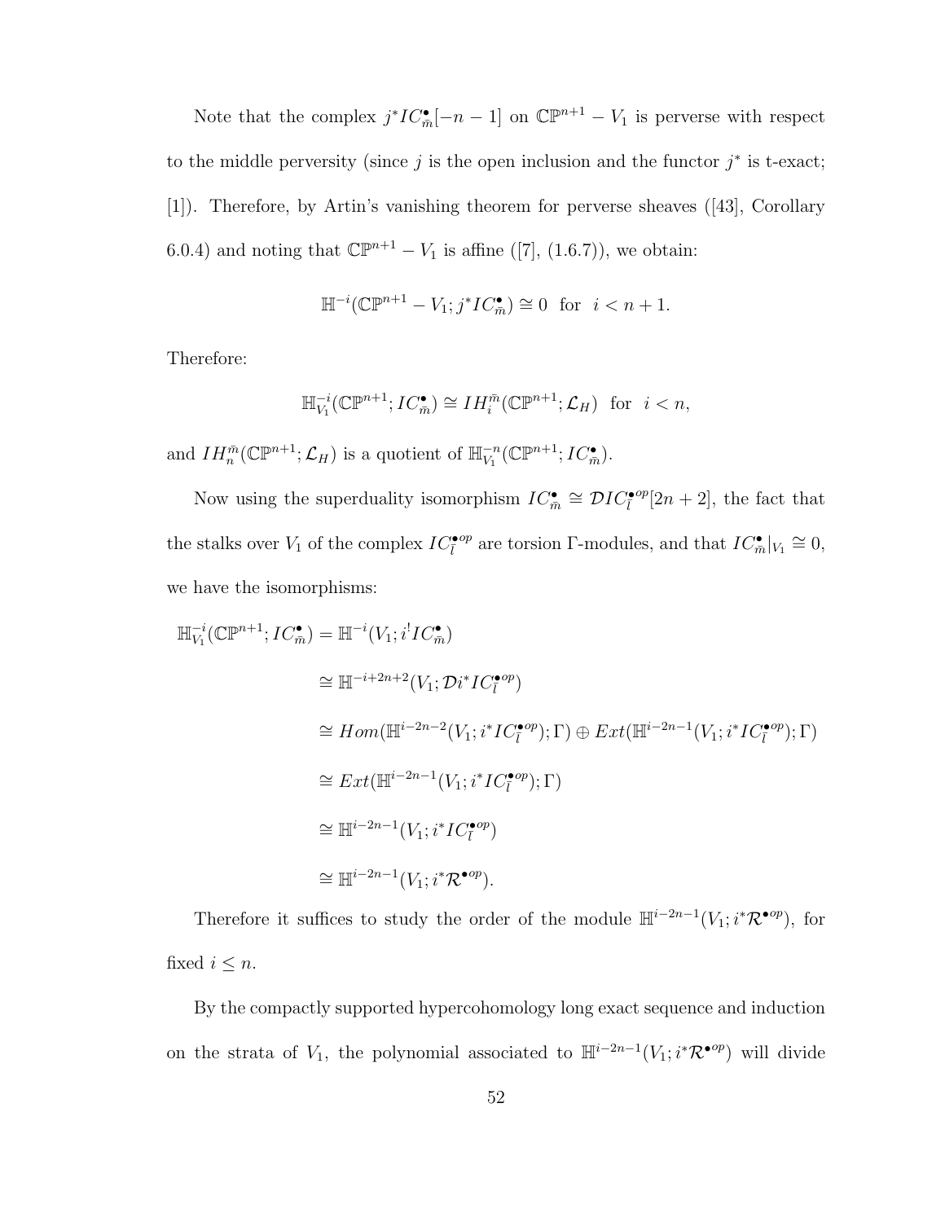Note that the complex $j^*IC^\bullet_{\bar{m}}[-n-1]$ on $\mathbb{CP}^{n+1} - V_1$ is perverse with respect to the middle perversity (since $j$ is the open inclusion and the functor $j^*$ is t-exact; [1]). Therefore, by Artin's vanishing theorem for perverse sheaves ([43], Corollary 6.0.4) and noting that $\mathbb{CP}^{n+1} - V_1$ is affine ([7], (1.6.7)), we obtain:

$$\mathbb{H}^{-i}(\mathbb{CP}^{n+1} - V_1; j^*IC^\bullet_{\bar{m}}) \cong 0 \;\; \text{for} \;\; i < n+1.$$

Therefore:

$$\mathbb{H}^{-i}_{V_1}(\mathbb{CP}^{n+1}; IC^\bullet_{\bar{m}}) \cong IH^{\bar{m}}_i(\mathbb{CP}^{n+1}; \mathcal{L}_H) \;\; \text{for} \;\; i < n,$$

and $IH^{\bar{m}}_n(\mathbb{CP}^{n+1}; \mathcal{L}_H)$ is a quotient of $\mathbb{H}^{-n}_{V_1}(\mathbb{CP}^{n+1}; IC^\bullet_{\bar{m}})$.

Now using the superduality isomorphism $IC^\bullet_{\bar{m}} \cong \mathcal{D}IC^{\bullet op}_{\bar{l}}[2n+2]$, the fact that the stalks over $V_1$ of the complex $IC^{\bullet op}_{\bar{l}}$ are torsion $\Gamma$-modules, and that $IC^\bullet_{\bar{m}}|_{V_1} \cong 0$, we have the isomorphisms:

$$\begin{aligned}
\mathbb{H}^{-i}_{V_1}(\mathbb{CP}^{n+1}; IC^\bullet_{\bar{m}}) &= \mathbb{H}^{-i}(V_1; i^!IC^\bullet_{\bar{m}}) \\
&\cong \mathbb{H}^{-i+2n+2}(V_1; \mathcal{D}i^*IC^{\bullet op}_{\bar{l}}) \\
&\cong Hom(\mathbb{H}^{i-2n-2}(V_1; i^*IC^{\bullet op}_{\bar{l}}); \Gamma) \oplus Ext(\mathbb{H}^{i-2n-1}(V_1; i^*IC^{\bullet op}_{\bar{l}}); \Gamma) \\
&\cong Ext(\mathbb{H}^{i-2n-1}(V_1; i^*IC^{\bullet op}_{\bar{l}}); \Gamma) \\
&\cong \mathbb{H}^{i-2n-1}(V_1; i^*IC^{\bullet op}_{\bar{l}}) \\
&\cong \mathbb{H}^{i-2n-1}(V_1; i^*\mathcal{R}^{\bullet op}).
\end{aligned}$$

Therefore it suffices to study the order of the module $\mathbb{H}^{i-2n-1}(V_1; i^*\mathcal{R}^{\bullet op})$, for fixed $i \le n$.

By the compactly supported hypercohomology long exact sequence and induction on the strata of $V_1$, the polynomial associated to $\mathbb{H}^{i-2n-1}(V_1; i^*\mathcal{R}^{\bullet op})$ will divide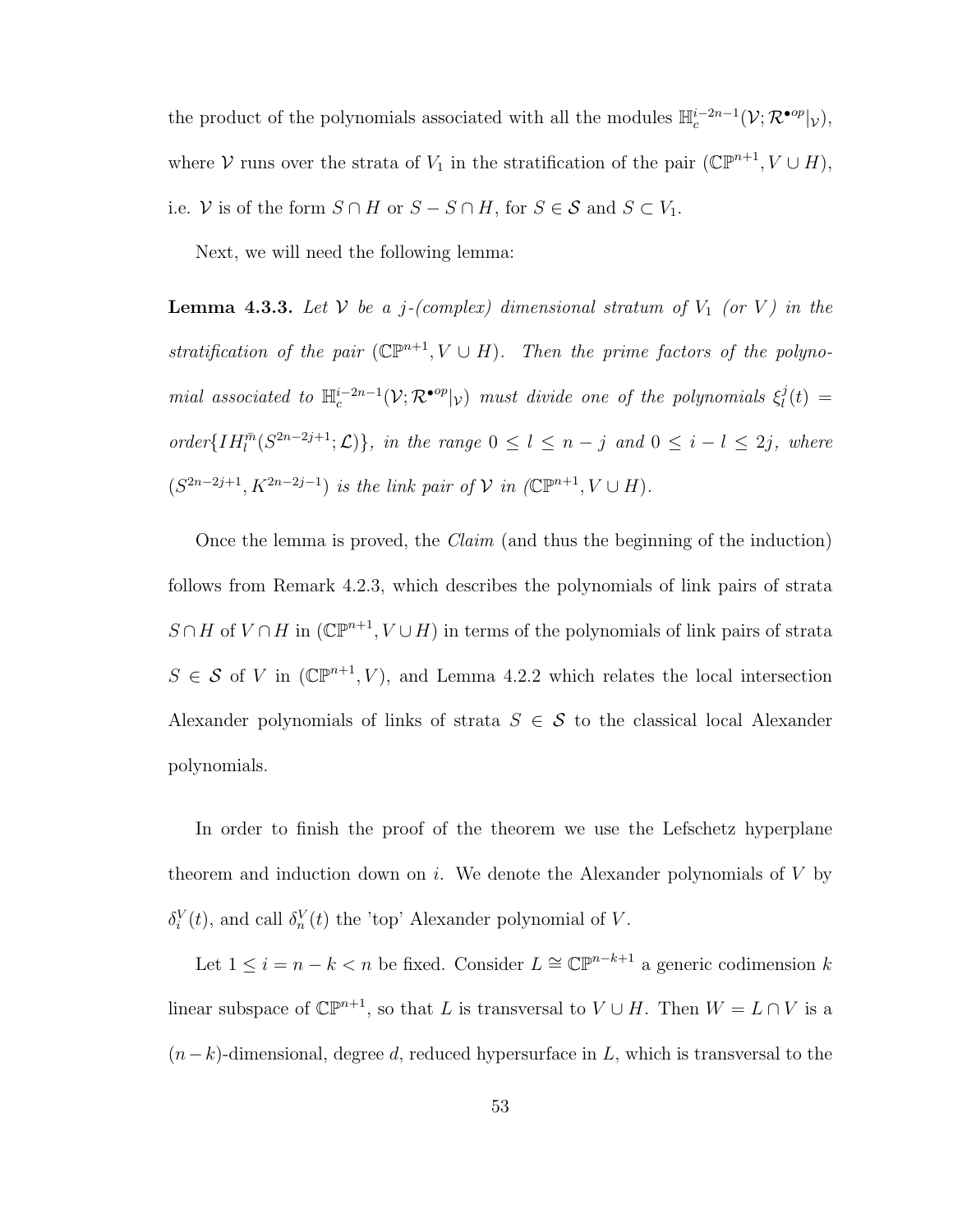the product of the polynomials associated with all the modules $\mathbb{H}_c^{i-2n-1}(\mathcal{V}; \mathcal{R}^{\bullet op}|_{\mathcal{V}})$, where $\mathcal{V}$ runs over the strata of $V_1$ in the stratification of the pair $(\mathbb{CP}^{n+1}, V \cup H)$, i.e. $\mathcal{V}$ is of the form $S \cap H$ or $S - S \cap H$, for $S \in \mathcal{S}$ and $S \subset V_1$.

Next, we will need the following lemma:

**Lemma 4.3.3.** *Let $\mathcal{V}$ be a $j$-(complex) dimensional stratum of $V_1$ (or $V$) in the stratification of the pair $(\mathbb{CP}^{n+1}, V \cup H)$. Then the prime factors of the polynomial associated to $\mathbb{H}_c^{i-2n-1}(\mathcal{V}; \mathcal{R}^{\bullet op}|_{\mathcal{V}})$ must divide one of the polynomials $\xi_l^j(t) = order\{IH_l^{\bar{m}}(S^{2n-2j+1}; \mathcal{L})\}$, in the range $0 \leq l \leq n-j$ and $0 \leq i-l \leq 2j$, where $(S^{2n-2j+1}, K^{2n-2j-1})$ is the link pair of $\mathcal{V}$ in $(\mathbb{CP}^{n+1}, V \cup H)$.*

Once the lemma is proved, the *Claim* (and thus the beginning of the induction) follows from Remark 4.2.3, which describes the polynomials of link pairs of strata $S \cap H$ of $V \cap H$ in $(\mathbb{CP}^{n+1}, V \cup H)$ in terms of the polynomials of link pairs of strata $S \in \mathcal{S}$ of $V$ in $(\mathbb{CP}^{n+1}, V)$, and Lemma 4.2.2 which relates the local intersection Alexander polynomials of links of strata $S \in \mathcal{S}$ to the classical local Alexander polynomials.

In order to finish the proof of the theorem we use the Lefschetz hyperplane theorem and induction down on $i$. We denote the Alexander polynomials of $V$ by $\delta_i^V(t)$, and call $\delta_n^V(t)$ the 'top' Alexander polynomial of $V$.

Let $1 \leq i = n-k < n$ be fixed. Consider $L \cong \mathbb{CP}^{n-k+1}$ a generic codimension $k$ linear subspace of $\mathbb{CP}^{n+1}$, so that $L$ is transversal to $V \cup H$. Then $W = L \cap V$ is a $(n-k)$-dimensional, degree $d$, reduced hypersurface in $L$, which is transversal to the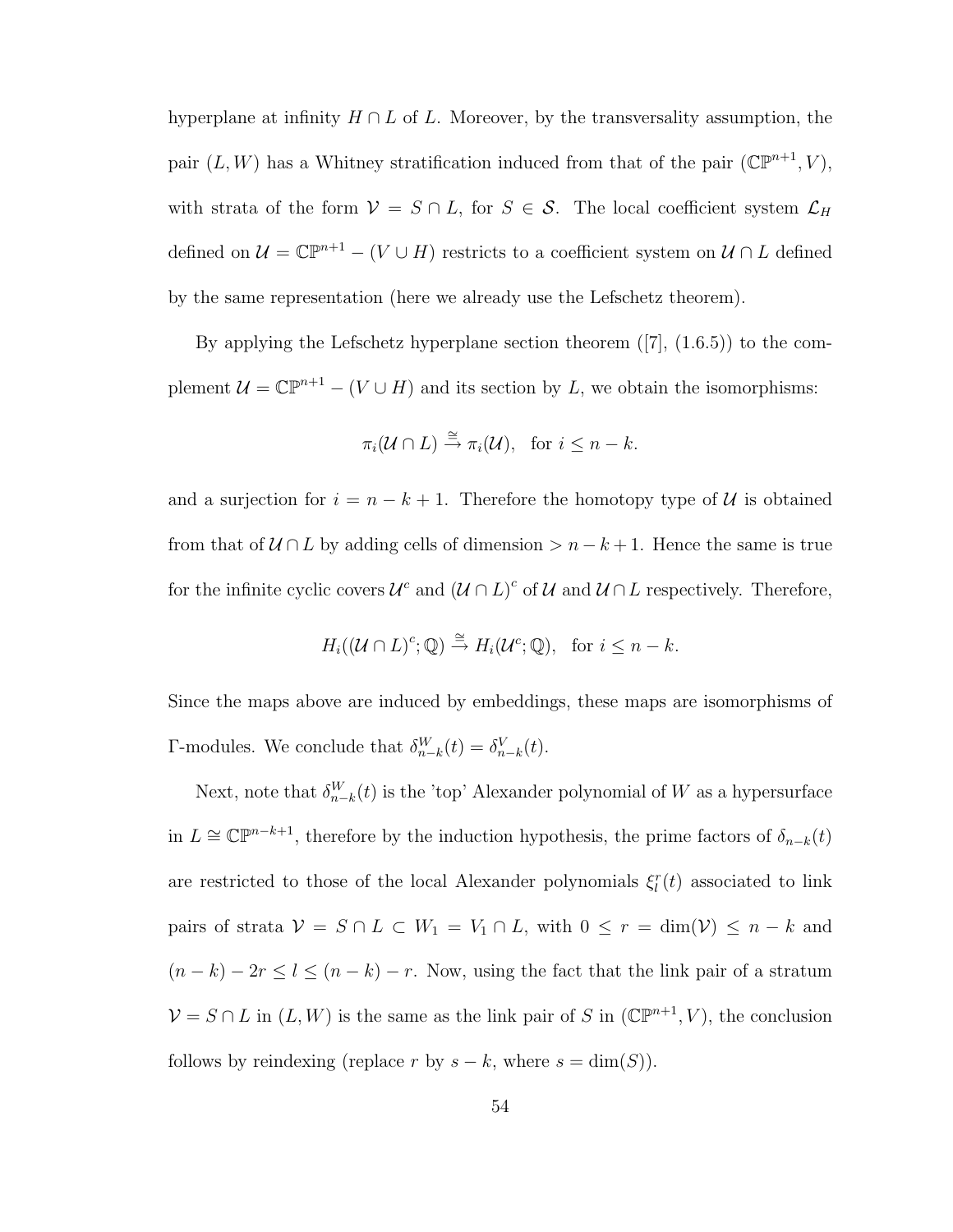hyperplane at infinity $H \cap L$ of $L$. Moreover, by the transversality assumption, the pair $(L, W)$ has a Whitney stratification induced from that of the pair $(\mathbb{CP}^{n+1}, V)$, with strata of the form $\mathcal{V} = S \cap L$, for $S \in \mathcal{S}$. The local coefficient system $\mathcal{L}_H$ defined on $\mathcal{U} = \mathbb{CP}^{n+1} - (V \cup H)$ restricts to a coefficient system on $\mathcal{U} \cap L$ defined by the same representation (here we already use the Lefschetz theorem).

By applying the Lefschetz hyperplane section theorem ([7], (1.6.5)) to the complement $\mathcal{U} = \mathbb{CP}^{n+1} - (V \cup H)$ and its section by $L$, we obtain the isomorphisms:

$$\pi_i(\mathcal{U} \cap L) \xrightarrow{\cong} \pi_i(\mathcal{U}), \quad \text{for } i \leq n - k.$$

and a surjection for $i = n - k + 1$. Therefore the homotopy type of $\mathcal{U}$ is obtained from that of $\mathcal{U} \cap L$ by adding cells of dimension $> n - k + 1$. Hence the same is true for the infinite cyclic covers $\mathcal{U}^c$ and $(\mathcal{U} \cap L)^c$ of $\mathcal{U}$ and $\mathcal{U} \cap L$ respectively. Therefore,

$$H_i((\mathcal{U} \cap L)^c; \mathbb{Q}) \xrightarrow{\cong} H_i(\mathcal{U}^c; \mathbb{Q}), \quad \text{for } i \leq n - k.$$

Since the maps above are induced by embeddings, these maps are isomorphisms of $\Gamma$-modules. We conclude that $\delta^W_{n-k}(t) = \delta^V_{n-k}(t)$.

Next, note that $\delta^W_{n-k}(t)$ is the 'top' Alexander polynomial of $W$ as a hypersurface in $L \cong \mathbb{CP}^{n-k+1}$, therefore by the induction hypothesis, the prime factors of $\delta_{n-k}(t)$ are restricted to those of the local Alexander polynomials $\xi^r_l(t)$ associated to link pairs of strata $\mathcal{V} = S \cap L \subset W_1 = V_1 \cap L$, with $0 \leq r = \dim(\mathcal{V}) \leq n - k$ and $(n-k) - 2r \leq l \leq (n-k) - r$. Now, using the fact that the link pair of a stratum $\mathcal{V} = S \cap L$ in $(L, W)$ is the same as the link pair of $S$ in $(\mathbb{CP}^{n+1}, V)$, the conclusion follows by reindexing (replace $r$ by $s - k$, where $s = \dim(S)$).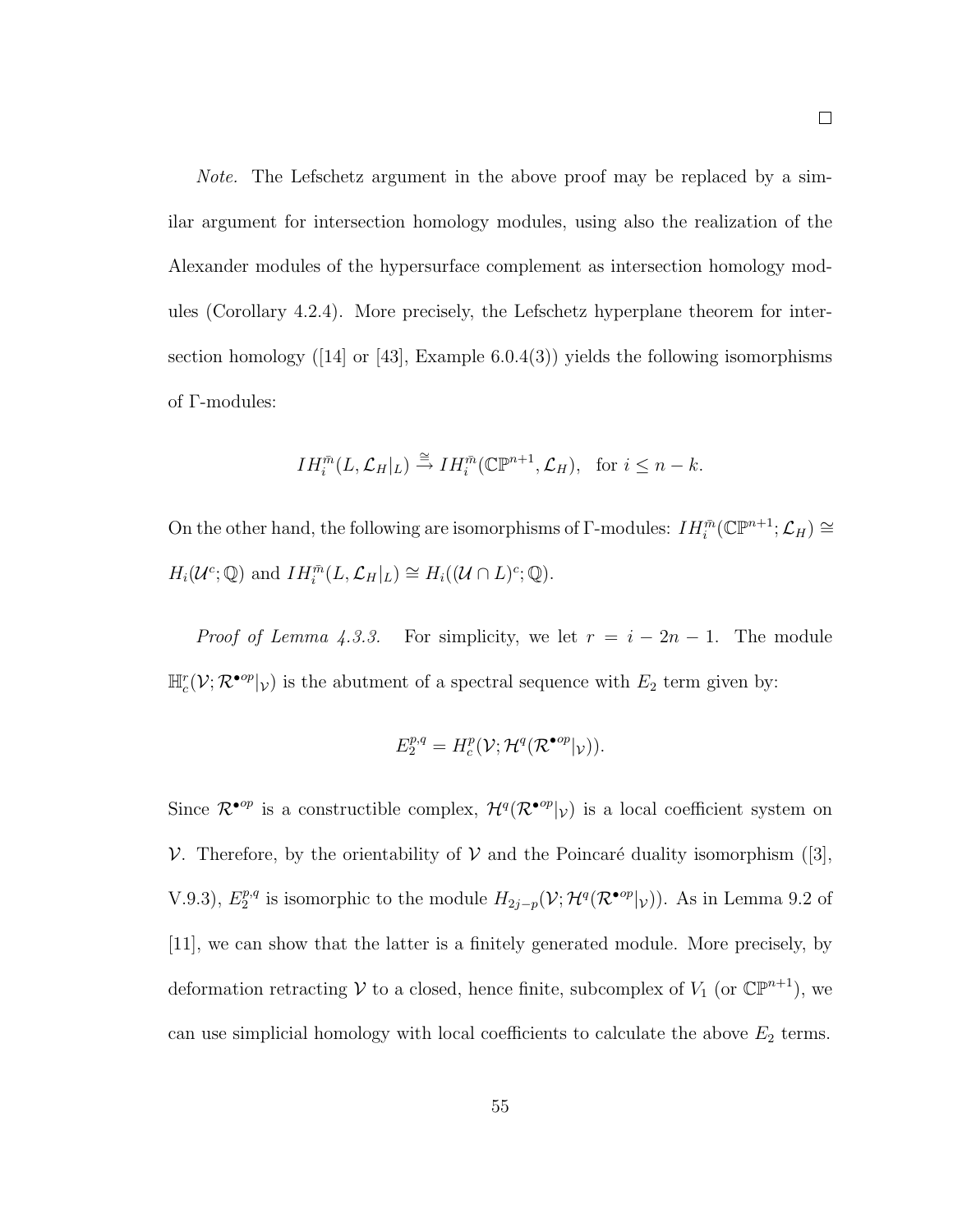□

*Note.* The Lefschetz argument in the above proof may be replaced by a similar argument for intersection homology modules, using also the realization of the Alexander modules of the hypersurface complement as intersection homology modules (Corollary 4.2.4). More precisely, the Lefschetz hyperplane theorem for intersection homology ([14] or [43], Example 6.0.4(3)) yields the following isomorphisms of $\Gamma$-modules:

$$IH_i^{\bar{m}}(L, \mathcal{L}_H|_L) \xrightarrow{\cong} IH_i^{\bar{m}}(\mathbb{CP}^{n+1}, \mathcal{L}_H), \quad \text{for } i \leq n-k.$$

On the other hand, the following are isomorphisms of $\Gamma$-modules: $IH_i^{\bar{m}}(\mathbb{CP}^{n+1}; \mathcal{L}_H) \cong H_i(\mathcal{U}^c; \mathbb{Q})$ and $IH_i^{\bar{m}}(L, \mathcal{L}_H|_L) \cong H_i((\mathcal{U} \cap L)^c; \mathbb{Q})$.

*Proof of Lemma 4.3.3.* For simplicity, we let $r = i - 2n - 1$. The module $\mathbb{H}_c^r(\mathcal{V}; \mathcal{R}^{\bullet op}|_{\mathcal{V}})$ is the abutment of a spectral sequence with $E_2$ term given by:

$$E_2^{p,q} = H_c^p(\mathcal{V}; \mathcal{H}^q(\mathcal{R}^{\bullet op}|_{\mathcal{V}})).$$

Since $\mathcal{R}^{\bullet op}$ is a constructible complex, $\mathcal{H}^q(\mathcal{R}^{\bullet op}|_{\mathcal{V}})$ is a local coefficient system on $\mathcal{V}$. Therefore, by the orientability of $\mathcal{V}$ and the Poincaré duality isomorphism ([3], V.9.3), $E_2^{p,q}$ is isomorphic to the module $H_{2j-p}(\mathcal{V}; \mathcal{H}^q(\mathcal{R}^{\bullet op}|_{\mathcal{V}}))$. As in Lemma 9.2 of [11], we can show that the latter is a finitely generated module. More precisely, by deformation retracting $\mathcal{V}$ to a closed, hence finite, subcomplex of $V_1$ (or $\mathbb{CP}^{n+1}$), we can use simplicial homology with local coefficients to calculate the above $E_2$ terms.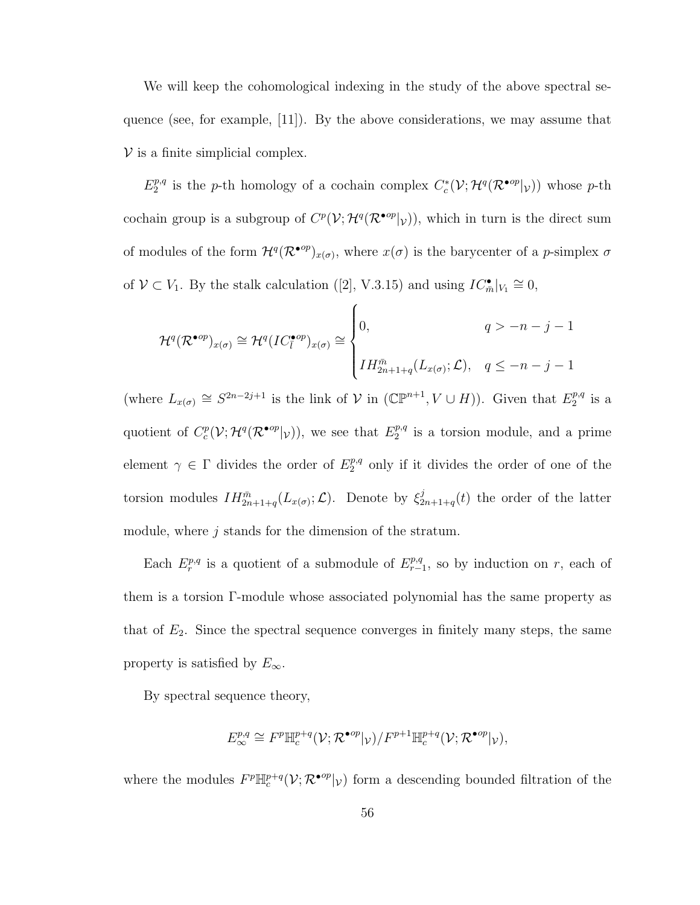We will keep the cohomological indexing in the study of the above spectral sequence (see, for example, [11]). By the above considerations, we may assume that $\mathcal{V}$ is a finite simplicial complex.

$E_2^{p,q}$ is the $p$-th homology of a cochain complex $C_c^*(\mathcal{V}; \mathcal{H}^q(\mathcal{R}^{\bullet op}|_{\mathcal{V}}))$ whose $p$-th cochain group is a subgroup of $C^p(\mathcal{V}; \mathcal{H}^q(\mathcal{R}^{\bullet op}|_{\mathcal{V}}))$, which in turn is the direct sum of modules of the form $\mathcal{H}^q(\mathcal{R}^{\bullet op})_{x(\sigma)}$, where $x(\sigma)$ is the barycenter of a $p$-simplex $\sigma$ of $\mathcal{V} \subset V_1$. By the stalk calculation ([2], V.3.15) and using $IC_{\bar{m}}^{\bullet}|_{V_1} \cong 0$,

$$\mathcal{H}^q(\mathcal{R}^{\bullet op})_{x(\sigma)} \cong \mathcal{H}^q(IC_{\bar{l}}^{\bullet op})_{x(\sigma)} \cong \begin{cases} 0, & q > -n-j-1 \\ IH_{2n+1+q}^{\bar{m}}(L_{x(\sigma)}; \mathcal{L}), & q \leq -n-j-1 \end{cases}$$

(where $L_{x(\sigma)} \cong S^{2n-2j+1}$ is the link of $\mathcal{V}$ in $(\mathbb{CP}^{n+1}, V \cup H)$). Given that $E_2^{p,q}$ is a quotient of $C_c^p(\mathcal{V}; \mathcal{H}^q(\mathcal{R}^{\bullet op}|_{\mathcal{V}}))$, we see that $E_2^{p,q}$ is a torsion module, and a prime element $\gamma \in \Gamma$ divides the order of $E_2^{p,q}$ only if it divides the order of one of the torsion modules $IH_{2n+1+q}^{\bar{m}}(L_{x(\sigma)}; \mathcal{L})$. Denote by $\xi_{2n+1+q}^{j}(t)$ the order of the latter module, where $j$ stands for the dimension of the stratum.

Each $E_r^{p,q}$ is a quotient of a submodule of $E_{r-1}^{p,q}$, so by induction on $r$, each of them is a torsion $\Gamma$-module whose associated polynomial has the same property as that of $E_2$. Since the spectral sequence converges in finitely many steps, the same property is satisfied by $E_\infty$.

By spectral sequence theory,

$$E_\infty^{p,q} \cong F^p\mathbb{H}_c^{p+q}(\mathcal{V}; \mathcal{R}^{\bullet op}|_{\mathcal{V}})/F^{p+1}\mathbb{H}_c^{p+q}(\mathcal{V}; \mathcal{R}^{\bullet op}|_{\mathcal{V}}),$$

where the modules $F^p\mathbb{H}_c^{p+q}(\mathcal{V}; \mathcal{R}^{\bullet op}|_{\mathcal{V}})$ form a descending bounded filtration of the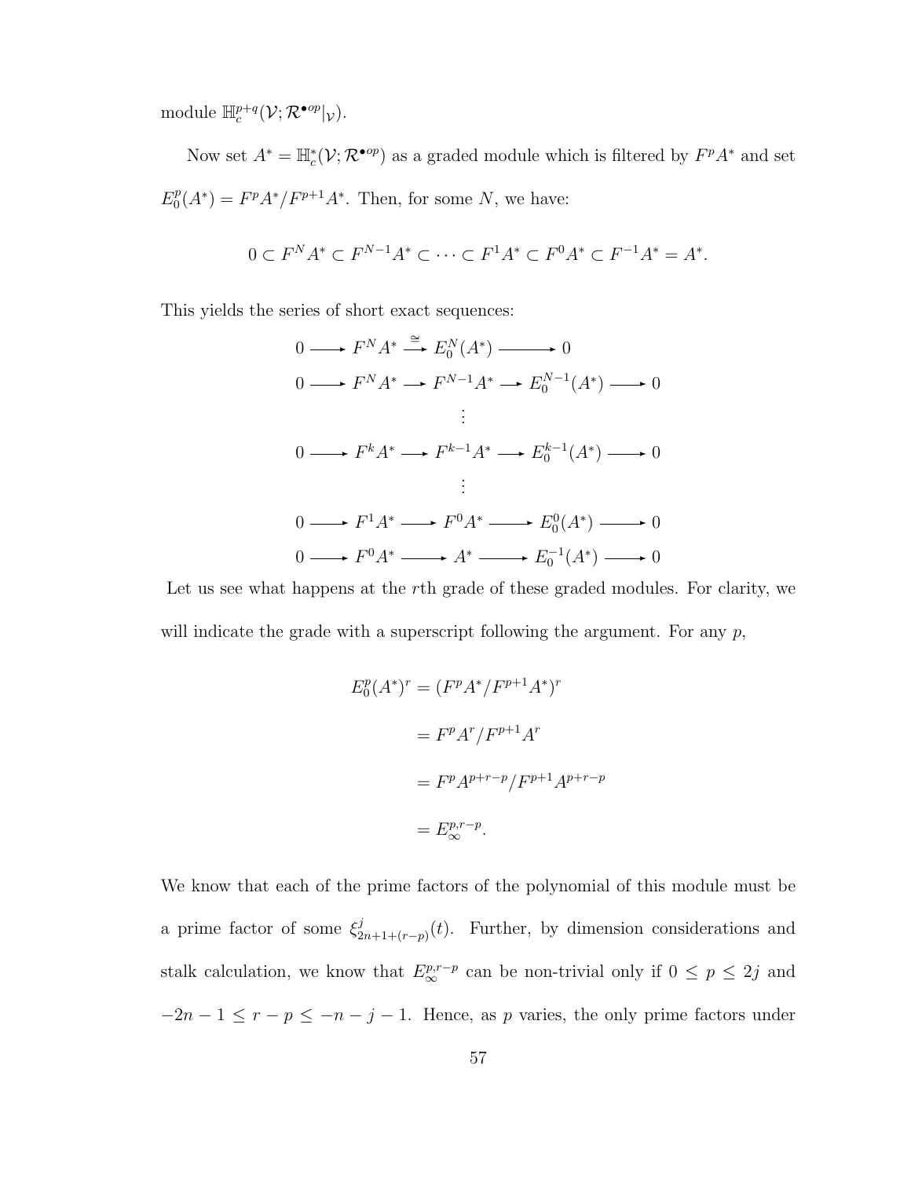module $\mathbb{H}_c^{p+q}(\mathcal{V};\mathcal{R}^{\bullet op}|_{\mathcal{V}})$.

Now set $A^* = \mathbb{H}_c^*(\mathcal{V};\mathcal{R}^{\bullet op})$ as a graded module which is filtered by $F^pA^*$ and set $E_0^p(A^*) = F^pA^*/F^{p+1}A^*$. Then, for some $N$, we have:

$$0 \subset F^N A^* \subset F^{N-1}A^* \subset \cdots \subset F^1 A^* \subset F^0 A^* \subset F^{-1}A^* = A^*.$$

This yields the series of short exact sequences:

$$
\begin{array}{ccccccccc}
0 & \longrightarrow & F^N A^* & \xrightarrow{\cong} & E_0^N(A^*) & \longrightarrow & 0 & & \\
0 & \longrightarrow & F^N A^* & \longrightarrow & F^{N-1}A^* & \longrightarrow & E_0^{N-1}(A^*) & \longrightarrow & 0 \\
 & & & & \vdots & & & & \\
0 & \longrightarrow & F^k A^* & \longrightarrow & F^{k-1}A^* & \longrightarrow & E_0^{k-1}(A^*) & \longrightarrow & 0 \\
 & & & & \vdots & & & & \\
0 & \longrightarrow & F^1 A^* & \longrightarrow & F^0 A^* & \longrightarrow & E_0^0(A^*) & \longrightarrow & 0 \\
0 & \longrightarrow & F^0 A^* & \longrightarrow & A^* & \longrightarrow & E_0^{-1}(A^*) & \longrightarrow & 0
\end{array}
$$

Let us see what happens at the $r$th grade of these graded modules. For clarity, we will indicate the grade with a superscript following the argument. For any $p$,

$$
\begin{aligned}
E_0^p(A^*)^r &= (F^pA^*/F^{p+1}A^*)^r \\
&= F^pA^r/F^{p+1}A^r \\
&= F^pA^{p+r-p}/F^{p+1}A^{p+r-p} \\
&= E_\infty^{p,r-p}.
\end{aligned}
$$

We know that each of the prime factors of the polynomial of this module must be a prime factor of some $\xi^j_{2n+1+(r-p)}(t)$. Further, by dimension considerations and stalk calculation, we know that $E_\infty^{p,r-p}$ can be non-trivial only if $0 \le p \le 2j$ and $-2n-1 \le r-p \le -n-j-1$. Hence, as $p$ varies, the only prime factors under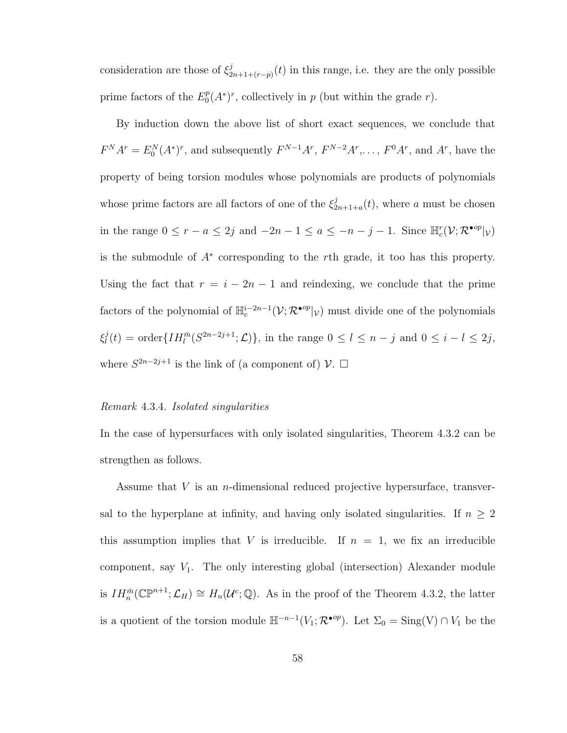consideration are those of $\xi^j_{2n+1+(r-p)}(t)$ in this range, i.e. they are the only possible prime factors of the $E^p_0(A^*)^r$, collectively in $p$ (but within the grade $r$).

By induction down the above list of short exact sequences, we conclude that $F^N A^r = E^N_0(A^*)^r$, and subsequently $F^{N-1}A^r$, $F^{N-2}A^r, \ldots$, $F^0 A^r$, and $A^r$, have the property of being torsion modules whose polynomials are products of polynomials whose prime factors are all factors of one of the $\xi^j_{2n+1+a}(t)$, where $a$ must be chosen in the range $0 \leq r - a \leq 2j$ and $-2n-1 \leq a \leq -n-j-1$. Since $\mathbb{H}^r_c(\mathcal{V}; \mathcal{R}^{\bullet op}|_{\mathcal{V}})$ is the submodule of $A^*$ corresponding to the $r$th grade, it too has this property. Using the fact that $r = i - 2n - 1$ and reindexing, we conclude that the prime factors of the polynomial of $\mathbb{H}^{i-2n-1}_c(\mathcal{V}; \mathcal{R}^{\bullet op}|_{\mathcal{V}})$ must divide one of the polynomials $\xi^j_l(t) = \text{order}\{IH^{\bar{m}}_l(S^{2n-2j+1}; \mathcal{L})\}$, in the range $0 \leq l \leq n-j$ and $0 \leq i - l \leq 2j$, where $S^{2n-2j+1}$ is the link of (a component of) $\mathcal{V}$. $\square$

*Remark* 4.3.4. *Isolated singularities*

In the case of hypersurfaces with only isolated singularities, Theorem 4.3.2 can be strengthen as follows.

Assume that $V$ is an $n$-dimensional reduced projective hypersurface, transversal to the hyperplane at infinity, and having only isolated singularities. If $n \geq 2$ this assumption implies that $V$ is irreducible. If $n = 1$, we fix an irreducible component, say $V_1$. The only interesting global (intersection) Alexander module is $IH^{\bar{m}}_n(\mathbb{CP}^{n+1}; \mathcal{L}_H) \cong H_n(\mathcal{U}^c; \mathbb{Q})$. As in the proof of the Theorem 4.3.2, the latter is a quotient of the torsion module $\mathbb{H}^{-n-1}(V_1; \mathcal{R}^{\bullet op})$. Let $\Sigma_0 = \text{Sing(V)} \cap V_1$ be the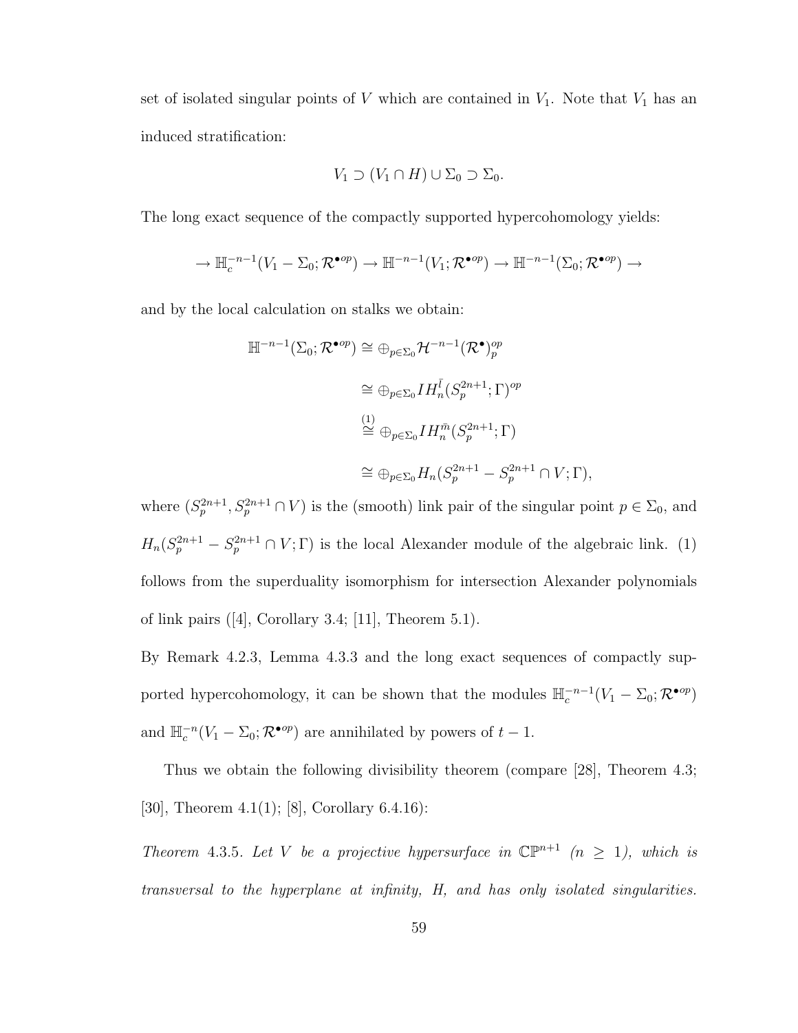set of isolated singular points of $V$ which are contained in $V_1$. Note that $V_1$ has an induced stratification:

$$V_1 \supset (V_1 \cap H) \cup \Sigma_0 \supset \Sigma_0.$$

The long exact sequence of the compactly supported hypercohomology yields:

$$\to \mathbb{H}_c^{-n-1}(V_1 - \Sigma_0; \mathcal{R}^{\bullet op}) \to \mathbb{H}^{-n-1}(V_1; \mathcal{R}^{\bullet op}) \to \mathbb{H}^{-n-1}(\Sigma_0; \mathcal{R}^{\bullet op}) \to$$

and by the local calculation on stalks we obtain:

$$\begin{aligned}
\mathbb{H}^{-n-1}(\Sigma_0; \mathcal{R}^{\bullet op}) &\cong \oplus_{p \in \Sigma_0} \mathcal{H}^{-n-1}(\mathcal{R}^{\bullet})_p^{op} \\
&\cong \oplus_{p \in \Sigma_0} IH_n^{\bar{l}}(S_p^{2n+1}; \Gamma)^{op} \\
&\overset{(1)}{\cong} \oplus_{p \in \Sigma_0} IH_n^{\bar{m}}(S_p^{2n+1}; \Gamma) \\
&\cong \oplus_{p \in \Sigma_0} H_n(S_p^{2n+1} - S_p^{2n+1} \cap V; \Gamma),
\end{aligned}$$

where $(S_p^{2n+1}, S_p^{2n+1} \cap V)$ is the (smooth) link pair of the singular point $p \in \Sigma_0$, and $H_n(S_p^{2n+1} - S_p^{2n+1} \cap V; \Gamma)$ is the local Alexander module of the algebraic link. (1) follows from the superduality isomorphism for intersection Alexander polynomials of link pairs ([4], Corollary 3.4; [11], Theorem 5.1).

By Remark 4.2.3, Lemma 4.3.3 and the long exact sequences of compactly supported hypercohomology, it can be shown that the modules $\mathbb{H}_c^{-n-1}(V_1 - \Sigma_0; \mathcal{R}^{\bullet op})$ and $\mathbb{H}_c^{-n}(V_1 - \Sigma_0; \mathcal{R}^{\bullet op})$ are annihilated by powers of $t - 1$.

Thus we obtain the following divisibility theorem (compare [28], Theorem 4.3; [30], Theorem 4.1(1); [8], Corollary 6.4.16):

*Theorem* 4.3.5. *Let $V$ be a projective hypersurface in $\mathbb{CP}^{n+1}$ ($n \geq 1$), which is transversal to the hyperplane at infinity, $H$, and has only isolated singularities.*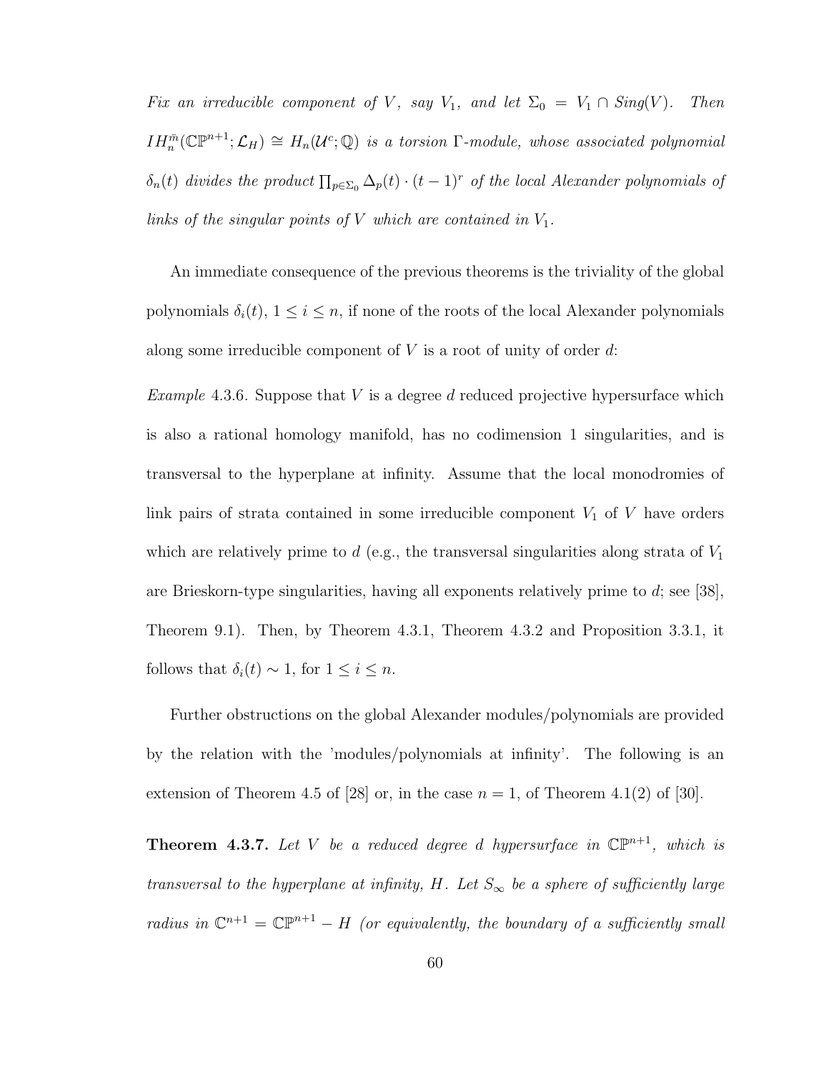*Fix an irreducible component of $V$, say $V_1$, and let $\Sigma_0 = V_1 \cap Sing(V)$. Then $IH^{\bar{m}}_n(\mathbb{CP}^{n+1}; \mathcal{L}_H) \cong H_n(\mathcal{U}^c; \mathbb{Q})$ is a torsion $\Gamma$-module, whose associated polynomial $\delta_n(t)$ divides the product $\prod_{p \in \Sigma_0} \Delta_p(t) \cdot (t-1)^r$ of the local Alexander polynomials of links of the singular points of $V$ which are contained in $V_1$.*

An immediate consequence of the previous theorems is the triviality of the global polynomials $\delta_i(t)$, $1 \leq i \leq n$, if none of the roots of the local Alexander polynomials along some irreducible component of $V$ is a root of unity of order $d$:

*Example* 4.3.6. Suppose that $V$ is a degree $d$ reduced projective hypersurface which is also a rational homology manifold, has no codimension 1 singularities, and is transversal to the hyperplane at infinity. Assume that the local monodromies of link pairs of strata contained in some irreducible component $V_1$ of $V$ have orders which are relatively prime to $d$ (e.g., the transversal singularities along strata of $V_1$ are Brieskorn-type singularities, having all exponents relatively prime to $d$; see [38], Theorem 9.1). Then, by Theorem 4.3.1, Theorem 4.3.2 and Proposition 3.3.1, it follows that $\delta_i(t) \sim 1$, for $1 \leq i \leq n$.

Further obstructions on the global Alexander modules/polynomials are provided by the relation with the 'modules/polynomials at infinity'. The following is an extension of Theorem 4.5 of [28] or, in the case $n = 1$, of Theorem 4.1(2) of [30].

**Theorem 4.3.7.** *Let $V$ be a reduced degree $d$ hypersurface in $\mathbb{CP}^{n+1}$, which is transversal to the hyperplane at infinity, $H$. Let $S_\infty$ be a sphere of sufficiently large radius in $\mathbb{C}^{n+1} = \mathbb{CP}^{n+1} - H$ (or equivalently, the boundary of a sufficiently small*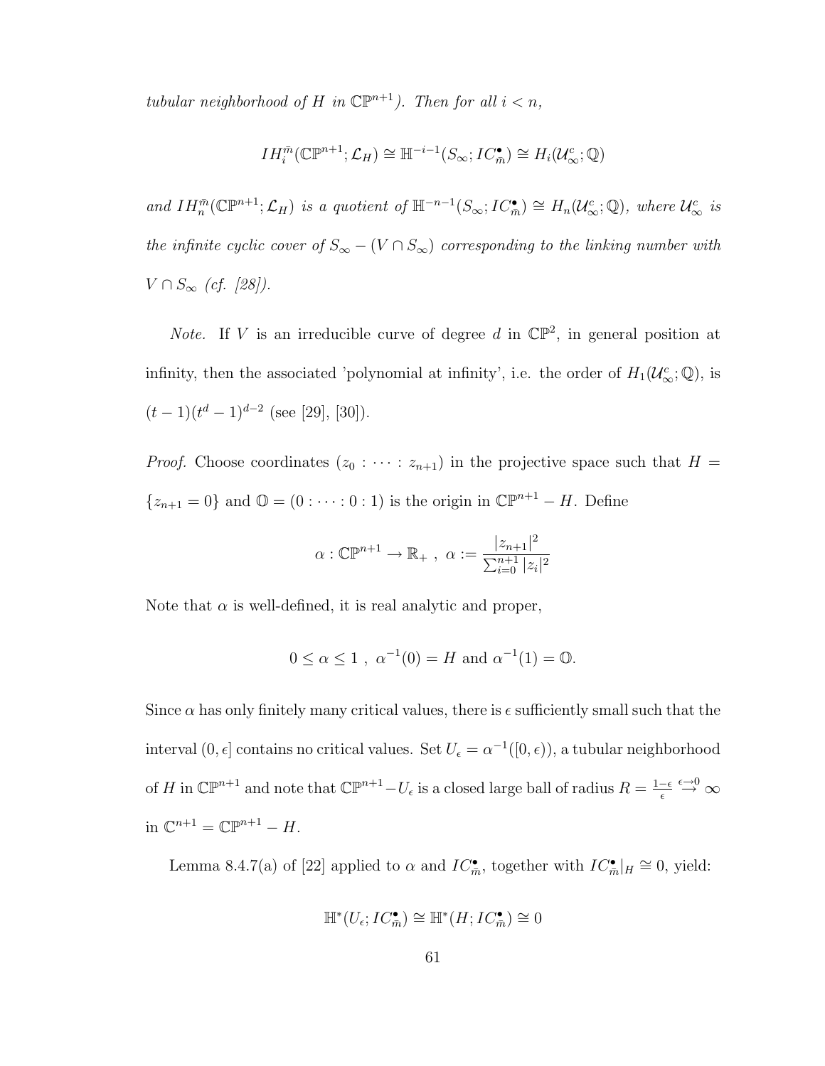*tubular neighborhood of $H$ in $\mathbb{CP}^{n+1}$). Then for all $i < n$,*

$$IH_i^{\bar{m}}(\mathbb{CP}^{n+1}; \mathcal{L}_H) \cong \mathbb{H}^{-i-1}(S_\infty; IC_{\bar{m}}^\bullet) \cong H_i(\mathcal{U}_\infty^c; \mathbb{Q})$$

*and $IH_n^{\bar{m}}(\mathbb{CP}^{n+1}; \mathcal{L}_H)$ is a quotient of $\mathbb{H}^{-n-1}(S_\infty; IC_{\bar{m}}^\bullet) \cong H_n(\mathcal{U}_\infty^c; \mathbb{Q})$, where $\mathcal{U}_\infty^c$ is the infinite cyclic cover of $S_\infty - (V \cap S_\infty)$ corresponding to the linking number with $V \cap S_\infty$ (cf. [28]).*

*Note.* If $V$ is an irreducible curve of degree $d$ in $\mathbb{CP}^2$, in general position at infinity, then the associated 'polynomial at infinity', i.e. the order of $H_1(\mathcal{U}_\infty^c; \mathbb{Q})$, is $(t-1)(t^d-1)^{d-2}$ (see [29], [30]).

*Proof.* Choose coordinates $(z_0 : \cdots : z_{n+1})$ in the projective space such that $H = \{z_{n+1} = 0\}$ and $\mathbb{O} = (0 : \cdots : 0 : 1)$ is the origin in $\mathbb{CP}^{n+1} - H$. Define

$$\alpha : \mathbb{CP}^{n+1} \to \mathbb{R}_+ \ , \ \alpha := \frac{|z_{n+1}|^2}{\sum_{i=0}^{n+1} |z_i|^2}$$

Note that $\alpha$ is well-defined, it is real analytic and proper,

$$0 \leq \alpha \leq 1 \ , \ \alpha^{-1}(0) = H \text{ and } \alpha^{-1}(1) = \mathbb{O}.$$

Since $\alpha$ has only finitely many critical values, there is $\epsilon$ sufficiently small such that the interval $(0, \epsilon]$ contains no critical values. Set $U_\epsilon = \alpha^{-1}([0, \epsilon))$, a tubular neighborhood of $H$ in $\mathbb{CP}^{n+1}$ and note that $\mathbb{CP}^{n+1} - U_\epsilon$ is a closed large ball of radius $R = \frac{1-\epsilon}{\epsilon} \overset{\epsilon \to 0}{\to} \infty$ in $\mathbb{C}^{n+1} = \mathbb{CP}^{n+1} - H$.

Lemma 8.4.7(a) of [22] applied to $\alpha$ and $IC_{\bar{m}}^\bullet$, together with $IC_{\bar{m}}^\bullet|_H \cong 0$, yield:

$$\mathbb{H}^*(U_\epsilon; IC_{\bar{m}}^\bullet) \cong \mathbb{H}^*(H; IC_{\bar{m}}^\bullet) \cong 0$$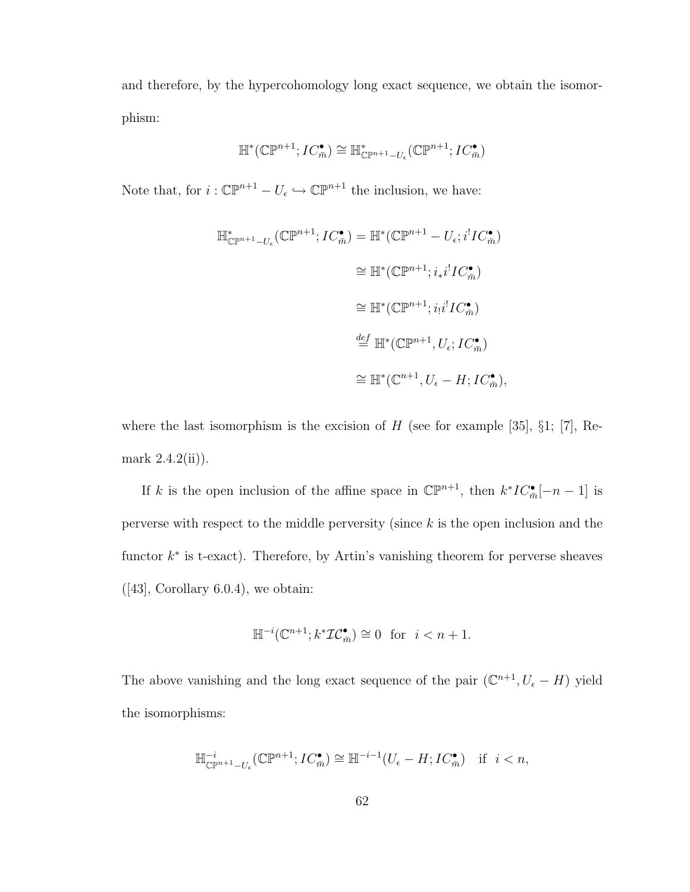and therefore, by the hypercohomology long exact sequence, we obtain the isomorphism:

$$\mathbb{H}^*(\mathbb{CP}^{n+1}; IC^\bullet_{\bar{m}}) \cong \mathbb{H}^*_{\mathbb{CP}^{n+1}-U_\epsilon}(\mathbb{CP}^{n+1}; IC^\bullet_{\bar{m}})$$

Note that, for $i : \mathbb{CP}^{n+1} - U_\epsilon \hookrightarrow \mathbb{CP}^{n+1}$ the inclusion, we have:

$$\begin{aligned}
\mathbb{H}^*_{\mathbb{CP}^{n+1}-U_\epsilon}(\mathbb{CP}^{n+1}; IC^\bullet_{\bar{m}}) &= \mathbb{H}^*(\mathbb{CP}^{n+1} - U_\epsilon; i^! IC^\bullet_{\bar{m}}) \\
&\cong \mathbb{H}^*(\mathbb{CP}^{n+1}; i_* i^! IC^\bullet_{\bar{m}}) \\
&\cong \mathbb{H}^*(\mathbb{CP}^{n+1}; i_! i^! IC^\bullet_{\bar{m}}) \\
&\overset{def}{=} \mathbb{H}^*(\mathbb{CP}^{n+1}, U_\epsilon; IC^\bullet_{\bar{m}}) \\
&\cong \mathbb{H}^*(\mathbb{C}^{n+1}, U_\epsilon - H; IC^\bullet_{\bar{m}}),
\end{aligned}$$

where the last isomorphism is the excision of $H$ (see for example [35], §1; [7], Remark 2.4.2(ii)).

If $k$ is the open inclusion of the affine space in $\mathbb{CP}^{n+1}$, then $k^* IC^\bullet_{\bar{m}}[-n-1]$ is perverse with respect to the middle perversity (since $k$ is the open inclusion and the functor $k^*$ is t-exact). Therefore, by Artin's vanishing theorem for perverse sheaves ([43], Corollary 6.0.4), we obtain:

$$\mathbb{H}^{-i}(\mathbb{C}^{n+1}; k^* \mathcal{IC}^\bullet_{\bar{m}}) \cong 0 \quad \text{for} \quad i < n+1.$$

The above vanishing and the long exact sequence of the pair $(\mathbb{C}^{n+1}, U_\epsilon - H)$ yield the isomorphisms:

$$\mathbb{H}^{-i}_{\mathbb{CP}^{n+1}-U_\epsilon}(\mathbb{CP}^{n+1}; IC^\bullet_{\bar{m}}) \cong \mathbb{H}^{-i-1}(U_\epsilon - H; IC^\bullet_{\bar{m}}) \quad \text{if} \quad i < n,$$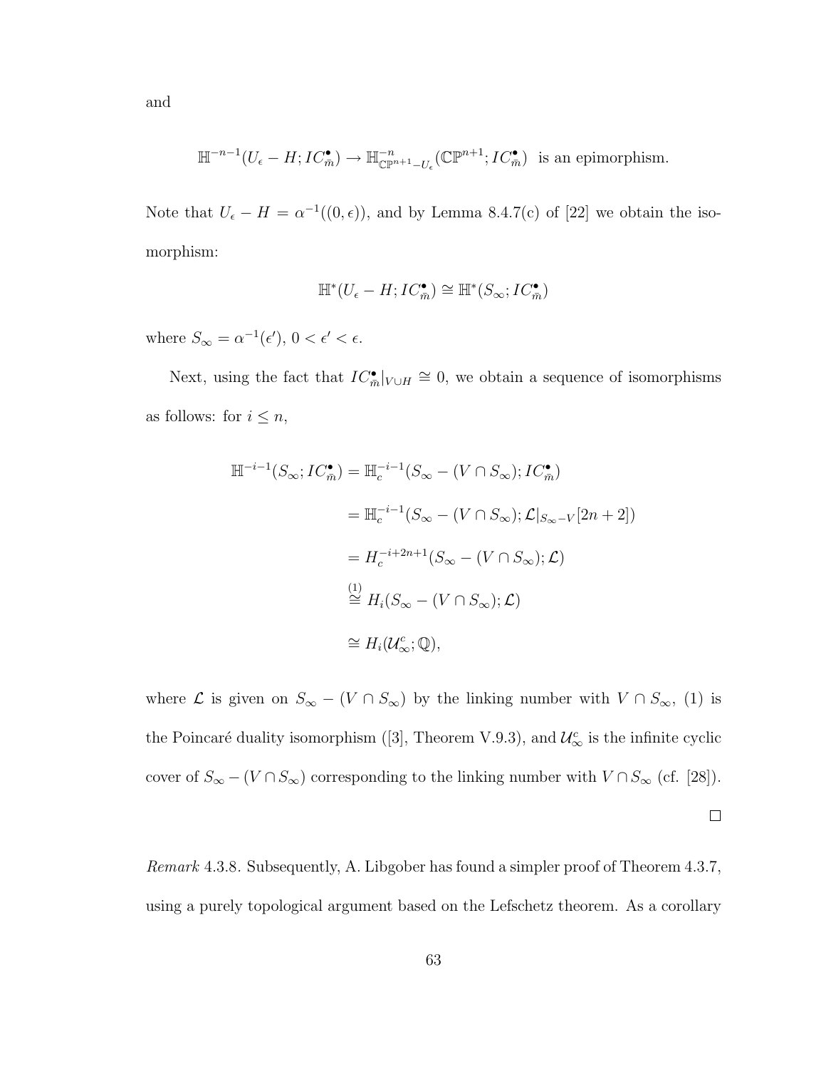and

$$\mathbb{H}^{-n-1}(U_\epsilon - H; IC^\bullet_{\bar{m}}) \to \mathbb{H}^{-n}_{\mathbb{CP}^{n+1}-U_\epsilon}(\mathbb{CP}^{n+1}; IC^\bullet_{\bar{m}}) \text{ is an epimorphism.}$$

Note that $U_\epsilon - H = \alpha^{-1}((0,\epsilon))$, and by Lemma 8.4.7(c) of [22] we obtain the isomorphism:

$$\mathbb{H}^*(U_\epsilon - H; IC^\bullet_{\bar{m}}) \cong \mathbb{H}^*(S_\infty; IC^\bullet_{\bar{m}})$$

where $S_\infty = \alpha^{-1}(\epsilon')$, $0 < \epsilon' < \epsilon$.

Next, using the fact that $IC^\bullet_{\bar{m}}|_{V \cup H} \cong 0$, we obtain a sequence of isomorphisms as follows: for $i \leq n$,

$$\begin{aligned}
\mathbb{H}^{-i-1}(S_\infty; IC^\bullet_{\bar{m}}) &= \mathbb{H}^{-i-1}_c(S_\infty - (V \cap S_\infty); IC^\bullet_{\bar{m}}) \\
&= \mathbb{H}^{-i-1}_c(S_\infty - (V \cap S_\infty); \mathcal{L}|_{S_\infty - V}[2n+2]) \\
&= H^{-i+2n+1}_c(S_\infty - (V \cap S_\infty); \mathcal{L}) \\
&\overset{(1)}{\cong} H_i(S_\infty - (V \cap S_\infty); \mathcal{L}) \\
&\cong H_i(\mathcal{U}^c_\infty; \mathbb{Q}),
\end{aligned}$$

where $\mathcal{L}$ is given on $S_\infty - (V \cap S_\infty)$ by the linking number with $V \cap S_\infty$, (1) is the Poincaré duality isomorphism ([3], Theorem V.9.3), and $\mathcal{U}^c_\infty$ is the infinite cyclic cover of $S_\infty - (V \cap S_\infty)$ corresponding to the linking number with $V \cap S_\infty$ (cf. [28]).

□

*Remark* 4.3.8. Subsequently, A. Libgober has found a simpler proof of Theorem 4.3.7, using a purely topological argument based on the Lefschetz theorem. As a corollary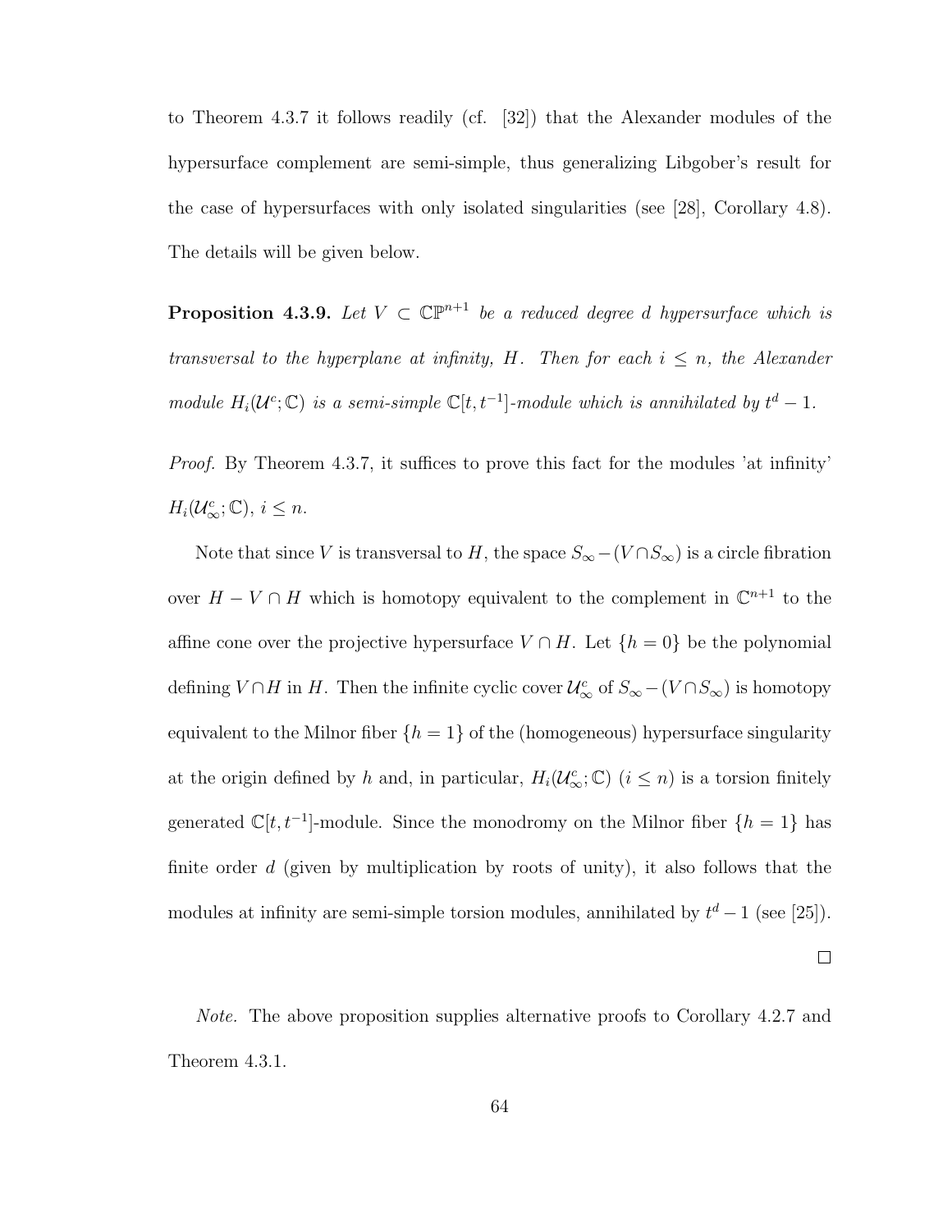to Theorem 4.3.7 it follows readily (cf. [32]) that the Alexander modules of the hypersurface complement are semi-simple, thus generalizing Libgober's result for the case of hypersurfaces with only isolated singularities (see [28], Corollary 4.8). The details will be given below.

**Proposition 4.3.9.** *Let $V \subset \mathbb{CP}^{n+1}$ be a reduced degree $d$ hypersurface which is transversal to the hyperplane at infinity, $H$. Then for each $i \leq n$, the Alexander module $H_i(\mathcal{U}^c; \mathbb{C})$ is a semi-simple $\mathbb{C}[t, t^{-1}]$-module which is annihilated by $t^d - 1$.*

*Proof.* By Theorem 4.3.7, it suffices to prove this fact for the modules 'at infinity' $H_i(\mathcal{U}^c_\infty; \mathbb{C})$, $i \leq n$.

Note that since $V$ is transversal to $H$, the space $S_\infty - (V \cap S_\infty)$ is a circle fibration over $H - V \cap H$ which is homotopy equivalent to the complement in $\mathbb{C}^{n+1}$ to the affine cone over the projective hypersurface $V \cap H$. Let $\{h = 0\}$ be the polynomial defining $V \cap H$ in $H$. Then the infinite cyclic cover $\mathcal{U}^c_\infty$ of $S_\infty - (V \cap S_\infty)$ is homotopy equivalent to the Milnor fiber $\{h = 1\}$ of the (homogeneous) hypersurface singularity at the origin defined by $h$ and, in particular, $H_i(\mathcal{U}^c_\infty; \mathbb{C})$ $(i \leq n)$ is a torsion finitely generated $\mathbb{C}[t, t^{-1}]$-module. Since the monodromy on the Milnor fiber $\{h = 1\}$ has finite order $d$ (given by multiplication by roots of unity), it also follows that the modules at infinity are semi-simple torsion modules, annihilated by $t^d - 1$ (see [25]). $\square$

*Note.* The above proposition supplies alternative proofs to Corollary 4.2.7 and Theorem 4.3.1.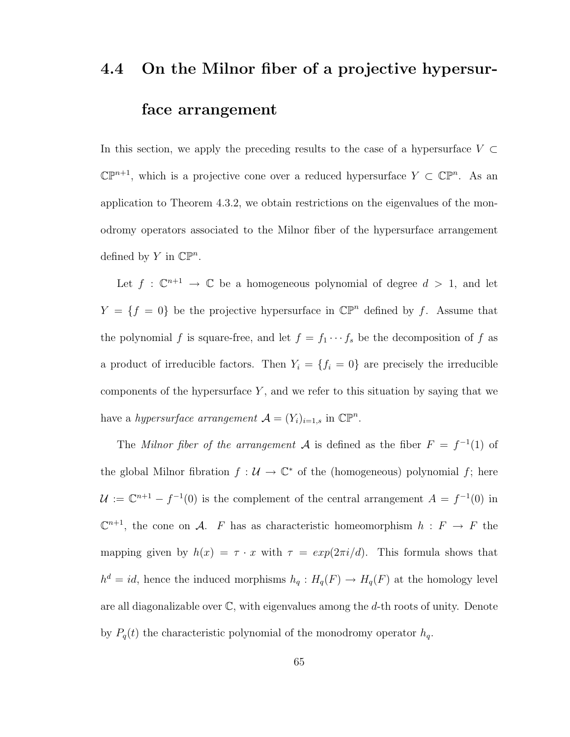## 4.4 On the Milnor fiber of a projective hypersurface arrangement

In this section, we apply the preceding results to the case of a hypersurface $V \subset \mathbb{CP}^{n+1}$, which is a projective cone over a reduced hypersurface $Y \subset \mathbb{CP}^n$. As an application to Theorem 4.3.2, we obtain restrictions on the eigenvalues of the monodromy operators associated to the Milnor fiber of the hypersurface arrangement defined by $Y$ in $\mathbb{CP}^n$.

Let $f : \mathbb{C}^{n+1} \to \mathbb{C}$ be a homogeneous polynomial of degree $d > 1$, and let $Y = \{f = 0\}$ be the projective hypersurface in $\mathbb{CP}^n$ defined by $f$. Assume that the polynomial $f$ is square-free, and let $f = f_1 \cdots f_s$ be the decomposition of $f$ as a product of irreducible factors. Then $Y_i = \{f_i = 0\}$ are precisely the irreducible components of the hypersurface $Y$, and we refer to this situation by saying that we have a *hypersurface arrangement* $\mathcal{A} = (Y_i)_{i=1,s}$ in $\mathbb{CP}^n$.

The *Milnor fiber of the arrangement* $\mathcal{A}$ is defined as the fiber $F = f^{-1}(1)$ of the global Milnor fibration $f : \mathcal{U} \to \mathbb{C}^*$ of the (homogeneous) polynomial $f$; here $\mathcal{U} := \mathbb{C}^{n+1} - f^{-1}(0)$ is the complement of the central arrangement $A = f^{-1}(0)$ in $\mathbb{C}^{n+1}$, the cone on $\mathcal{A}$. $F$ has as characteristic homeomorphism $h : F \to F$ the mapping given by $h(x) = \tau \cdot x$ with $\tau = exp(2\pi i/d)$. This formula shows that $h^d = id$, hence the induced morphisms $h_q : H_q(F) \to H_q(F)$ at the homology level are all diagonalizable over $\mathbb{C}$, with eigenvalues among the $d$-th roots of unity. Denote by $P_q(t)$ the characteristic polynomial of the monodromy operator $h_q$.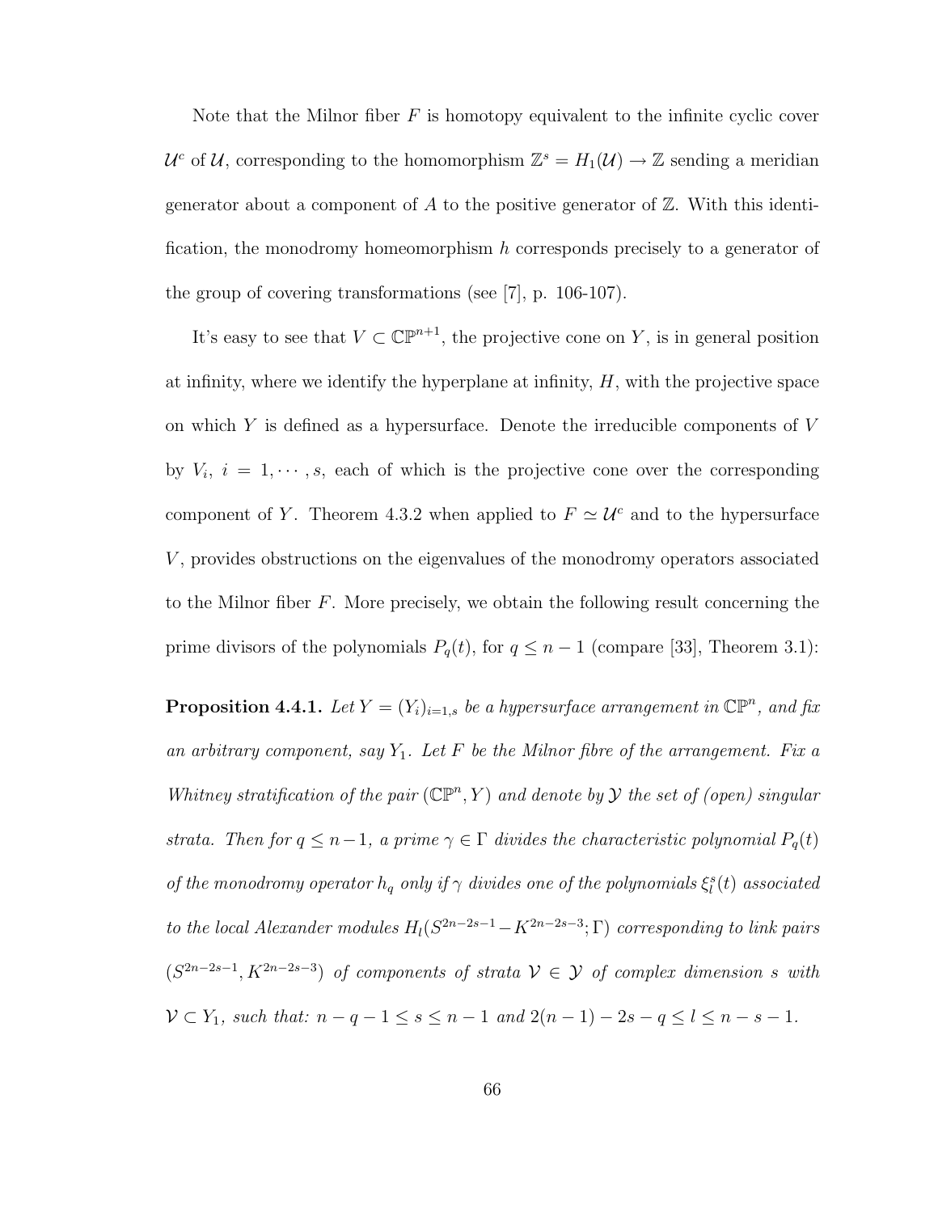Note that the Milnor fiber $F$ is homotopy equivalent to the infinite cyclic cover $\mathcal{U}^c$ of $\mathcal{U}$, corresponding to the homomorphism $\mathbb{Z}^s = H_1(\mathcal{U}) \to \mathbb{Z}$ sending a meridian generator about a component of $A$ to the positive generator of $\mathbb{Z}$. With this identification, the monodromy homeomorphism $h$ corresponds precisely to a generator of the group of covering transformations (see [7], p. 106-107).

It's easy to see that $V \subset \mathbb{CP}^{n+1}$, the projective cone on $Y$, is in general position at infinity, where we identify the hyperplane at infinity, $H$, with the projective space on which $Y$ is defined as a hypersurface. Denote the irreducible components of $V$ by $V_i$, $i = 1, \cdots, s$, each of which is the projective cone over the corresponding component of $Y$. Theorem 4.3.2 when applied to $F \simeq \mathcal{U}^c$ and to the hypersurface $V$, provides obstructions on the eigenvalues of the monodromy operators associated to the Milnor fiber $F$. More precisely, we obtain the following result concerning the prime divisors of the polynomials $P_q(t)$, for $q \leq n-1$ (compare [33], Theorem 3.1):

**Proposition 4.4.1.** *Let $Y = (Y_i)_{i=1,s}$ be a hypersurface arrangement in $\mathbb{CP}^n$, and fix an arbitrary component, say $Y_1$. Let $F$ be the Milnor fibre of the arrangement. Fix a Whitney stratification of the pair $(\mathbb{CP}^n, Y)$ and denote by $\mathcal{Y}$ the set of (open) singular strata. Then for $q \leq n-1$, a prime $\gamma \in \Gamma$ divides the characteristic polynomial $P_q(t)$ of the monodromy operator $h_q$ only if $\gamma$ divides one of the polynomials $\xi^s_l(t)$ associated to the local Alexander modules $H_l(S^{2n-2s-1} - K^{2n-2s-3}; \Gamma)$ corresponding to link pairs $(S^{2n-2s-1}, K^{2n-2s-3})$ of components of strata $\mathcal{V} \in \mathcal{Y}$ of complex dimension $s$ with $\mathcal{V} \subset Y_1$, such that: $n-q-1 \leq s \leq n-1$ and $2(n-1) - 2s - q \leq l \leq n-s-1$.*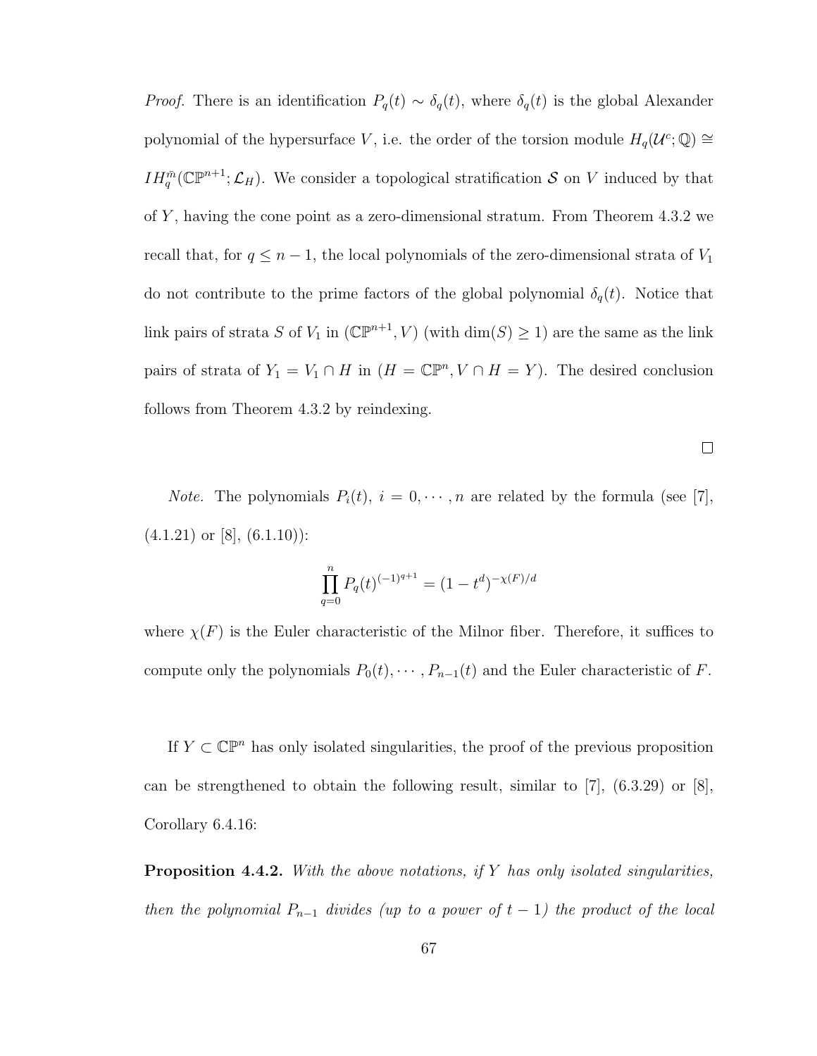*Proof.* There is an identification $P_q(t) \sim \delta_q(t)$, where $\delta_q(t)$ is the global Alexander polynomial of the hypersurface $V$, i.e. the order of the torsion module $H_q(\mathcal{U}^c;\mathbb{Q}) \cong IH_q^{\bar{m}}(\mathbb{CP}^{n+1};\mathcal{L}_H)$. We consider a topological stratification $\mathcal{S}$ on $V$ induced by that of $Y$, having the cone point as a zero-dimensional stratum. From Theorem 4.3.2 we recall that, for $q \leq n-1$, the local polynomials of the zero-dimensional strata of $V_1$ do not contribute to the prime factors of the global polynomial $\delta_q(t)$. Notice that link pairs of strata $S$ of $V_1$ in $(\mathbb{CP}^{n+1}, V)$ (with $\dim(S) \geq 1$) are the same as the link pairs of strata of $Y_1 = V_1 \cap H$ in $(H = \mathbb{CP}^n, V \cap H = Y)$. The desired conclusion follows from Theorem 4.3.2 by reindexing.

□

*Note.* The polynomials $P_i(t)$, $i = 0, \cdots, n$ are related by the formula (see [7], (4.1.21) or [8], (6.1.10)):

$$\prod_{q=0}^{n} P_q(t)^{(-1)^{q+1}} = (1-t^d)^{-\chi(F)/d}$$

where $\chi(F)$ is the Euler characteristic of the Milnor fiber. Therefore, it suffices to compute only the polynomials $P_0(t), \cdots, P_{n-1}(t)$ and the Euler characteristic of $F$.

If $Y \subset \mathbb{CP}^n$ has only isolated singularities, the proof of the previous proposition can be strengthened to obtain the following result, similar to [7], (6.3.29) or [8], Corollary 6.4.16:

**Proposition 4.4.2.** *With the above notations, if $Y$ has only isolated singularities, then the polynomial $P_{n-1}$ divides (up to a power of $t-1$) the product of the local*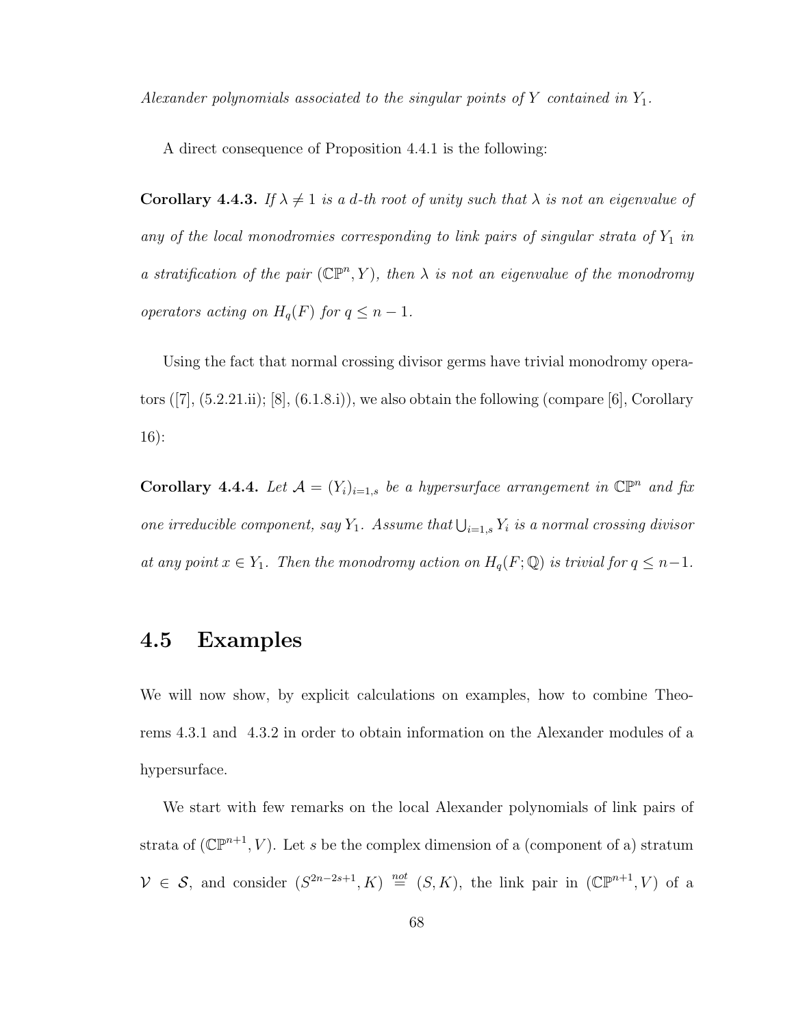*Alexander polynomials associated to the singular points of $Y$ contained in $Y_1$.*

A direct consequence of Proposition 4.4.1 is the following:

**Corollary 4.4.3.** *If $\lambda \neq 1$ is a $d$-th root of unity such that $\lambda$ is not an eigenvalue of any of the local monodromies corresponding to link pairs of singular strata of $Y_1$ in a stratification of the pair $(\mathbb{CP}^n, Y)$, then $\lambda$ is not an eigenvalue of the monodromy operators acting on $H_q(F)$ for $q \leq n-1$.*

Using the fact that normal crossing divisor germs have trivial monodromy operators ([7], (5.2.21.ii); [8], (6.1.8.i)), we also obtain the following (compare [6], Corollary 16):

**Corollary 4.4.4.** *Let $\mathcal{A} = (Y_i)_{i=1,s}$ be a hypersurface arrangement in $\mathbb{CP}^n$ and fix one irreducible component, say $Y_1$. Assume that $\bigcup_{i=1,s} Y_i$ is a normal crossing divisor at any point $x \in Y_1$. Then the monodromy action on $H_q(F;\mathbb{Q})$ is trivial for $q \leq n-1$.*

## 4.5 Examples

We will now show, by explicit calculations on examples, how to combine Theorems 4.3.1 and 4.3.2 in order to obtain information on the Alexander modules of a hypersurface.

We start with few remarks on the local Alexander polynomials of link pairs of strata of $(\mathbb{CP}^{n+1}, V)$. Let $s$ be the complex dimension of a (component of a) stratum $\mathcal{V} \in \mathcal{S}$, and consider $(S^{2n-2s+1}, K) \overset{not}{=} (S, K)$, the link pair in $(\mathbb{CP}^{n+1}, V)$ of a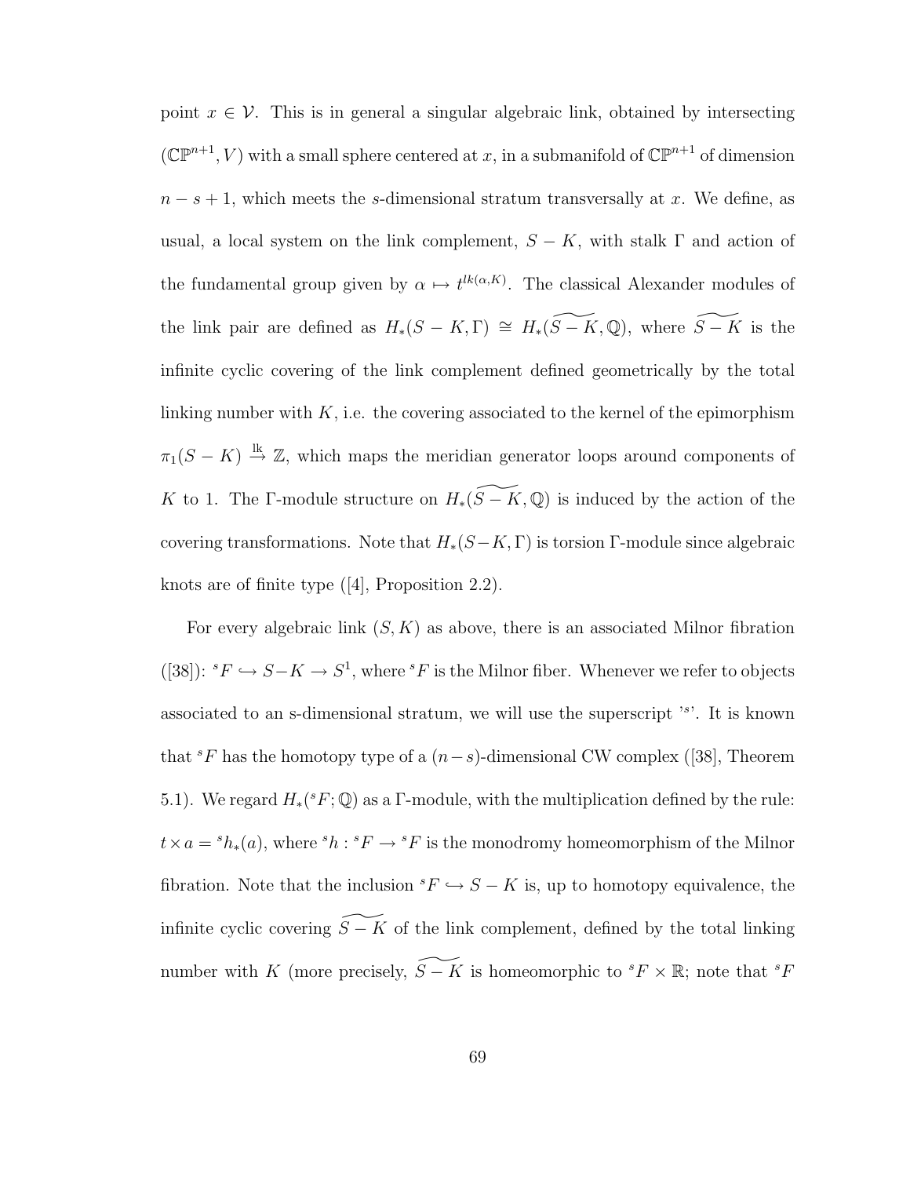point $x \in \mathcal{V}$. This is in general a singular algebraic link, obtained by intersecting $(\mathbb{CP}^{n+1}, V)$ with a small sphere centered at $x$, in a submanifold of $\mathbb{CP}^{n+1}$ of dimension $n-s+1$, which meets the $s$-dimensional stratum transversally at $x$. We define, as usual, a local system on the link complement, $S-K$, with stalk $\Gamma$ and action of the fundamental group given by $\alpha \mapsto t^{lk(\alpha,K)}$. The classical Alexander modules of the link pair are defined as $H_*(S-K,\Gamma) \cong H_*(\widetilde{S-K},\mathbb{Q})$, where $\widetilde{S-K}$ is the infinite cyclic covering of the link complement defined geometrically by the total linking number with $K$, i.e. the covering associated to the kernel of the epimorphism $\pi_1(S-K) \xrightarrow{\text{lk}} \mathbb{Z}$, which maps the meridian generator loops around components of $K$ to 1. The $\Gamma$-module structure on $H_*(\widetilde{S-K},\mathbb{Q})$ is induced by the action of the covering transformations. Note that $H_*(S-K,\Gamma)$ is torsion $\Gamma$-module since algebraic knots are of finite type ([4], Proposition 2.2).

For every algebraic link $(S,K)$ as above, there is an associated Milnor fibration ([38]): ${}^sF \hookrightarrow S-K \to S^1$, where ${}^sF$ is the Milnor fiber. Whenever we refer to objects associated to an s-dimensional stratum, we will use the superscript '${}^s$'. It is known that ${}^sF$ has the homotopy type of a $(n-s)$-dimensional CW complex ([38], Theorem 5.1). We regard $H_*({}^sF;\mathbb{Q})$ as a $\Gamma$-module, with the multiplication defined by the rule: $t \times a = {}^sh_*(a)$, where ${}^sh : {}^sF \to {}^sF$ is the monodromy homeomorphism of the Milnor fibration. Note that the inclusion ${}^sF \hookrightarrow S-K$ is, up to homotopy equivalence, the infinite cyclic covering $\widetilde{S-K}$ of the link complement, defined by the total linking number with $K$ (more precisely, $\widetilde{S-K}$ is homeomorphic to ${}^sF \times \mathbb{R}$; note that ${}^sF$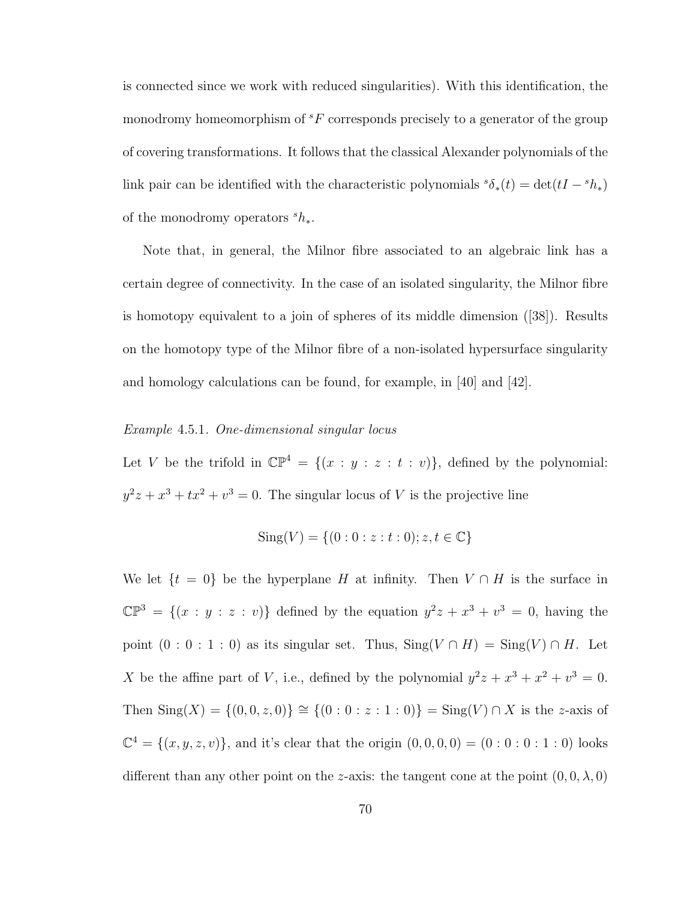is connected since we work with reduced singularities). With this identification, the monodromy homeomorphism of ${}^sF$ corresponds precisely to a generator of the group of covering transformations. It follows that the classical Alexander polynomials of the link pair can be identified with the characteristic polynomials ${}^s\delta_*(t) = \det(tI - {}^sh_*)$ of the monodromy operators ${}^sh_*$.

Note that, in general, the Milnor fibre associated to an algebraic link has a certain degree of connectivity. In the case of an isolated singularity, the Milnor fibre is homotopy equivalent to a join of spheres of its middle dimension ([38]). Results on the homotopy type of the Milnor fibre of a non-isolated hypersurface singularity and homology calculations can be found, for example, in [40] and [42].

*Example* 4.5.1. *One-dimensional singular locus*

Let $V$ be the trifold in $\mathbb{CP}^4 = \{(x : y : z : t : v)\}$, defined by the polynomial: $y^2z + x^3 + tx^2 + v^3 = 0$. The singular locus of $V$ is the projective line

$$\mathrm{Sing}(V) = \{(0 : 0 : z : t : 0); z, t \in \mathbb{C}\}$$

We let $\{t = 0\}$ be the hyperplane $H$ at infinity. Then $V \cap H$ is the surface in $\mathbb{CP}^3 = \{(x : y : z : v)\}$ defined by the equation $y^2z + x^3 + v^3 = 0$, having the point $(0 : 0 : 1 : 0)$ as its singular set. Thus, $\mathrm{Sing}(V \cap H) = \mathrm{Sing}(V) \cap H$. Let $X$ be the affine part of $V$, i.e., defined by the polynomial $y^2z + x^3 + x^2 + v^3 = 0$. Then $\mathrm{Sing}(X) = \{(0, 0, z, 0)\} \cong \{(0 : 0 : z : 1 : 0)\} = \mathrm{Sing}(V) \cap X$ is the $z$-axis of $\mathbb{C}^4 = \{(x, y, z, v)\}$, and it's clear that the origin $(0, 0, 0, 0) = (0 : 0 : 0 : 1 : 0)$ looks different than any other point on the $z$-axis: the tangent cone at the point $(0, 0, \lambda, 0)$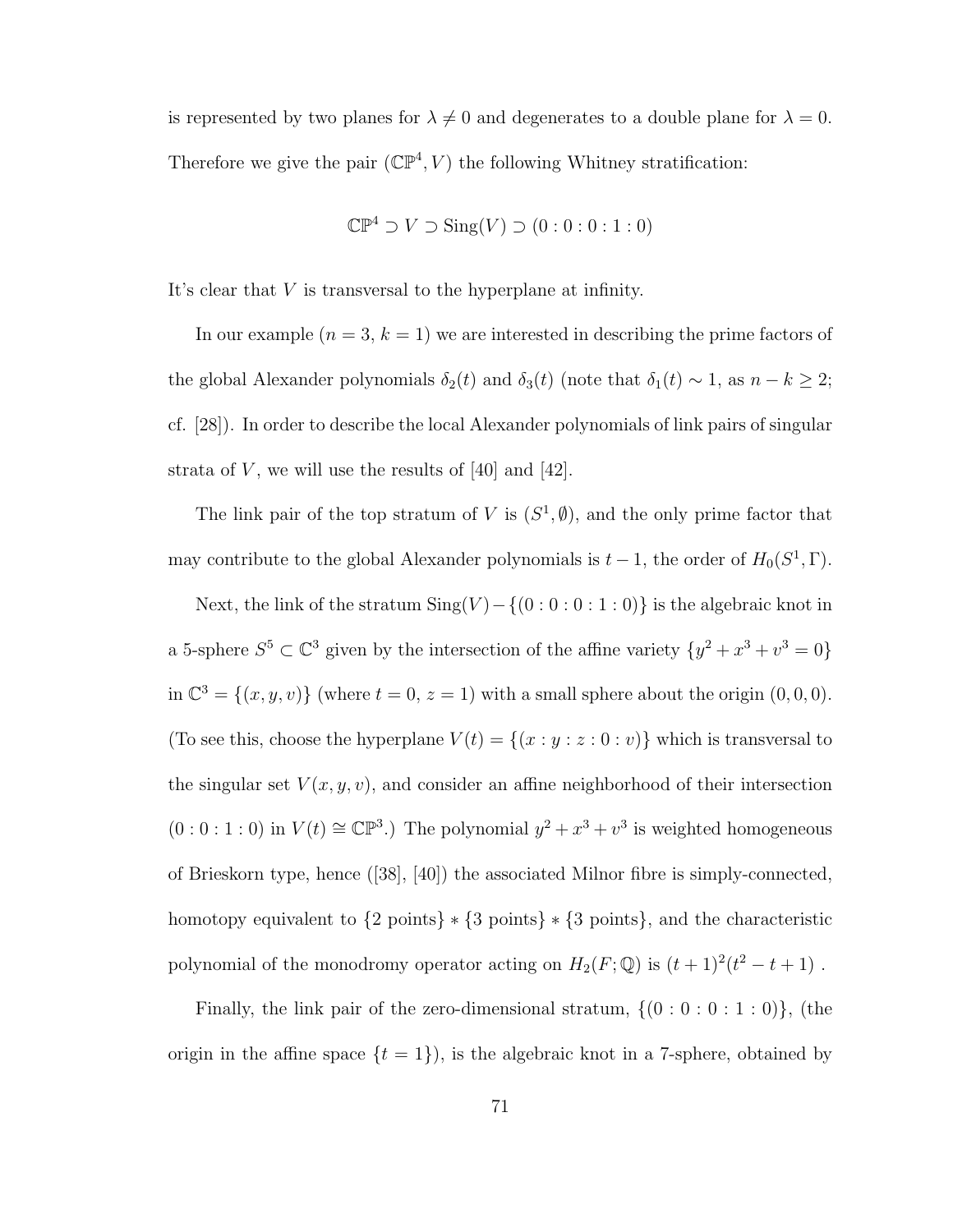is represented by two planes for $\lambda \neq 0$ and degenerates to a double plane for $\lambda = 0$. Therefore we give the pair $(\mathbb{CP}^4, V)$ the following Whitney stratification:

$$\mathbb{CP}^4 \supset V \supset \mathrm{Sing}(V) \supset (0:0:0:1:0)$$

It's clear that $V$ is transversal to the hyperplane at infinity.

In our example ($n = 3$, $k = 1$) we are interested in describing the prime factors of the global Alexander polynomials $\delta_2(t)$ and $\delta_3(t)$ (note that $\delta_1(t) \sim 1$, as $n - k \geq 2$; cf. [28]). In order to describe the local Alexander polynomials of link pairs of singular strata of $V$, we will use the results of [40] and [42].

The link pair of the top stratum of $V$ is $(S^1, \emptyset)$, and the only prime factor that may contribute to the global Alexander polynomials is $t - 1$, the order of $H_0(S^1, \Gamma)$.

Next, the link of the stratum $\mathrm{Sing}(V) - \{(0:0:0:1:0)\}$ is the algebraic knot in a 5-sphere $S^5 \subset \mathbb{C}^3$ given by the intersection of the affine variety $\{y^2 + x^3 + v^3 = 0\}$ in $\mathbb{C}^3 = \{(x, y, v)\}$ (where $t = 0$, $z = 1$) with a small sphere about the origin $(0, 0, 0)$. (To see this, choose the hyperplane $V(t) = \{(x : y : z : 0 : v)\}$ which is transversal to the singular set $V(x, y, v)$, and consider an affine neighborhood of their intersection $(0 : 0 : 1 : 0)$ in $V(t) \cong \mathbb{CP}^3$.) The polynomial $y^2 + x^3 + v^3$ is weighted homogeneous of Brieskorn type, hence ([38], [40]) the associated Milnor fibre is simply-connected, homotopy equivalent to $\{2 \text{ points}\} * \{3 \text{ points}\} * \{3 \text{ points}\}$, and the characteristic polynomial of the monodromy operator acting on $H_2(F; \mathbb{Q})$ is $(t + 1)^2(t^2 - t + 1)$.

Finally, the link pair of the zero-dimensional stratum, $\{(0 : 0 : 0 : 1 : 0)\}$, (the origin in the affine space $\{t = 1\}$), is the algebraic knot in a 7-sphere, obtained by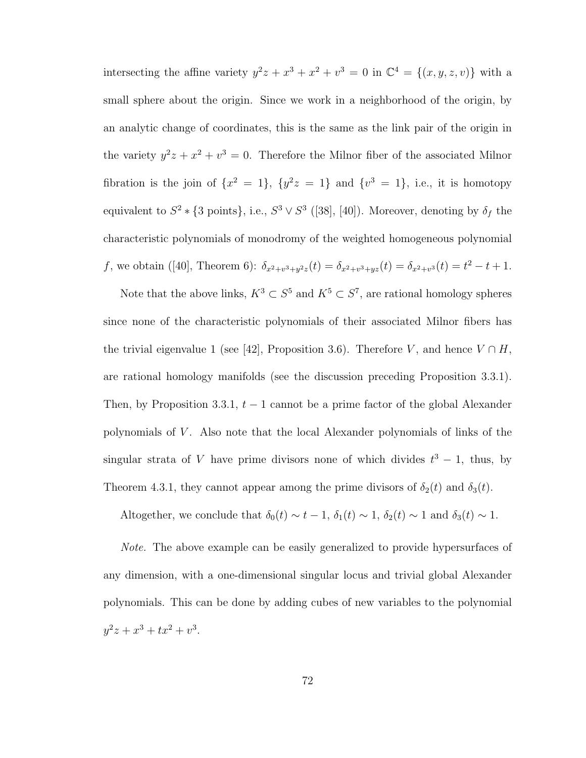intersecting the affine variety $y^2z + x^3 + x^2 + v^3 = 0$ in $\mathbb{C}^4 = \{(x, y, z, v)\}$ with a small sphere about the origin. Since we work in a neighborhood of the origin, by an analytic change of coordinates, this is the same as the link pair of the origin in the variety $y^2z + x^2 + v^3 = 0$. Therefore the Milnor fiber of the associated Milnor fibration is the join of $\{x^2 = 1\}$, $\{y^2z = 1\}$ and $\{v^3 = 1\}$, i.e., it is homotopy equivalent to $S^2 * \{3 \text{ points}\}$, i.e., $S^3 \vee S^3$ ([38], [40]). Moreover, denoting by $\delta_f$ the characteristic polynomials of monodromy of the weighted homogeneous polynomial $f$, we obtain ([40], Theorem 6): $\delta_{x^2+v^3+y^2z}(t) = \delta_{x^2+v^3+yz}(t) = \delta_{x^2+v^3}(t) = t^2 - t + 1$.

Note that the above links, $K^3 \subset S^5$ and $K^5 \subset S^7$, are rational homology spheres since none of the characteristic polynomials of their associated Milnor fibers has the trivial eigenvalue 1 (see [42], Proposition 3.6). Therefore $V$, and hence $V \cap H$, are rational homology manifolds (see the discussion preceding Proposition 3.3.1). Then, by Proposition 3.3.1, $t - 1$ cannot be a prime factor of the global Alexander polynomials of $V$. Also note that the local Alexander polynomials of links of the singular strata of $V$ have prime divisors none of which divides $t^3 - 1$, thus, by Theorem 4.3.1, they cannot appear among the prime divisors of $\delta_2(t)$ and $\delta_3(t)$.

Altogether, we conclude that $\delta_0(t) \sim t - 1$, $\delta_1(t) \sim 1$, $\delta_2(t) \sim 1$ and $\delta_3(t) \sim 1$.

*Note.* The above example can be easily generalized to provide hypersurfaces of any dimension, with a one-dimensional singular locus and trivial global Alexander polynomials. This can be done by adding cubes of new variables to the polynomial $y^2z + x^3 + tx^2 + v^3$.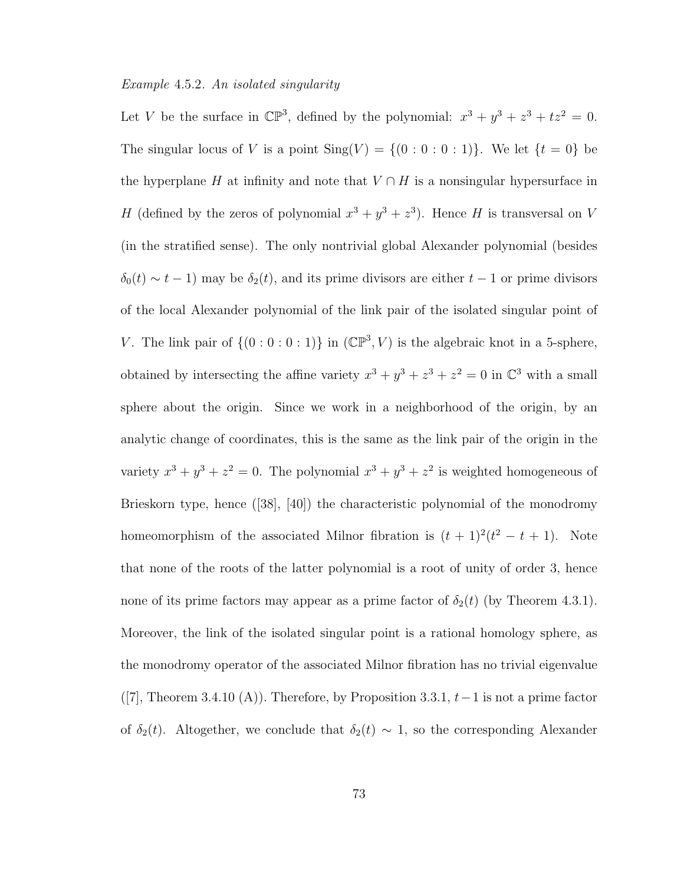*Example* 4.5.2. *An isolated singularity*

Let $V$ be the surface in $\mathbb{CP}^3$, defined by the polynomial: $x^3 + y^3 + z^3 + tz^2 = 0$. The singular locus of $V$ is a point $\text{Sing}(V) = \{(0 : 0 : 0 : 1)\}$. We let $\{t = 0\}$ be the hyperplane $H$ at infinity and note that $V \cap H$ is a nonsingular hypersurface in $H$ (defined by the zeros of polynomial $x^3 + y^3 + z^3$). Hence $H$ is transversal on $V$ (in the stratified sense). The only nontrivial global Alexander polynomial (besides $\delta_0(t) \sim t - 1$) may be $\delta_2(t)$, and its prime divisors are either $t - 1$ or prime divisors of the local Alexander polynomial of the link pair of the isolated singular point of $V$. The link pair of $\{(0 : 0 : 0 : 1)\}$ in $(\mathbb{CP}^3, V)$ is the algebraic knot in a 5-sphere, obtained by intersecting the affine variety $x^3 + y^3 + z^3 + z^2 = 0$ in $\mathbb{C}^3$ with a small sphere about the origin. Since we work in a neighborhood of the origin, by an analytic change of coordinates, this is the same as the link pair of the origin in the variety $x^3 + y^3 + z^2 = 0$. The polynomial $x^3 + y^3 + z^2$ is weighted homogeneous of Brieskorn type, hence ([38], [40]) the characteristic polynomial of the monodromy homeomorphism of the associated Milnor fibration is $(t + 1)^2(t^2 - t + 1)$. Note that none of the roots of the latter polynomial is a root of unity of order 3, hence none of its prime factors may appear as a prime factor of $\delta_2(t)$ (by Theorem 4.3.1). Moreover, the link of the isolated singular point is a rational homology sphere, as the monodromy operator of the associated Milnor fibration has no trivial eigenvalue ([7], Theorem 3.4.10 (A)). Therefore, by Proposition 3.3.1, $t - 1$ is not a prime factor of $\delta_2(t)$. Altogether, we conclude that $\delta_2(t) \sim 1$, so the corresponding Alexander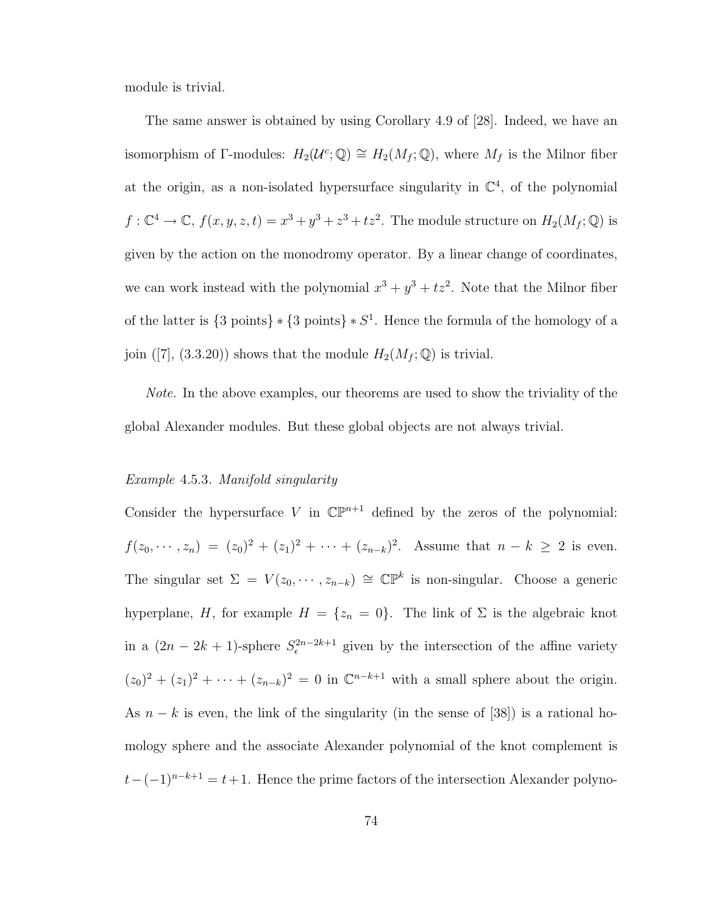module is trivial.

The same answer is obtained by using Corollary 4.9 of [28]. Indeed, we have an isomorphism of $\Gamma$-modules: $H_2(\mathcal{U}^c;\mathbb{Q}) \cong H_2(M_f;\mathbb{Q})$, where $M_f$ is the Milnor fiber at the origin, as a non-isolated hypersurface singularity in $\mathbb{C}^4$, of the polynomial $f : \mathbb{C}^4 \to \mathbb{C}$, $f(x,y,z,t) = x^3 + y^3 + z^3 + tz^2$. The module structure on $H_2(M_f;\mathbb{Q})$ is given by the action on the monodromy operator. By a linear change of coordinates, we can work instead with the polynomial $x^3 + y^3 + tz^2$. Note that the Milnor fiber of the latter is $\{3 \text{ points}\} * \{3 \text{ points}\} * S^1$. Hence the formula of the homology of a join ([7], (3.3.20)) shows that the module $H_2(M_f;\mathbb{Q})$ is trivial.

*Note.* In the above examples, our theorems are used to show the triviality of the global Alexander modules. But these global objects are not always trivial.

*Example* 4.5.3. *Manifold singularity*

Consider the hypersurface $V$ in $\mathbb{CP}^{n+1}$ defined by the zeros of the polynomial: $f(z_0, \cdots, z_n) = (z_0)^2 + (z_1)^2 + \cdots + (z_{n-k})^2$. Assume that $n-k \geq 2$ is even. The singular set $\Sigma = V(z_0, \cdots, z_{n-k}) \cong \mathbb{CP}^k$ is non-singular. Choose a generic hyperplane, $H$, for example $H = \{z_n = 0\}$. The link of $\Sigma$ is the algebraic knot in a $(2n-2k+1)$-sphere $S_\epsilon^{2n-2k+1}$ given by the intersection of the affine variety $(z_0)^2 + (z_1)^2 + \cdots + (z_{n-k})^2 = 0$ in $\mathbb{C}^{n-k+1}$ with a small sphere about the origin. As $n-k$ is even, the link of the singularity (in the sense of [38]) is a rational homology sphere and the associate Alexander polynomial of the knot complement is $t - (-1)^{n-k+1} = t+1$. Hence the prime factors of the intersection Alexander polyno-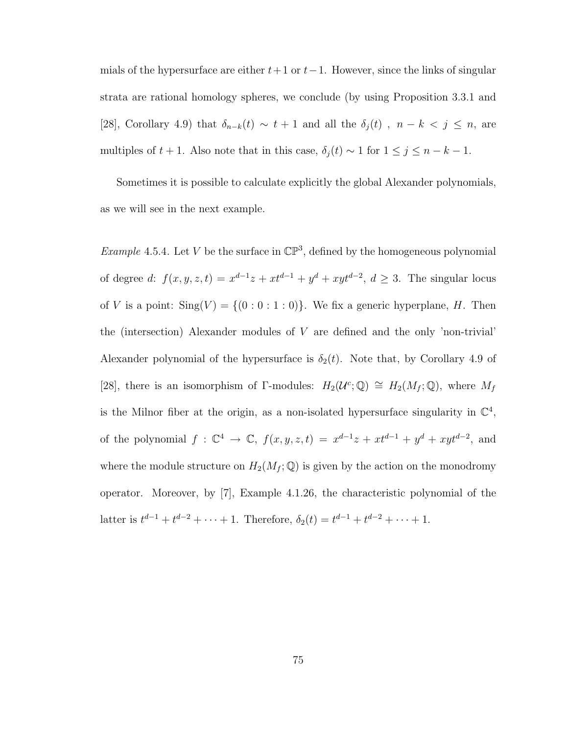mials of the hypersurface are either $t+1$ or $t-1$. However, since the links of singular strata are rational homology spheres, we conclude (by using Proposition 3.3.1 and [28], Corollary 4.9) that $\delta_{n-k}(t) \sim t+1$ and all the $\delta_j(t)$ , $n-k < j \leq n$, are multiples of $t+1$. Also note that in this case, $\delta_j(t) \sim 1$ for $1 \leq j \leq n-k-1$.

Sometimes it is possible to calculate explicitly the global Alexander polynomials, as we will see in the next example.

*Example* 4.5.4. Let $V$ be the surface in $\mathbb{CP}^3$, defined by the homogeneous polynomial of degree $d$: $f(x, y, z, t) = x^{d-1}z + xt^{d-1} + y^d + xyt^{d-2}$, $d \geq 3$. The singular locus of $V$ is a point: $\text{Sing}(V) = \{(0:0:1:0)\}$. We fix a generic hyperplane, $H$. Then the (intersection) Alexander modules of $V$ are defined and the only 'non-trivial' Alexander polynomial of the hypersurface is $\delta_2(t)$. Note that, by Corollary 4.9 of [28], there is an isomorphism of $\Gamma$-modules: $H_2(\mathcal{U}^c; \mathbb{Q}) \cong H_2(M_f; \mathbb{Q})$, where $M_f$ is the Milnor fiber at the origin, as a non-isolated hypersurface singularity in $\mathbb{C}^4$, of the polynomial $f : \mathbb{C}^4 \to \mathbb{C}$, $f(x, y, z, t) = x^{d-1}z + xt^{d-1} + y^d + xyt^{d-2}$, and where the module structure on $H_2(M_f; \mathbb{Q})$ is given by the action on the monodromy operator. Moreover, by [7], Example 4.1.26, the characteristic polynomial of the latter is $t^{d-1} + t^{d-2} + \cdots + 1$. Therefore, $\delta_2(t) = t^{d-1} + t^{d-2} + \cdots + 1$.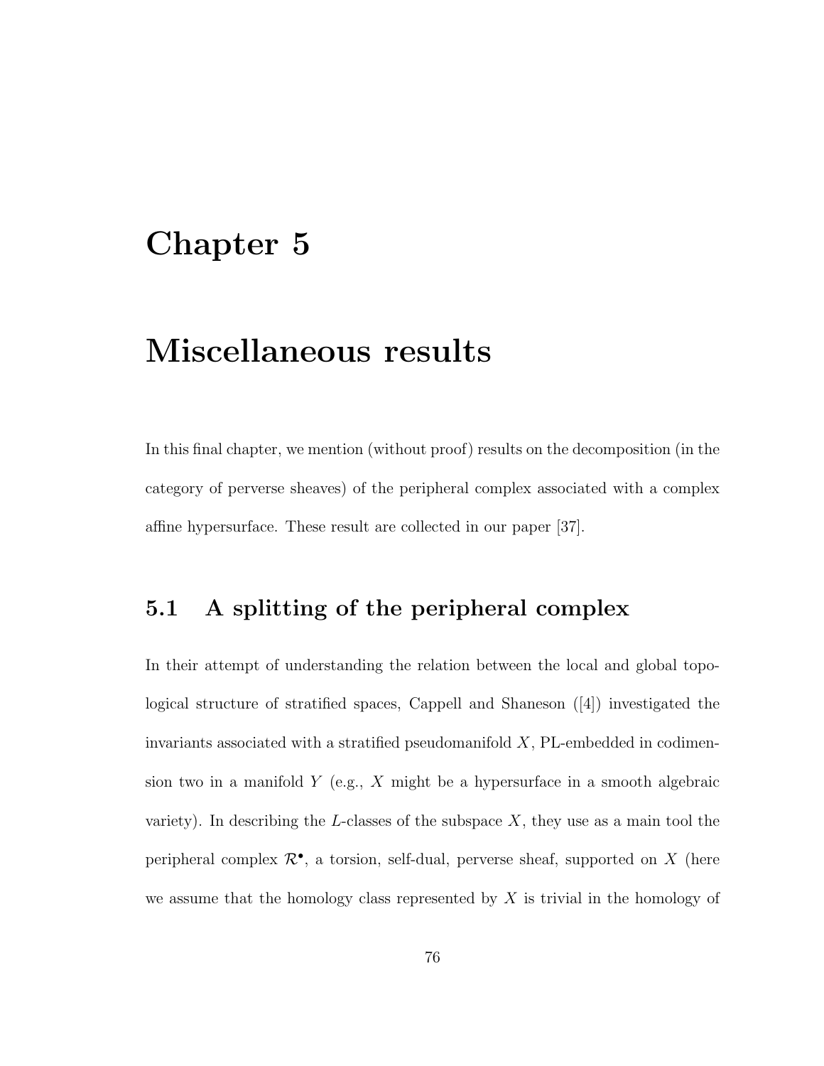# Chapter 5

# Miscellaneous results

In this final chapter, we mention (without proof) results on the decomposition (in the category of perverse sheaves) of the peripheral complex associated with a complex affine hypersurface. These result are collected in our paper [37].

## 5.1 A splitting of the peripheral complex

In their attempt of understanding the relation between the local and global topological structure of stratified spaces, Cappell and Shaneson ([4]) investigated the invariants associated with a stratified pseudomanifold $X$, PL-embedded in codimension two in a manifold $Y$ (e.g., $X$ might be a hypersurface in a smooth algebraic variety). In describing the $L$-classes of the subspace $X$, they use as a main tool the peripheral complex $\mathcal{R}^{\bullet}$, a torsion, self-dual, perverse sheaf, supported on $X$ (here we assume that the homology class represented by $X$ is trivial in the homology of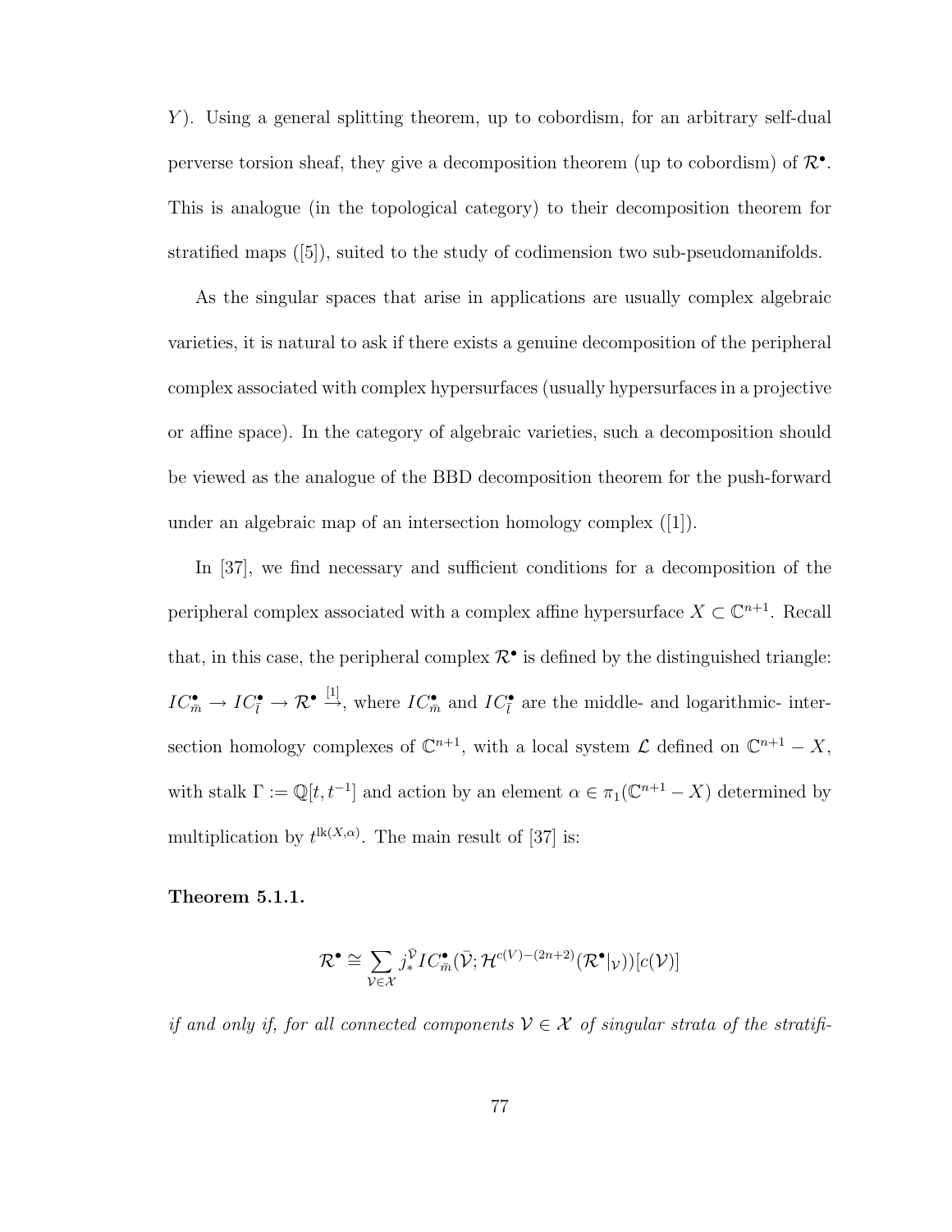$Y$). Using a general splitting theorem, up to cobordism, for an arbitrary self-dual perverse torsion sheaf, they give a decomposition theorem (up to cobordism) of $\mathcal{R}^\bullet$. This is analogue (in the topological category) to their decomposition theorem for stratified maps ([5]), suited to the study of codimension two sub-pseudomanifolds.

As the singular spaces that arise in applications are usually complex algebraic varieties, it is natural to ask if there exists a genuine decomposition of the peripheral complex associated with complex hypersurfaces (usually hypersurfaces in a projective or affine space). In the category of algebraic varieties, such a decomposition should be viewed as the analogue of the BBD decomposition theorem for the push-forward under an algebraic map of an intersection homology complex ([1]).

In [37], we find necessary and sufficient conditions for a decomposition of the peripheral complex associated with a complex affine hypersurface $X \subset \mathbb{C}^{n+1}$. Recall that, in this case, the peripheral complex $\mathcal{R}^\bullet$ is defined by the distinguished triangle: $IC^\bullet_{\bar{m}} \to IC^\bullet_{\bar{l}} \to \mathcal{R}^\bullet \xrightarrow{[1]}$, where $IC^\bullet_{\bar{m}}$ and $IC^\bullet_{\bar{l}}$ are the middle- and logarithmic- intersection homology complexes of $\mathbb{C}^{n+1}$, with a local system $\mathcal{L}$ defined on $\mathbb{C}^{n+1} - X$, with stalk $\Gamma := \mathbb{Q}[t, t^{-1}]$ and action by an element $\alpha \in \pi_1(\mathbb{C}^{n+1} - X)$ determined by multiplication by $t^{\mathrm{lk}(X,\alpha)}$. The main result of [37] is:

**Theorem 5.1.1.**

$$\mathcal{R}^\bullet \cong \sum_{\mathcal{V} \in \mathcal{X}} j_*^{\bar{\mathcal{V}}} IC^\bullet_{\bar{m}}(\bar{\mathcal{V}}; \mathcal{H}^{c(V)-(2n+2)}(\mathcal{R}^\bullet|_{\mathcal{V}}))[c(\mathcal{V})]$$

*if and only if, for all connected components $\mathcal{V} \in \mathcal{X}$ of singular strata of the stratifi-*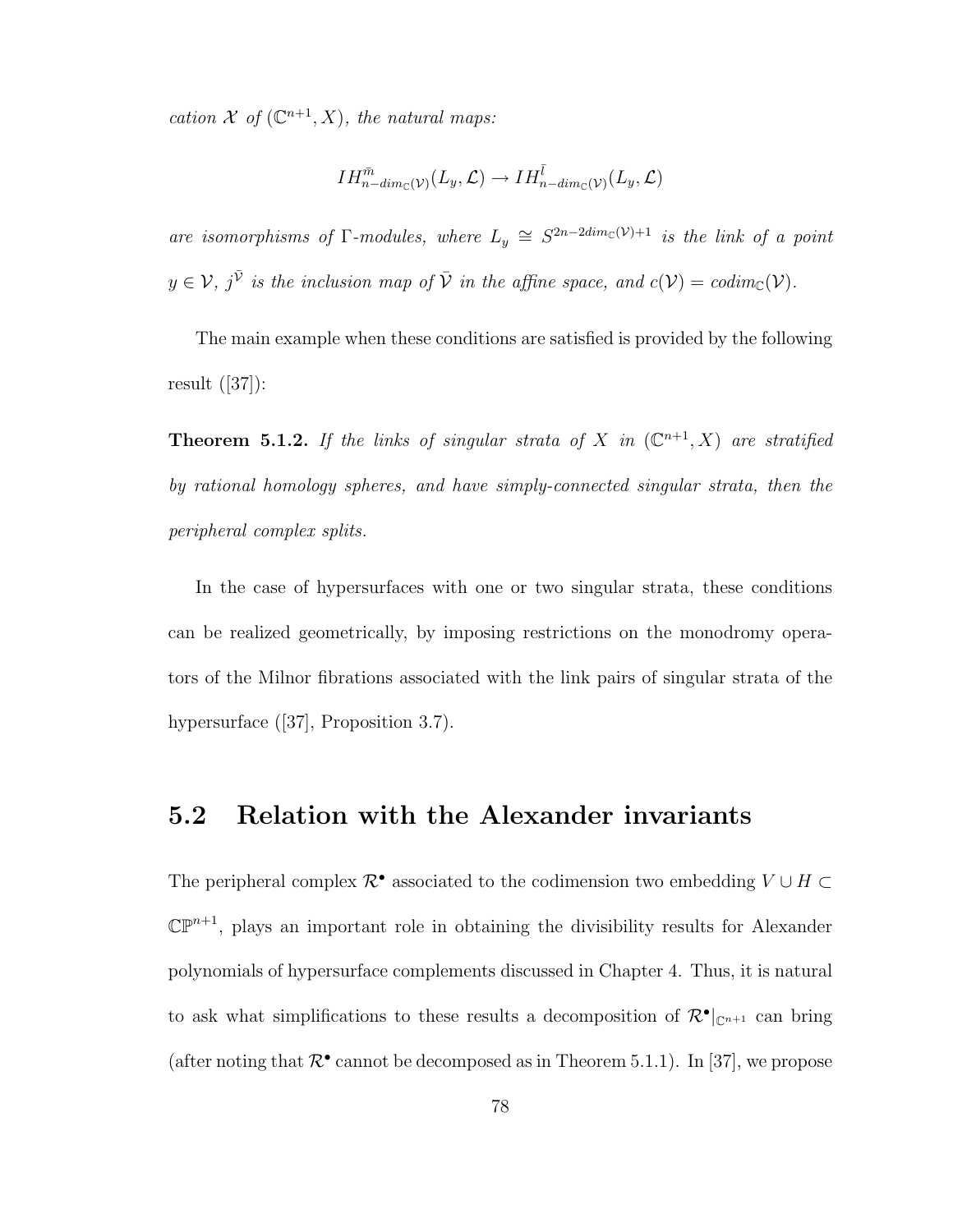*cation $\mathcal{X}$ of $(\mathbb{C}^{n+1}, X)$, the natural maps:*

$$IH^{\bar{m}}_{n-dim_{\mathbb{C}}(\mathcal{V})}(L_y, \mathcal{L}) \to IH^{\bar{l}}_{n-dim_{\mathbb{C}}(\mathcal{V})}(L_y, \mathcal{L})$$

*are isomorphisms of $\Gamma$-modules, where $L_y \cong S^{2n-2dim_{\mathbb{C}}(\mathcal{V})+1}$ is the link of a point $y \in \mathcal{V}$, $j^{\bar{\mathcal{V}}}$ is the inclusion map of $\bar{\mathcal{V}}$ in the affine space, and $c(\mathcal{V}) = codim_{\mathbb{C}}(\mathcal{V})$.*

The main example when these conditions are satisfied is provided by the following result ([37]):

**Theorem 5.1.2.** *If the links of singular strata of $X$ in $(\mathbb{C}^{n+1}, X)$ are stratified by rational homology spheres, and have simply-connected singular strata, then the peripheral complex splits.*

In the case of hypersurfaces with one or two singular strata, these conditions can be realized geometrically, by imposing restrictions on the monodromy operators of the Milnor fibrations associated with the link pairs of singular strata of the hypersurface ([37], Proposition 3.7).

## 5.2 Relation with the Alexander invariants

The peripheral complex $\mathcal{R}^\bullet$ associated to the codimension two embedding $V \cup H \subset \mathbb{CP}^{n+1}$, plays an important role in obtaining the divisibility results for Alexander polynomials of hypersurface complements discussed in Chapter 4. Thus, it is natural to ask what simplifications to these results a decomposition of $\mathcal{R}^\bullet|_{\mathbb{C}^{n+1}}$ can bring (after noting that $\mathcal{R}^\bullet$ cannot be decomposed as in Theorem 5.1.1). In [37], we propose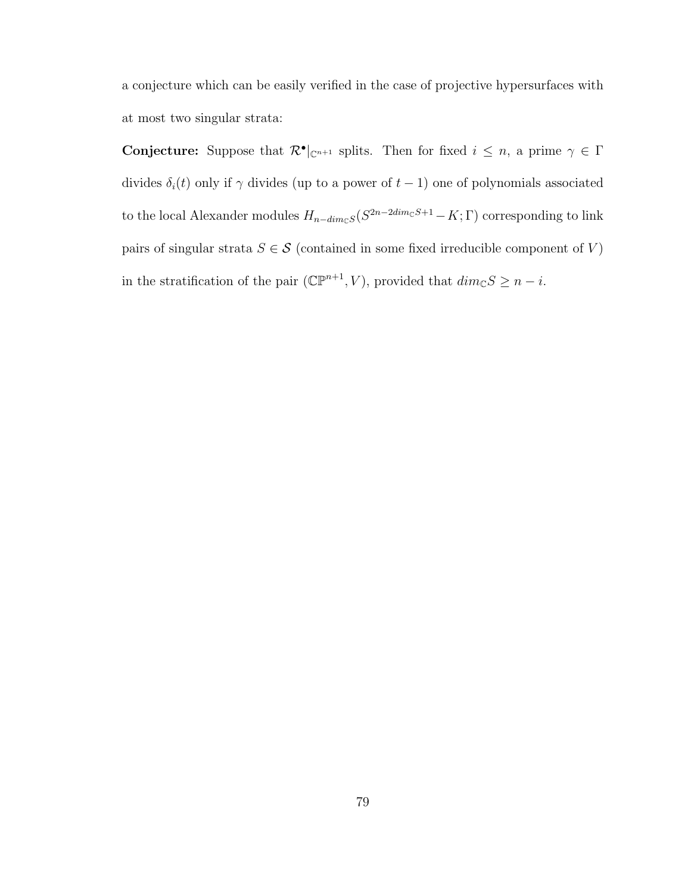a conjecture which can be easily verified in the case of projective hypersurfaces with at most two singular strata:

**Conjecture:** Suppose that $\mathcal{R}^{\bullet}|_{\mathbb{C}^{n+1}}$ splits. Then for fixed $i \leq n$, a prime $\gamma \in \Gamma$ divides $\delta_i(t)$ only if $\gamma$ divides (up to a power of $t-1$) one of polynomials associated to the local Alexander modules $H_{n-dim_{\mathbb{C}}S}(S^{2n-2dim_{\mathbb{C}}S+1} - K; \Gamma)$ corresponding to link pairs of singular strata $S \in \mathcal{S}$ (contained in some fixed irreducible component of $V$) in the stratification of the pair $(\mathbb{CP}^{n+1}, V)$, provided that $dim_{\mathbb{C}}S \geq n - i$.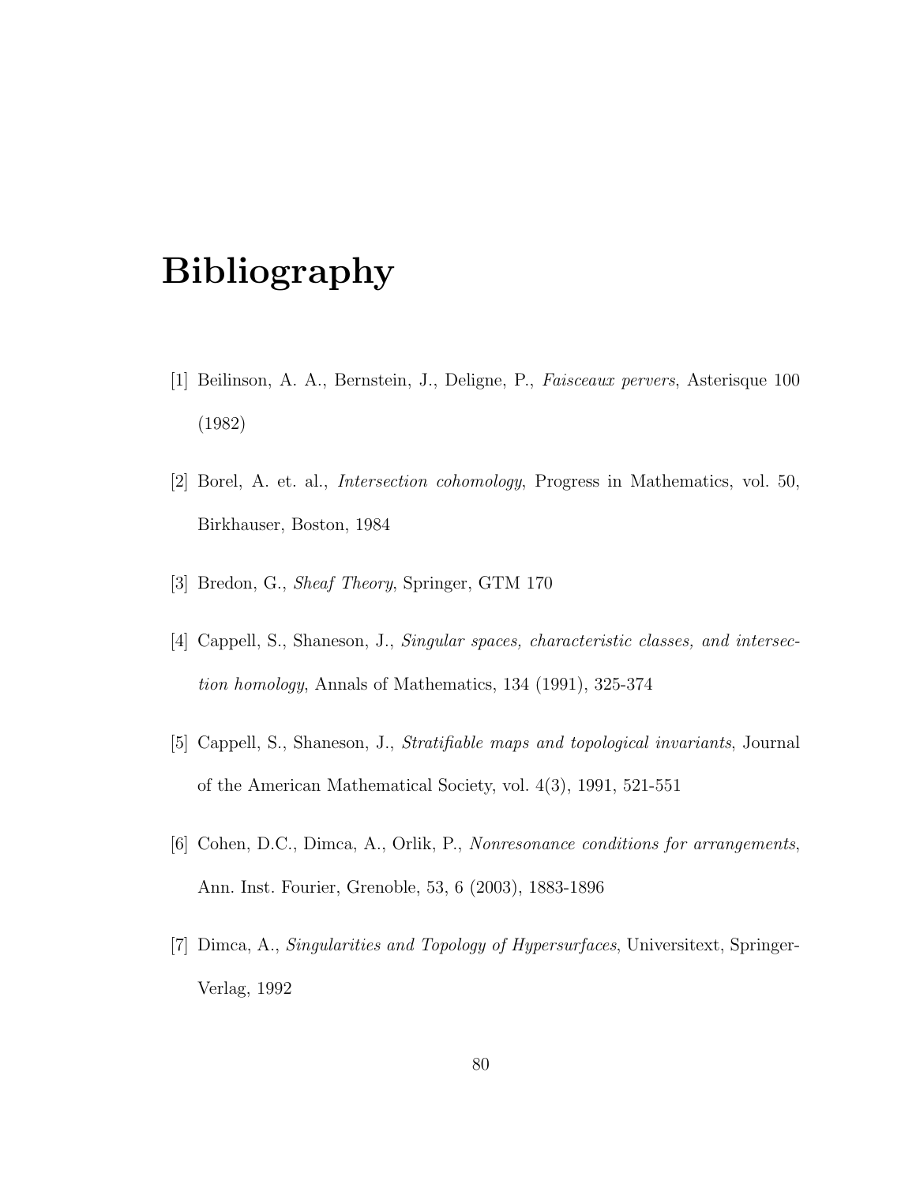# Bibliography

[1] Beilinson, A. A., Bernstein, J., Deligne, P., *Faisceaux pervers*, Asterisque 100 (1982)

[2] Borel, A. et. al., *Intersection cohomology*, Progress in Mathematics, vol. 50, Birkhauser, Boston, 1984

[3] Bredon, G., *Sheaf Theory*, Springer, GTM 170

[4] Cappell, S., Shaneson, J., *Singular spaces, characteristic classes, and intersection homology*, Annals of Mathematics, 134 (1991), 325-374

[5] Cappell, S., Shaneson, J., *Stratifiable maps and topological invariants*, Journal of the American Mathematical Society, vol. 4(3), 1991, 521-551

[6] Cohen, D.C., Dimca, A., Orlik, P., *Nonresonance conditions for arrangements*, Ann. Inst. Fourier, Grenoble, 53, 6 (2003), 1883-1896

[7] Dimca, A., *Singularities and Topology of Hypersurfaces*, Universitext, Springer-Verlag, 1992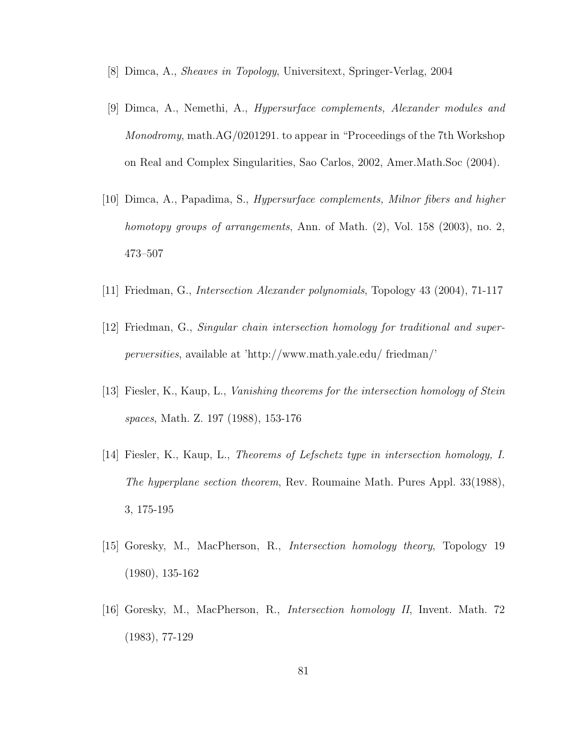[8] Dimca, A., *Sheaves in Topology*, Universitext, Springer-Verlag, 2004

[9] Dimca, A., Nemethi, A., *Hypersurface complements, Alexander modules and Monodromy*, math.AG/0201291. to appear in "Proceedings of the 7th Workshop on Real and Complex Singularities, Sao Carlos, 2002, Amer.Math.Soc (2004).

[10] Dimca, A., Papadima, S., *Hypersurface complements, Milnor fibers and higher homotopy groups of arrangements*, Ann. of Math. (2), Vol. 158 (2003), no. 2, 473–507

[11] Friedman, G., *Intersection Alexander polynomials*, Topology 43 (2004), 71-117

[12] Friedman, G., *Singular chain intersection homology for traditional and super-perversities*, available at 'http://www.math.yale.edu/ friedman/'

[13] Fiesler, K., Kaup, L., *Vanishing theorems for the intersection homology of Stein spaces*, Math. Z. 197 (1988), 153-176

[14] Fiesler, K., Kaup, L., *Theorems of Lefschetz type in intersection homology, I. The hyperplane section theorem*, Rev. Roumaine Math. Pures Appl. 33(1988), 3, 175-195

[15] Goresky, M., MacPherson, R., *Intersection homology theory*, Topology 19 (1980), 135-162

[16] Goresky, M., MacPherson, R., *Intersection homology II*, Invent. Math. 72 (1983), 77-129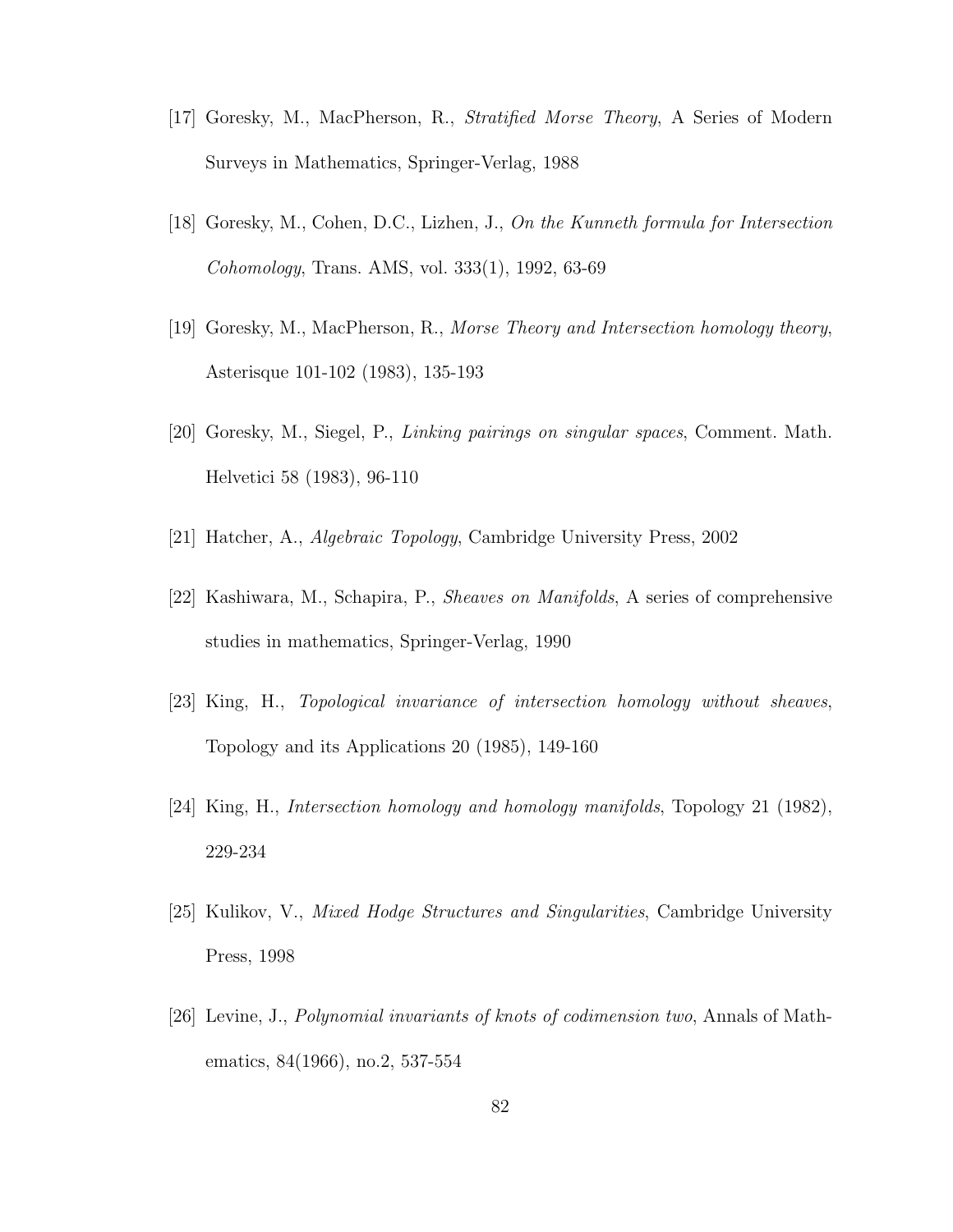[17] Goresky, M., MacPherson, R., *Stratified Morse Theory*, A Series of Modern Surveys in Mathematics, Springer-Verlag, 1988

[18] Goresky, M., Cohen, D.C., Lizhen, J., *On the Kunneth formula for Intersection Cohomology*, Trans. AMS, vol. 333(1), 1992, 63-69

[19] Goresky, M., MacPherson, R., *Morse Theory and Intersection homology theory*, Asterisque 101-102 (1983), 135-193

[20] Goresky, M., Siegel, P., *Linking pairings on singular spaces*, Comment. Math. Helvetici 58 (1983), 96-110

[21] Hatcher, A., *Algebraic Topology*, Cambridge University Press, 2002

[22] Kashiwara, M., Schapira, P., *Sheaves on Manifolds*, A series of comprehensive studies in mathematics, Springer-Verlag, 1990

[23] King, H., *Topological invariance of intersection homology without sheaves*, Topology and its Applications 20 (1985), 149-160

[24] King, H., *Intersection homology and homology manifolds*, Topology 21 (1982), 229-234

[25] Kulikov, V., *Mixed Hodge Structures and Singularities*, Cambridge University Press, 1998

[26] Levine, J., *Polynomial invariants of knots of codimension two*, Annals of Mathematics, 84(1966), no.2, 537-554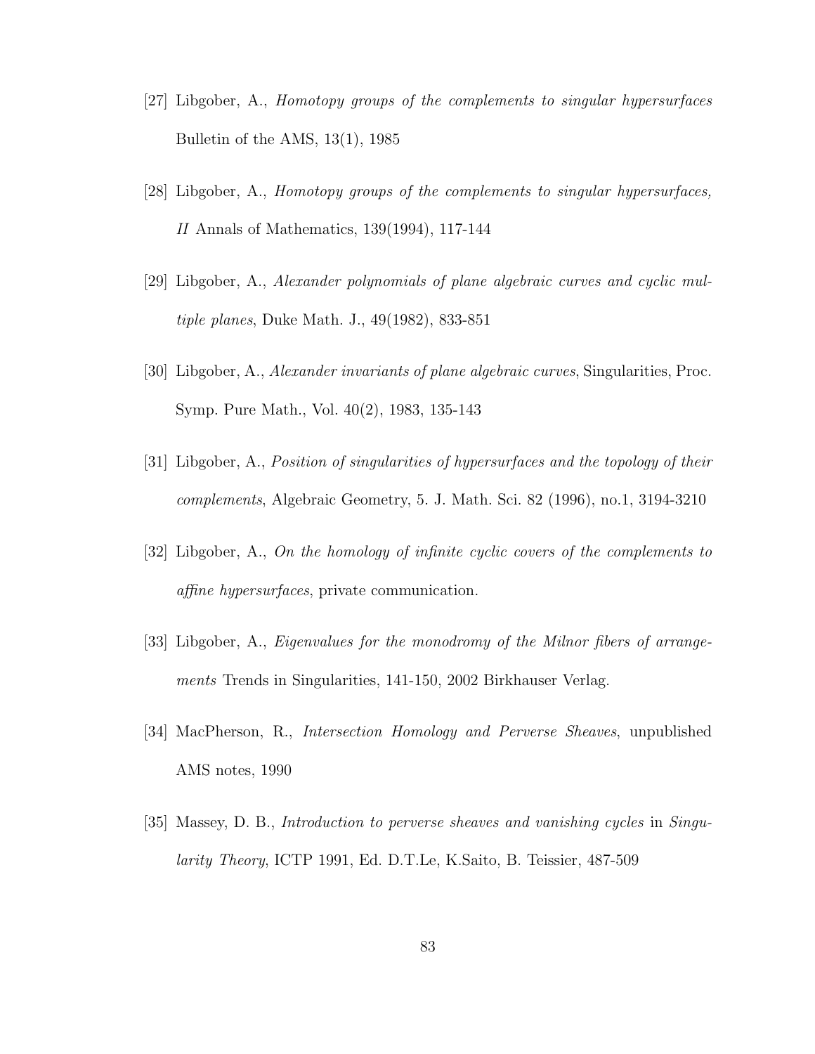[27] Libgober, A., *Homotopy groups of the complements to singular hypersurfaces* Bulletin of the AMS, 13(1), 1985

[28] Libgober, A., *Homotopy groups of the complements to singular hypersurfaces, II* Annals of Mathematics, 139(1994), 117-144

[29] Libgober, A., *Alexander polynomials of plane algebraic curves and cyclic multiple planes*, Duke Math. J., 49(1982), 833-851

[30] Libgober, A., *Alexander invariants of plane algebraic curves*, Singularities, Proc. Symp. Pure Math., Vol. 40(2), 1983, 135-143

[31] Libgober, A., *Position of singularities of hypersurfaces and the topology of their complements*, Algebraic Geometry, 5. J. Math. Sci. 82 (1996), no.1, 3194-3210

[32] Libgober, A., *On the homology of infinite cyclic covers of the complements to affine hypersurfaces*, private communication.

[33] Libgober, A., *Eigenvalues for the monodromy of the Milnor fibers of arrangements* Trends in Singularities, 141-150, 2002 Birkhauser Verlag.

[34] MacPherson, R., *Intersection Homology and Perverse Sheaves*, unpublished AMS notes, 1990

[35] Massey, D. B., *Introduction to perverse sheaves and vanishing cycles* in *Singularity Theory*, ICTP 1991, Ed. D.T.Le, K.Saito, B. Teissier, 487-509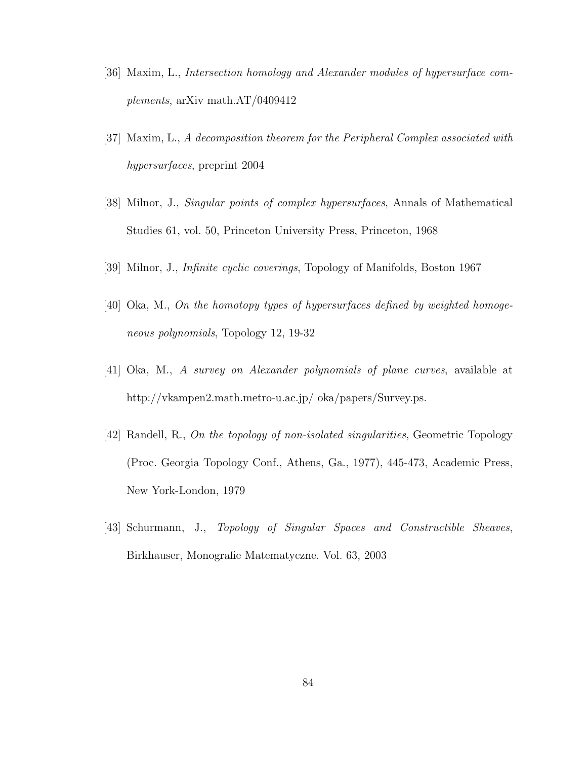[36] Maxim, L., *Intersection homology and Alexander modules of hypersurface complements*, arXiv math.AT/0409412

[37] Maxim, L., *A decomposition theorem for the Peripheral Complex associated with hypersurfaces*, preprint 2004

[38] Milnor, J., *Singular points of complex hypersurfaces*, Annals of Mathematical Studies 61, vol. 50, Princeton University Press, Princeton, 1968

[39] Milnor, J., *Infinite cyclic coverings*, Topology of Manifolds, Boston 1967

[40] Oka, M., *On the homotopy types of hypersurfaces defined by weighted homogeneous polynomials*, Topology 12, 19-32

[41] Oka, M., *A survey on Alexander polynomials of plane curves*, available at http://vkampen2.math.metro-u.ac.jp/ oka/papers/Survey.ps.

[42] Randell, R., *On the topology of non-isolated singularities*, Geometric Topology (Proc. Georgia Topology Conf., Athens, Ga., 1977), 445-473, Academic Press, New York-London, 1979

[43] Schurmann, J., *Topology of Singular Spaces and Constructible Sheaves*, Birkhauser, Monografie Matematyczne. Vol. 63, 2003